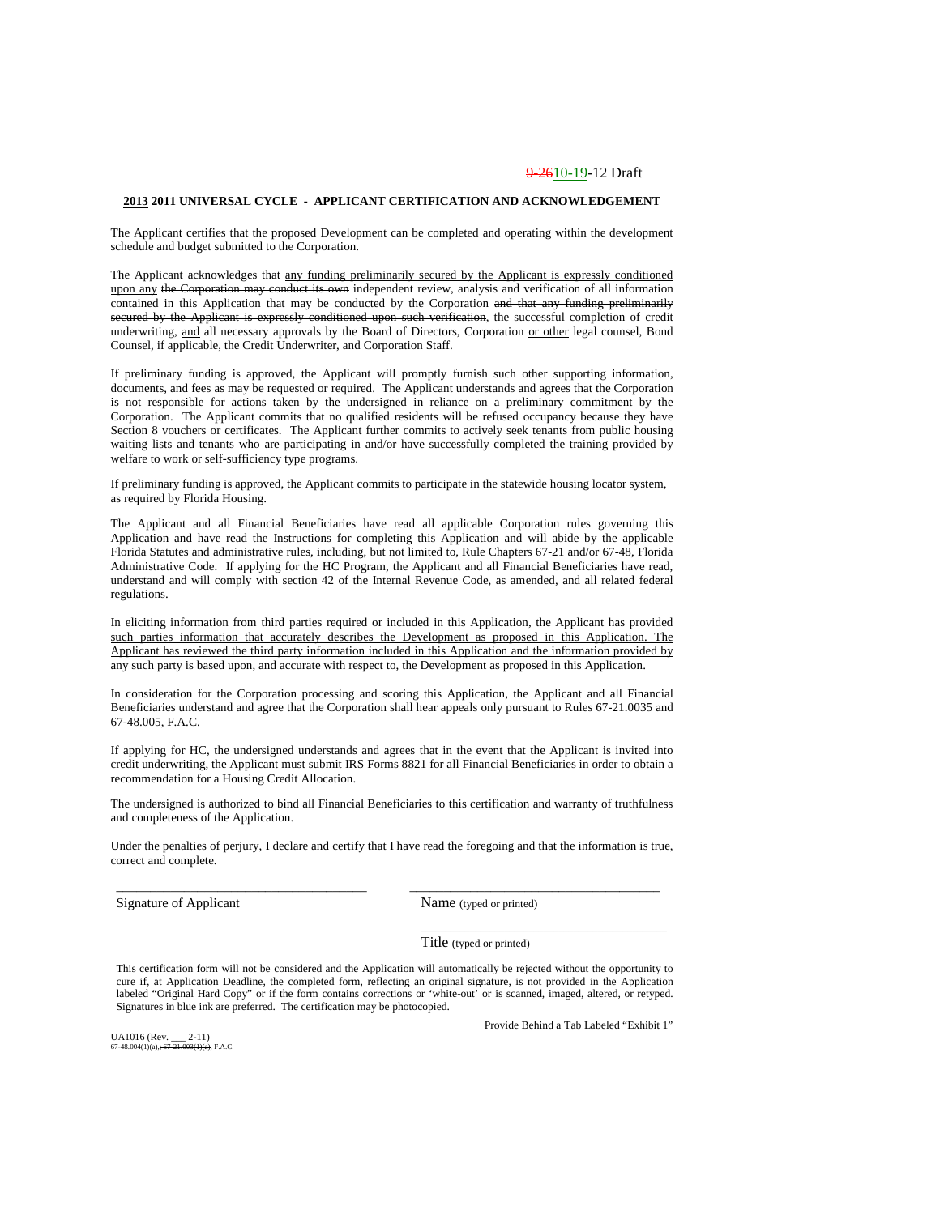9-2610-19-12 Draft

**2013 2011 UNIVERSAL CYCLE - APPLICANT CERTIFICATION AND ACKNOWLEDGEMENT**

The Applicant certifies that the proposed Development can be completed and operating within the development schedule and budget submitted to the Corporation.

The Applicant acknowledges that any funding preliminarily secured by the Applicant is expressly conditioned upon any ~~the Corporation may conduct its own~~ independent review, analysis and verification of all information contained in this Application that may be conducted by the Corporation ~~and that any funding preliminarily secured by the Applicant is expressly conditioned upon such verification~~, the successful completion of credit underwriting, and all necessary approvals by the Board of Directors, Corporation or other legal counsel, Bond Counsel, if applicable, the Credit Underwriter, and Corporation Staff.

If preliminary funding is approved, the Applicant will promptly furnish such other supporting information, documents, and fees as may be requested or required. The Applicant understands and agrees that the Corporation is not responsible for actions taken by the undersigned in reliance on a preliminary commitment by the Corporation. The Applicant commits that no qualified residents will be refused occupancy because they have Section 8 vouchers or certificates. The Applicant further commits to actively seek tenants from public housing waiting lists and tenants who are participating in and/or have successfully completed the training provided by welfare to work or self-sufficiency type programs.

If preliminary funding is approved, the Applicant commits to participate in the statewide housing locator system, as required by Florida Housing.

The Applicant and all Financial Beneficiaries have read all applicable Corporation rules governing this Application and have read the Instructions for completing this Application and will abide by the applicable Florida Statutes and administrative rules, including, but not limited to, Rule Chapters 67-21 and/or 67-48, Florida Administrative Code. If applying for the HC Program, the Applicant and all Financial Beneficiaries have read, understand and will comply with section 42 of the Internal Revenue Code, as amended, and all related federal regulations.

In eliciting information from third parties required or included in this Application, the Applicant has provided such parties information that accurately describes the Development as proposed in this Application. The Applicant has reviewed the third party information included in this Application and the information provided by any such party is based upon, and accurate with respect to, the Development as proposed in this Application.

In consideration for the Corporation processing and scoring this Application, the Applicant and all Financial Beneficiaries understand and agree that the Corporation shall hear appeals only pursuant to Rules 67-21.0035 and 67-48.005, F.A.C.

If applying for HC, the undersigned understands and agrees that in the event that the Applicant is invited into credit underwriting, the Applicant must submit IRS Forms 8821 for all Financial Beneficiaries in order to obtain a recommendation for a Housing Credit Allocation.

The undersigned is authorized to bind all Financial Beneficiaries to this certification and warranty of truthfulness and completeness of the Application.

Under the penalties of perjury, I declare and certify that I have read the foregoing and that the information is true, correct and complete.

_____________________________________ _____________________________________

Signature of Applicant Name (typed or printed)

_____________________________________

Title (typed or printed)

This certification form will not be considered and the Application will automatically be rejected without the opportunity to cure if, at Application Deadline, the completed form, reflecting an original signature, is not provided in the Application labeled "Original Hard Copy" or if the form contains corrections or 'white-out' or is scanned, imaged, altered, or retyped. Signatures in blue ink are preferred. The certification may be photocopied.

Provide Behind a Tab Labeled "Exhibit 1"

UA1016 (Rev. ___ ~~2-11~~)
67-48.004(1)(a)~~; 67-21.003(1)(a)~~, F.A.C.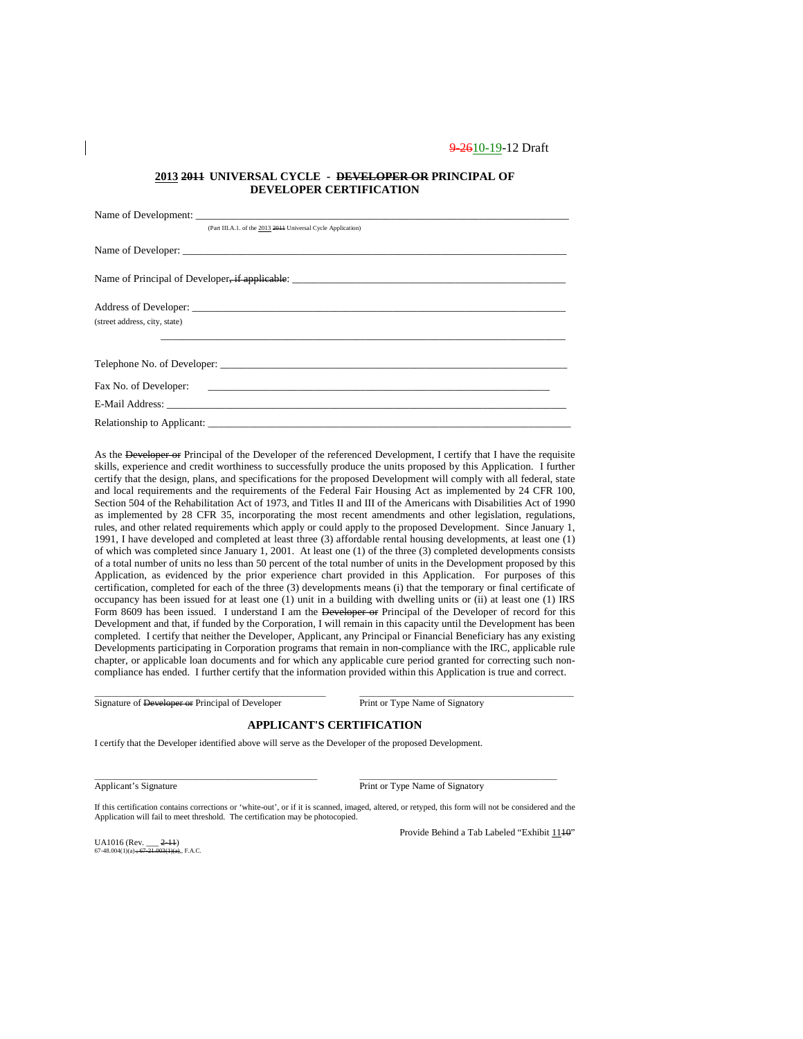9-2610-19-12 Draft

**~~2011~~ 2013 UNIVERSAL CYCLE - ~~DEVELOPER OR~~ PRINCIPAL OF DEVELOPER CERTIFICATION**

Name of Development: ___________________________________________________________________________

(Part III.A.1. of the 2013 ~~2011~~ Universal Cycle Application)

Name of Developer: ______________________________________________________________________________

Name of Principal of Developer~~, if applicable~~: ___________________________________________________

Address of Developer: ___________________________________________________________________________
(street address, city, state)

___________________________________________________________________________

Telephone No. of Developer: ______________________________________________________________________

Fax No. of Developer: _________________________________________________________________________

E-Mail Address: ________________________________________________________________________________

Relationship to Applicant: _________________________________________________________________________

As the ~~Developer or~~ Principal of the Developer of the referenced Development, I certify that I have the requisite skills, experience and credit worthiness to successfully produce the units proposed by this Application. I further certify that the design, plans, and specifications for the proposed Development will comply with all federal, state and local requirements and the requirements of the Federal Fair Housing Act as implemented by 24 CFR 100, Section 504 of the Rehabilitation Act of 1973, and Titles II and III of the Americans with Disabilities Act of 1990 as implemented by 28 CFR 35, incorporating the most recent amendments and other legislation, regulations, rules, and other related requirements which apply or could apply to the proposed Development. Since January 1, 1991, I have developed and completed at least three (3) affordable rental housing developments, at least one (1) of which was completed since January 1, 2001. At least one (1) of the three (3) completed developments consists of a total number of units no less than 50 percent of the total number of units in the Development proposed by this Application, as evidenced by the prior experience chart provided in this Application. For purposes of this certification, completed for each of the three (3) developments means (i) that the temporary or final certificate of occupancy has been issued for at least one (1) unit in a building with dwelling units or (ii) at least one (1) IRS Form 8609 has been issued. I understand I am the ~~Developer or~~ Principal of the Developer of record for this Development and that, if funded by the Corporation, I will remain in this capacity until the Development has been completed. I certify that neither the Developer, Applicant, any Principal or Financial Beneficiary has any existing Developments participating in Corporation programs that remain in non-compliance with the IRC, applicable rule chapter, or applicable loan documents and for which any applicable cure period granted for correcting such non-compliance has ended. I further certify that the information provided within this Application is true and correct.

_____________________________________________ &nbsp;&nbsp;&nbsp; _____________________________________________

Signature of ~~Developer or~~ Principal of Developer &nbsp;&nbsp;&nbsp; Print or Type Name of Signatory

## APPLICANT'S CERTIFICATION

I certify that the Developer identified above will serve as the Developer of the proposed Development.

_____________________________________________ &nbsp;&nbsp;&nbsp; _____________________________________________

Applicant's Signature &nbsp;&nbsp;&nbsp; Print or Type Name of Signatory

If this certification contains corrections or 'white-out', or if it is scanned, imaged, altered, or retyped, this form will not be considered and the Application will fail to meet threshold. The certification may be photocopied.

Provide Behind a Tab Labeled "Exhibit 11~~10~~"

UA1016 (Rev. ___ ~~2-11~~)
67-48.004(1)(a)~~; 67-21.003(1)(a)~~, F.A.C.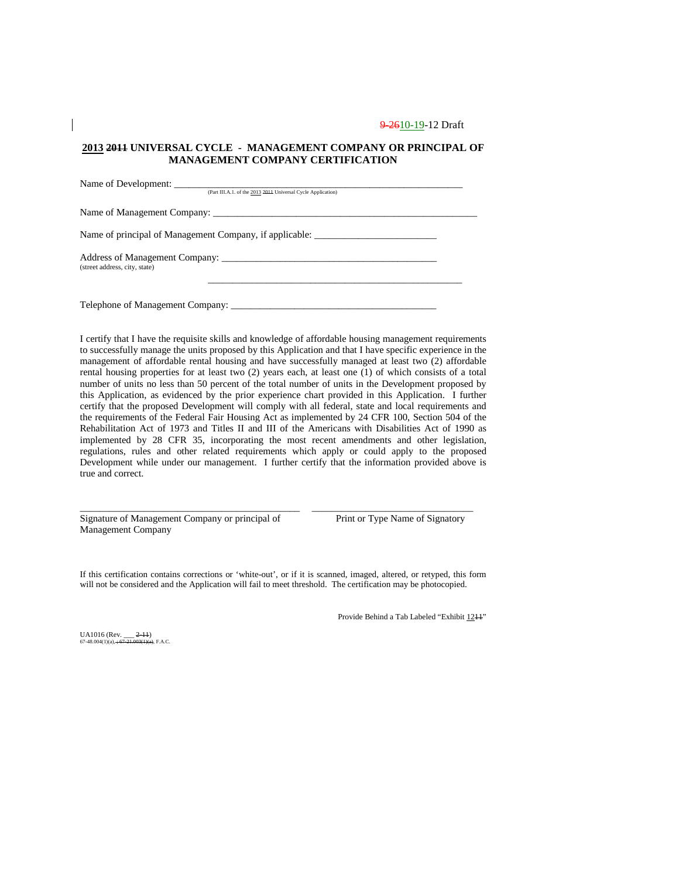9-2610-19-12 Draft

**2013 2011 UNIVERSAL CYCLE - MANAGEMENT COMPANY OR PRINCIPAL OF MANAGEMENT COMPANY CERTIFICATION**

Name of Development: ___________________________________________________________
(Part III.A.1. of the 2013 2011 Universal Cycle Application)

Name of Management Company: _______________________________________________________

Name of principal of Management Company, if applicable: _________________________

Address of Management Company: ____________________________________________
(street address, city, state)

_______________________________________________________

Telephone of Management Company: ________________________________________

I certify that I have the requisite skills and knowledge of affordable housing management requirements to successfully manage the units proposed by this Application and that I have specific experience in the management of affordable rental housing and have successfully managed at least two (2) affordable rental housing properties for at least two (2) years each, at least one (1) of which consists of a total number of units no less than 50 percent of the total number of units in the Development proposed by this Application, as evidenced by the prior experience chart provided in this Application. I further certify that the proposed Development will comply with all federal, state and local requirements and the requirements of the Federal Fair Housing Act as implemented by 24 CFR 100, Section 504 of the Rehabilitation Act of 1973 and Titles II and III of the Americans with Disabilities Act of 1990 as implemented by 28 CFR 35, incorporating the most recent amendments and other legislation, regulations, rules and other related requirements which apply or could apply to the proposed Development while under our management. I further certify that the information provided above is true and correct.

_____________________________________________ &nbsp;&nbsp; ________________________________
Signature of Management Company or principal of Management Company &nbsp;&nbsp; Print or Type Name of Signatory

If this certification contains corrections or 'white-out', or if it is scanned, imaged, altered, or retyped, this form will not be considered and the Application will fail to meet threshold. The certification may be photocopied.

Provide Behind a Tab Labeled "Exhibit 1211"

UA1016 (Rev. ___ 2-11)
67-48.004(1)(a), ; 67-21.003(1)(a), F.A.C.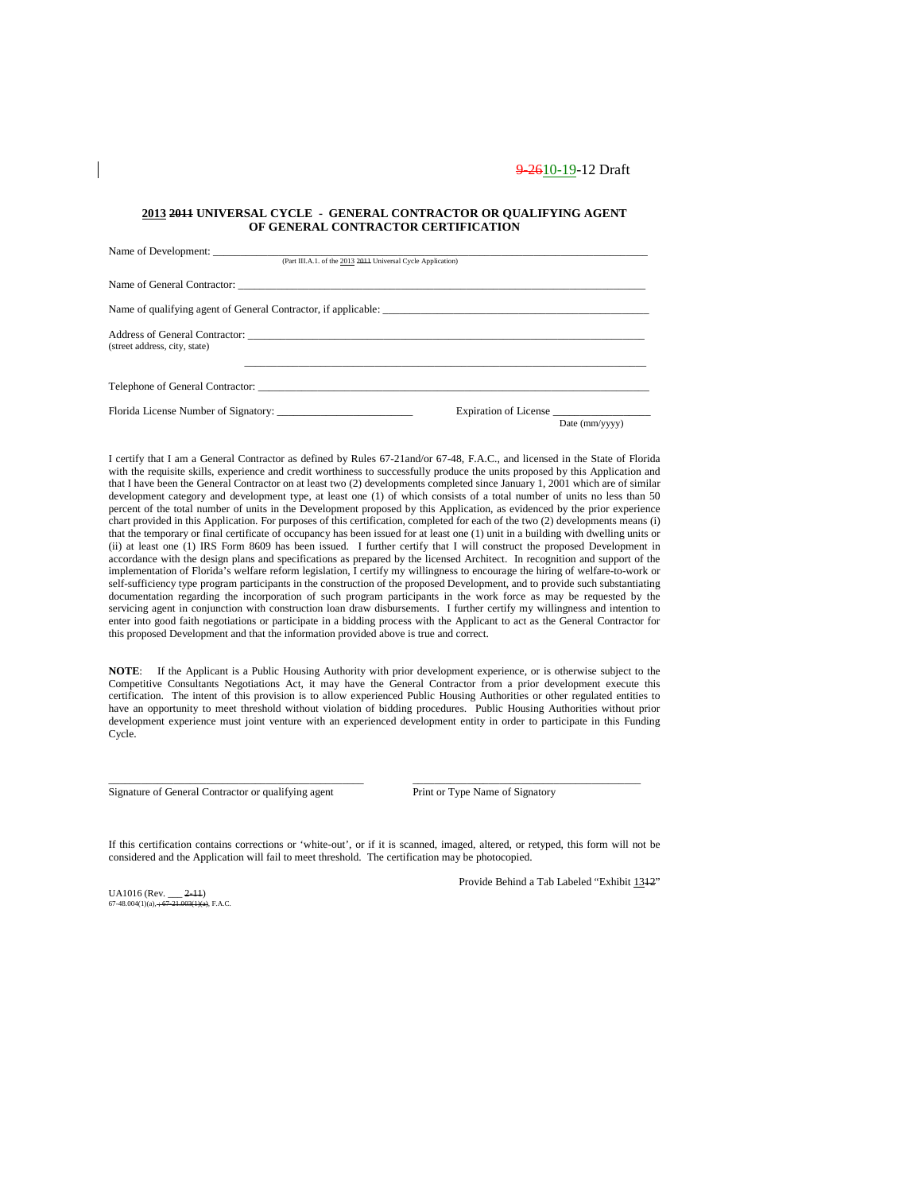9-2610-19-12 Draft

**2013 2011 UNIVERSAL CYCLE - GENERAL CONTRACTOR OR QUALIFYING AGENT OF GENERAL CONTRACTOR CERTIFICATION**

Name of Development: ___________________________________________________________
(Part III.A.1. of the 2013 2011 Universal Cycle Application)

Name of General Contractor: _____________________________________________________

Name of qualifying agent of General Contractor, if applicable: ______________________________

Address of General Contractor: ___________________________________________________
(street address, city, state)

_______________________________________________________________

Telephone of General Contractor: _________________________________________________

Florida License Number of Signatory: _________________________ Expiration of License _________________
Date (mm/yyyy)

I certify that I am a General Contractor as defined by Rules 67-21and/or 67-48, F.A.C., and licensed in the State of Florida with the requisite skills, experience and credit worthiness to successfully produce the units proposed by this Application and that I have been the General Contractor on at least two (2) developments completed since January 1, 2001 which are of similar development category and development type, at least one (1) of which consists of a total number of units no less than 50 percent of the total number of units in the Development proposed by this Application, as evidenced by the prior experience chart provided in this Application. For purposes of this certification, completed for each of the two (2) developments means (i) that the temporary or final certificate of occupancy has been issued for at least one (1) unit in a building with dwelling units or (ii) at least one (1) IRS Form 8609 has been issued. I further certify that I will construct the proposed Development in accordance with the design plans and specifications as prepared by the licensed Architect. In recognition and support of the implementation of Florida's welfare reform legislation, I certify my willingness to encourage the hiring of welfare-to-work or self-sufficiency type program participants in the construction of the proposed Development, and to provide such substantiating documentation regarding the incorporation of such program participants in the work force as may be requested by the servicing agent in conjunction with construction loan draw disbursements. I further certify my willingness and intention to enter into good faith negotiations or participate in a bidding process with the Applicant to act as the General Contractor for this proposed Development and that the information provided above is true and correct.

**NOTE**: If the Applicant is a Public Housing Authority with prior development experience, or is otherwise subject to the Competitive Consultants Negotiations Act, it may have the General Contractor from a prior development execute this certification. The intent of this provision is to allow experienced Public Housing Authorities or other regulated entities to have an opportunity to meet threshold without violation of bidding procedures. Public Housing Authorities without prior development experience must joint venture with an experienced development entity in order to participate in this Funding Cycle.

_______________________________________ _______________________________________
Signature of General Contractor or qualifying agent Print or Type Name of Signatory

If this certification contains corrections or 'white-out', or if it is scanned, imaged, altered, or retyped, this form will not be considered and the Application will fail to meet threshold. The certification may be photocopied.

Provide Behind a Tab Labeled "Exhibit 1312"

UA1016 (Rev. ___ 2-11)
67-48.004(1)(a), ; 67-21.003(1)(a), F.A.C.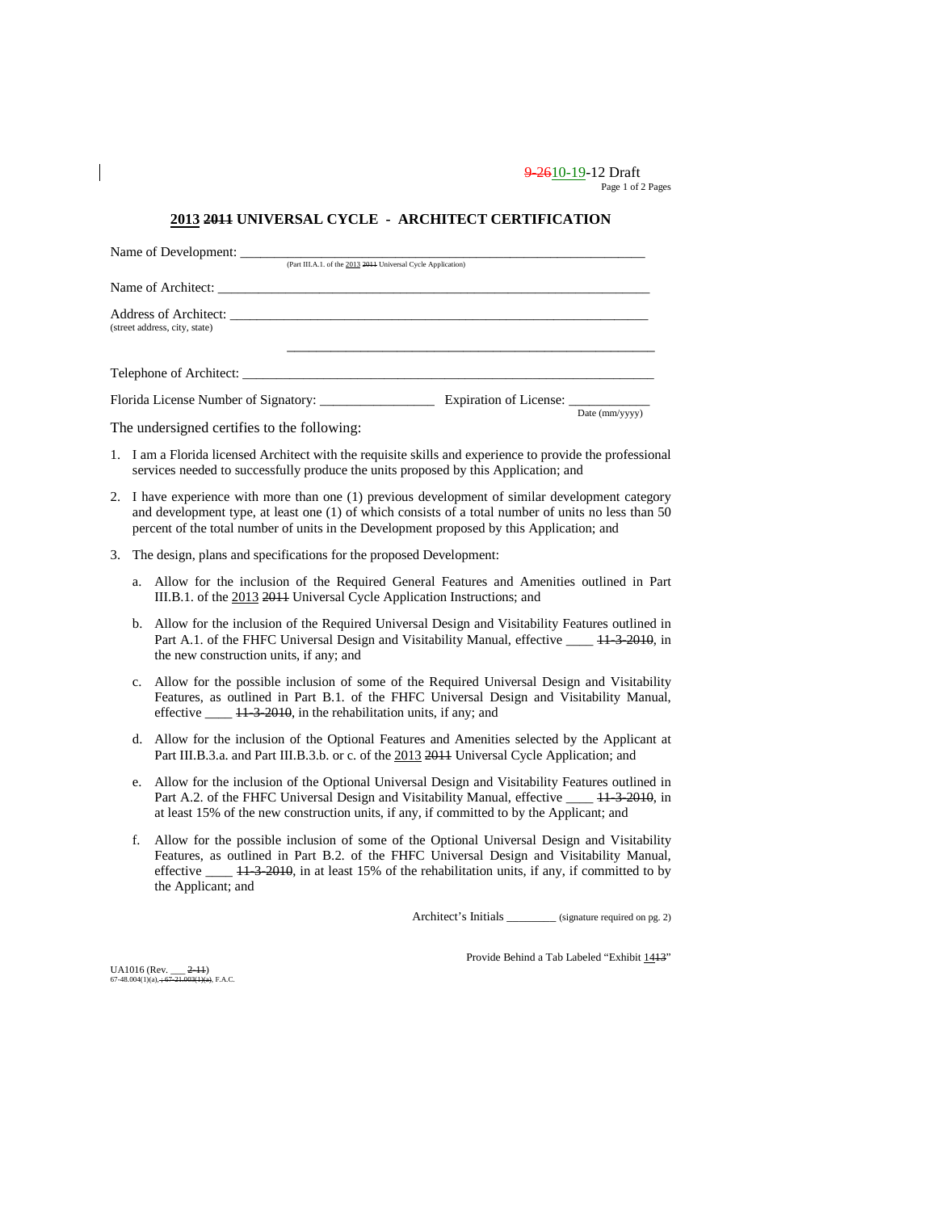~~9-26~~10-19-12 Draft

## 2013 ~~2011~~ UNIVERSAL CYCLE - ARCHITECT CERTIFICATION

Name of Development: ___________________________________________________________
(Part III.A.1. of the 2013 ~~2011~~ Universal Cycle Application)

Name of Architect: ______________________________________________________________

Address of Architect: ____________________________________________________________
(street address, city, state)

_______________________________________________________

Telephone of Architect: ___________________________________________________________

Florida License Number of Signatory: ________________ Expiration of License: ____________
Date (mm/yyyy)

The undersigned certifies to the following:

1. I am a Florida licensed Architect with the requisite skills and experience to provide the professional services needed to successfully produce the units proposed by this Application; and

2. I have experience with more than one (1) previous development of similar development category and development type, at least one (1) of which consists of a total number of units no less than 50 percent of the total number of units in the Development proposed by this Application; and

3. The design, plans and specifications for the proposed Development:

   a. Allow for the inclusion of the Required General Features and Amenities outlined in Part III.B.1. of the 2013 ~~2011~~ Universal Cycle Application Instructions; and

   b. Allow for the inclusion of the Required Universal Design and Visitability Features outlined in Part A.1. of the FHFC Universal Design and Visitability Manual, effective ____ ~~11-3-2010~~, in the new construction units, if any; and

   c. Allow for the possible inclusion of some of the Required Universal Design and Visitability Features, as outlined in Part B.1. of the FHFC Universal Design and Visitability Manual, effective ____ ~~11-3-2010~~, in the rehabilitation units, if any; and

   d. Allow for the inclusion of the Optional Features and Amenities selected by the Applicant at Part III.B.3.a. and Part III.B.3.b. or c. of the 2013 ~~2011~~ Universal Cycle Application; and

   e. Allow for the inclusion of the Optional Universal Design and Visitability Features outlined in Part A.2. of the FHFC Universal Design and Visitability Manual, effective ____ ~~11-3-2010~~, in at least 15% of the new construction units, if any, if committed to by the Applicant; and

   f. Allow for the possible inclusion of some of the Optional Universal Design and Visitability Features, as outlined in Part B.2. of the FHFC Universal Design and Visitability Manual, effective ____ ~~11-3-2010~~, in at least 15% of the rehabilitation units, if any, if committed to by the Applicant; and

Architect's Initials ________ (signature required on pg. 2)

Provide Behind a Tab Labeled "Exhibit 14~~13~~"

UA1016 (Rev. ___ ~~2-11~~)
67-48.004(1)(a)~~, 67-21.003(1)(a)~~, F.A.C.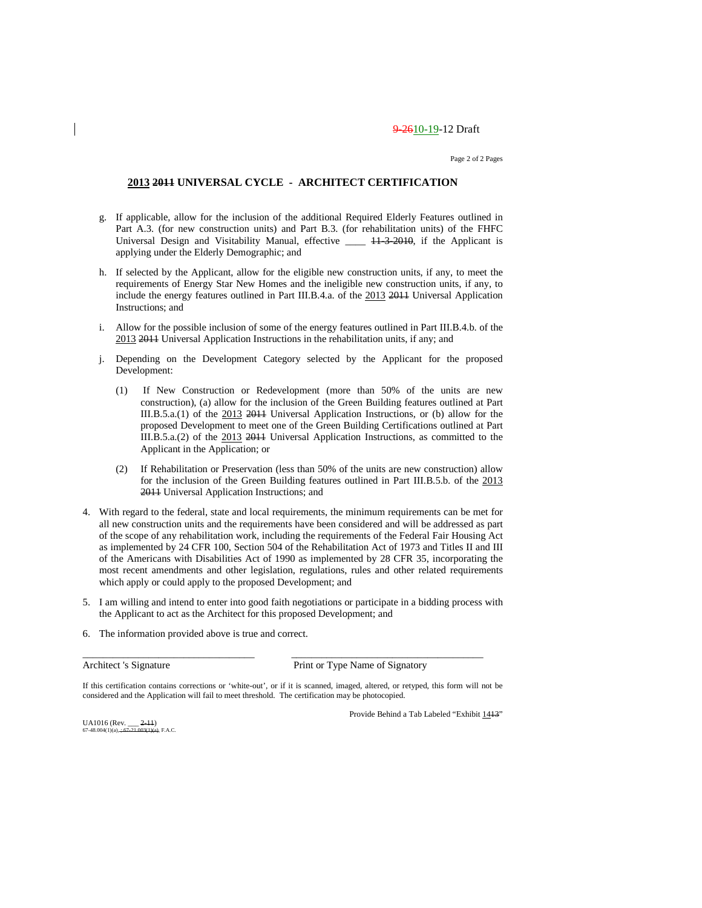9-2610-19-12 Draft

## ~~2011~~ 2013 UNIVERSAL CYCLE - ARCHITECT CERTIFICATION

g. If applicable, allow for the inclusion of the additional Required Elderly Features outlined in Part A.3. (for new construction units) and Part B.3. (for rehabilitation units) of the FHFC Universal Design and Visitability Manual, effective ____ ~~11-3-2010~~, if the Applicant is applying under the Elderly Demographic; and

h. If selected by the Applicant, allow for the eligible new construction units, if any, to meet the requirements of Energy Star New Homes and the ineligible new construction units, if any, to include the energy features outlined in Part III.B.4.a. of the 2013 ~~2011~~ Universal Application Instructions; and

i. Allow for the possible inclusion of some of the energy features outlined in Part III.B.4.b. of the 2013 ~~2011~~ Universal Application Instructions in the rehabilitation units, if any; and

j. Depending on the Development Category selected by the Applicant for the proposed Development:

   (1) If New Construction or Redevelopment (more than 50% of the units are new construction), (a) allow for the inclusion of the Green Building features outlined at Part III.B.5.a.(1) of the 2013 ~~2011~~ Universal Application Instructions, or (b) allow for the proposed Development to meet one of the Green Building Certifications outlined at Part III.B.5.a.(2) of the 2013 ~~2011~~ Universal Application Instructions, as committed to the Applicant in the Application; or

   (2) If Rehabilitation or Preservation (less than 50% of the units are new construction) allow for the inclusion of the Green Building features outlined in Part III.B.5.b. of the 2013 ~~2011~~ Universal Application Instructions; and

4. With regard to the federal, state and local requirements, the minimum requirements can be met for all new construction units and the requirements have been considered and will be addressed as part of the scope of any rehabilitation work, including the requirements of the Federal Fair Housing Act as implemented by 24 CFR 100, Section 504 of the Rehabilitation Act of 1973 and Titles II and III of the Americans with Disabilities Act of 1990 as implemented by 28 CFR 35, incorporating the most recent amendments and other legislation, regulations, rules and other related requirements which apply or could apply to the proposed Development; and

5. I am willing and intend to enter into good faith negotiations or participate in a bidding process with the Applicant to act as the Architect for this proposed Development; and

6. The information provided above is true and correct.

___________________________________ &nbsp;&nbsp;&nbsp;&nbsp; ______________________________________

Architect 's Signature &nbsp;&nbsp;&nbsp;&nbsp; Print or Type Name of Signatory

If this certification contains corrections or 'white-out', or if it is scanned, imaged, altered, or retyped, this form will not be considered and the Application will fail to meet threshold. The certification may be photocopied.

Provide Behind a Tab Labeled "Exhibit 14~~13~~"

UA1016 (Rev. ___ ~~2-11~~)
67-48.004(1)(a)~~; 67-21.003(1)(a)~~, F.A.C.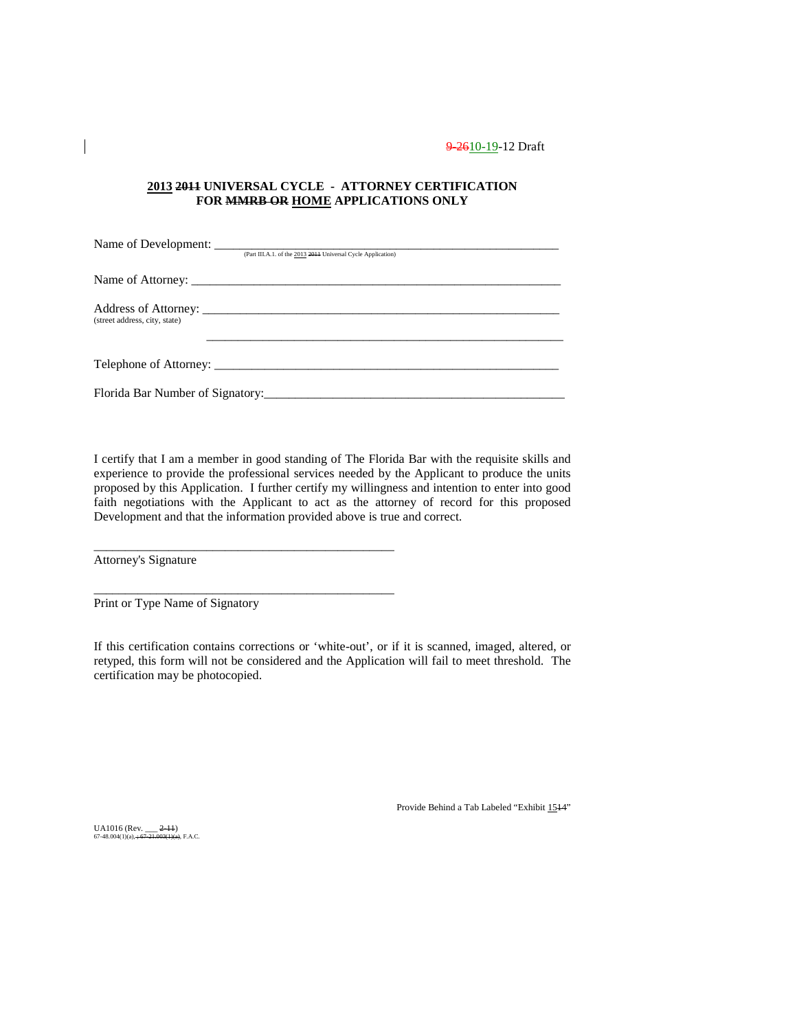9-26 10-19-12 Draft

**2013 2011 UNIVERSAL CYCLE - ATTORNEY CERTIFICATION FOR MMRB OR HOME APPLICATIONS ONLY**

Name of Development: ___________________________________________________________
(Part III.A.1. of the 2013 2011 Universal Cycle Application)

Name of Attorney: ______________________________________________________________

Address of Attorney: ____________________________________________________________
(street address, city, state)

____________________________________________________________

Telephone of Attorney: __________________________________________________________

Florida Bar Number of Signatory:__________________________________________________

I certify that I am a member in good standing of The Florida Bar with the requisite skills and experience to provide the professional services needed by the Applicant to produce the units proposed by this Application. I further certify my willingness and intention to enter into good faith negotiations with the Applicant to act as the attorney of record for this proposed Development and that the information provided above is true and correct.

_________________________________________________
Attorney's Signature

_________________________________________________
Print or Type Name of Signatory

If this certification contains corrections or 'white-out', or if it is scanned, imaged, altered, or retyped, this form will not be considered and the Application will fail to meet threshold. The certification may be photocopied.

Provide Behind a Tab Labeled "Exhibit 15 14"

UA1016 (Rev. ___ 2-11)
67-48.004(1)(a), ; 67-21.003(1)(a), F.A.C.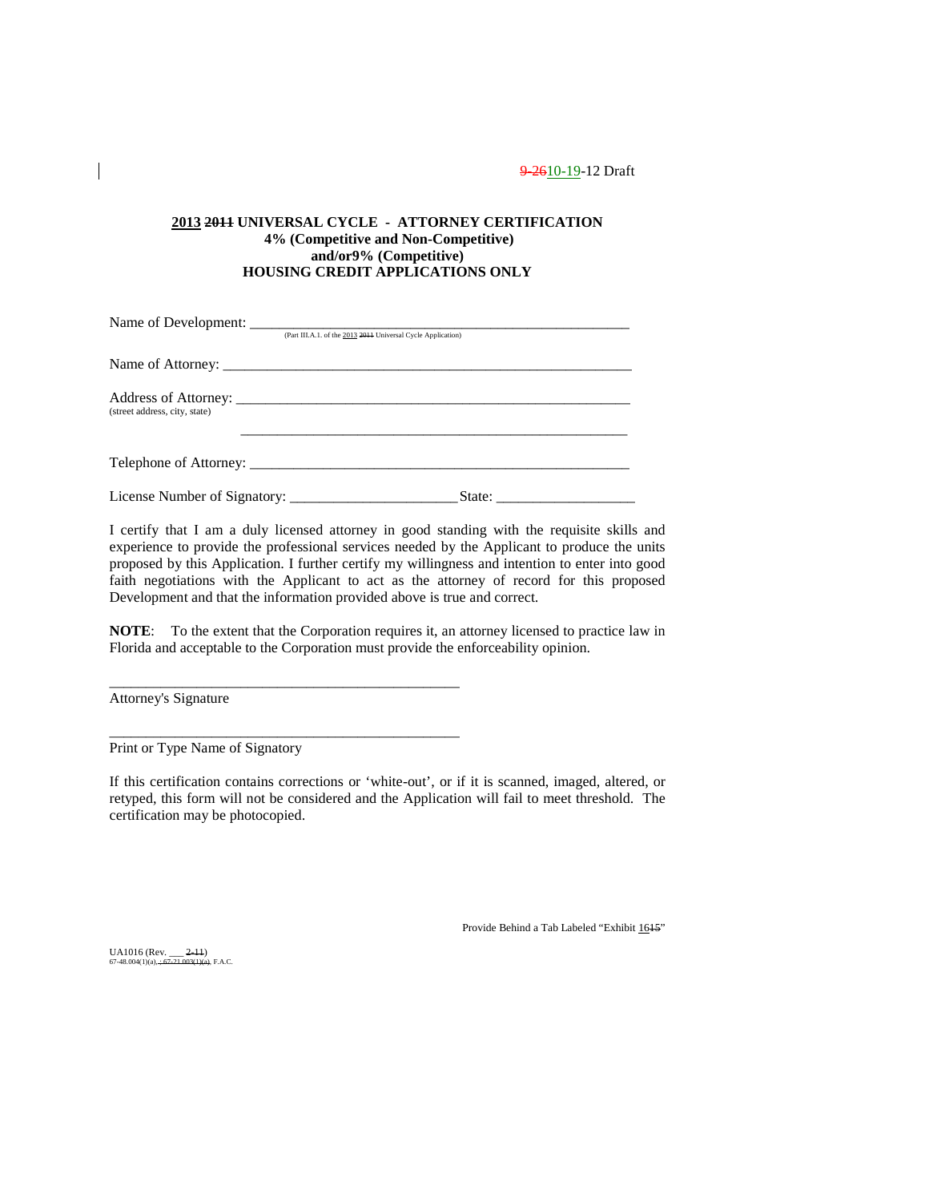9-2610-19-12 Draft

**2013 2011 UNIVERSAL CYCLE - ATTORNEY CERTIFICATION**
**4% (Competitive and Non-Competitive)**
**and/or9% (Competitive)**
**HOUSING CREDIT APPLICATIONS ONLY**

Name of Development: ___________________________________________________________
(Part III.A.1. of the 2013 2011 Universal Cycle Application)

Name of Attorney: ______________________________________________________________

Address of Attorney: ____________________________________________________________
(street address, city, state)

_________________________________________________________

Telephone of Attorney: __________________________________________________________

License Number of Signatory: _______________________ State: ___________________

I certify that I am a duly licensed attorney in good standing with the requisite skills and experience to provide the professional services needed by the Applicant to produce the units proposed by this Application. I further certify my willingness and intention to enter into good faith negotiations with the Applicant to act as the attorney of record for this proposed Development and that the information provided above is true and correct.

**NOTE**: To the extent that the Corporation requires it, an attorney licensed to practice law in Florida and acceptable to the Corporation must provide the enforceability opinion.

__________________________________________________
Attorney's Signature

__________________________________________________
Print or Type Name of Signatory

If this certification contains corrections or 'white-out', or if it is scanned, imaged, altered, or retyped, this form will not be considered and the Application will fail to meet threshold. The certification may be photocopied.

Provide Behind a Tab Labeled "Exhibit 1615"

UA1016 (Rev. ___ 2-11)
67-48.004(1)(a), ; 67-21.003(1)(a), F.A.C.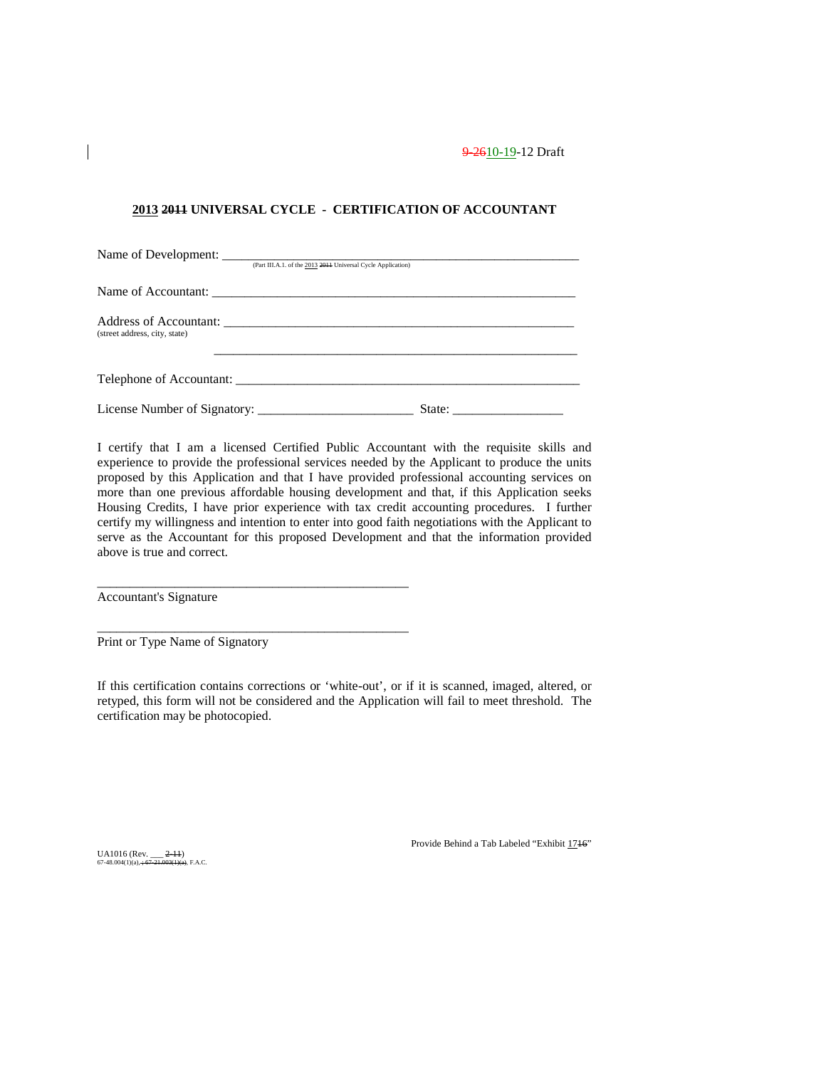9-2610-19-12 Draft

**2013 2011 UNIVERSAL CYCLE - CERTIFICATION OF ACCOUNTANT**

Name of Development: ___________________________________________________________
(Part III.A.1. of the 2013 2011 Universal Cycle Application)

Name of Accountant: ___________________________________________________________

Address of Accountant: _________________________________________________________
(street address, city, state)

_____________________________________________________________

Telephone of Accountant: _______________________________________________________

License Number of Signatory: ________________________ State: _________________

I certify that I am a licensed Certified Public Accountant with the requisite skills and experience to provide the professional services needed by the Applicant to produce the units proposed by this Application and that I have provided professional accounting services on more than one previous affordable housing development and that, if this Application seeks Housing Credits, I have prior experience with tax credit accounting procedures. I further certify my willingness and intention to enter into good faith negotiations with the Applicant to serve as the Accountant for this proposed Development and that the information provided above is true and correct.

_________________________________________________
Accountant's Signature

_________________________________________________
Print or Type Name of Signatory

If this certification contains corrections or 'white-out', or if it is scanned, imaged, altered, or retyped, this form will not be considered and the Application will fail to meet threshold. The certification may be photocopied.

Provide Behind a Tab Labeled "Exhibit 1716"

UA1016 (Rev. ___ 2-11)
67-48.004(1)(a), ; 67-21.003(1)(a), F.A.C.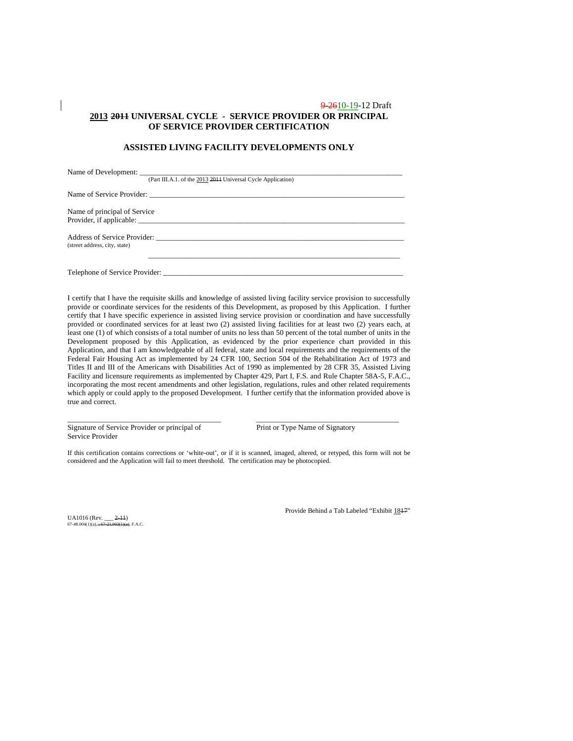~~9-26~~10-19-12 Draft

**2013 ~~2011~~ UNIVERSAL CYCLE - SERVICE PROVIDER OR PRINCIPAL OF SERVICE PROVIDER CERTIFICATION**

**ASSISTED LIVING FACILITY DEVELOPMENTS ONLY**

Name of Development: ___________________________________________________________________________
(Part III.A.1. of the 2013 ~~2011~~ Universal Cycle Application)

Name of Service Provider: _______________________________________________________________________

Name of principal of Service Provider, if applicable: _________________________________________________________________________

Address of Service Provider: _____________________________________________________________________
(street address, city, state)

_____________________________________________________________________

Telephone of Service Provider: ___________________________________________________________________

I certify that I have the requisite skills and knowledge of assisted living facility service provision to successfully provide or coordinate services for the residents of this Development, as proposed by this Application. I further certify that I have specific experience in assisted living service provision or coordination and have successfully provided or coordinated services for at least two (2) assisted living facilities for at least two (2) years each, at least one (1) of which consists of a total number of units no less than 50 percent of the total number of units in the Development proposed by this Application, as evidenced by the prior experience chart provided in this Application, and that I am knowledgeable of all federal, state and local requirements and the requirements of the Federal Fair Housing Act as implemented by 24 CFR 100, Section 504 of the Rehabilitation Act of 1973 and Titles II and III of the Americans with Disabilities Act of 1990 as implemented by 28 CFR 35, Assisted Living Facility and licensure requirements as implemented by Chapter 429, Part I, F.S. and Rule Chapter 58A-5, F.A.C., incorporating the most recent amendments and other legislation, regulations, rules and other related requirements which apply or could apply to the proposed Development. I further certify that the information provided above is true and correct.

_________________________________________ _____________________________________
Signature of Service Provider or principal of Service Provider          Print or Type Name of Signatory

If this certification contains corrections or 'white-out', or if it is scanned, imaged, altered, or retyped, this form will not be considered and the Application will fail to meet threshold. The certification may be photocopied.

Provide Behind a Tab Labeled "Exhibit 18~~17~~"

UA1016 (Rev. ___ ~~2-11~~)
67-48.004(1)(a)~~, 67-21.003(1)(a)~~, F.A.C.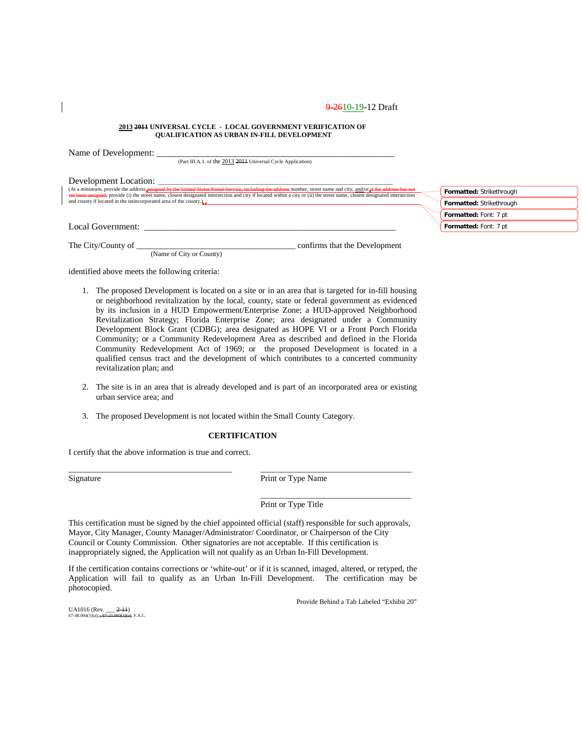9-2610-19-12 Draft

**2013 2011 UNIVERSAL CYCLE - LOCAL GOVERNMENT VERIFICATION OF QUALIFICATION AS URBAN IN-FILL DEVELOPMENT**

Name of Development: ______________________________________________________
(Part III.A.1. of the 2013 2011 Universal Cycle Application)

Development Location: ______________________________________________________
(At a minimum, provide the address ~~assigned by the United States Postal Service, including the address~~ number, street name and city, and/or ~~if the address has not yet been assigned,~~ provide (i) the street name, closest designated intersection and city if located within a city or (ii) the street name, closest designated intersection and county if located in the unincorporated area of the county.)

Local Government: ______________________________________________________

The City/County of ____________________________________ confirms that the Development
(Name of City or County)

identified above meets the following criteria:

1. The proposed Development is located on a site or in an area that is targeted for in-fill housing or neighborhood revitalization by the local, county, state or federal government as evidenced by its inclusion in a HUD Empowerment/Enterprise Zone; a HUD-approved Neighborhood Revitalization Strategy; Florida Enterprise Zone; area designated under a Community Development Block Grant (CDBG); area designated as HOPE VI or a Front Porch Florida Community; or a Community Redevelopment Area as described and defined in the Florida Community Redevelopment Act of 1969; or the proposed Development is located in a qualified census tract and the development of which contributes to a concerted community revitalization plan; and

2. The site is in an area that is already developed and is part of an incorporated area or existing urban service area; and

3. The proposed Development is not located within the Small County Category.

**CERTIFICATION**

I certify that the above information is true and correct.

______________________________________ ______________________________________
Signature Print or Type Name

______________________________________
Print or Type Title

This certification must be signed by the chief appointed official (staff) responsible for such approvals, Mayor, City Manager, County Manager/Administrator/ Coordinator, or Chairperson of the City Council or County Commission. Other signatories are not acceptable. If this certification is inappropriately signed, the Application will not qualify as an Urban In-Fill Development.

If the certification contains corrections or 'white-out' or if it is scanned, imaged, altered, or retyped, the Application will fail to qualify as an Urban In-Fill Development. The certification may be photocopied.

Provide Behind a Tab Labeled "Exhibit 20"

UA1016 (Rev. ___ ~~2-11~~)
67-48.004(1)(a)~~, ; 67-21.003(1)(a)~~, F.A.C.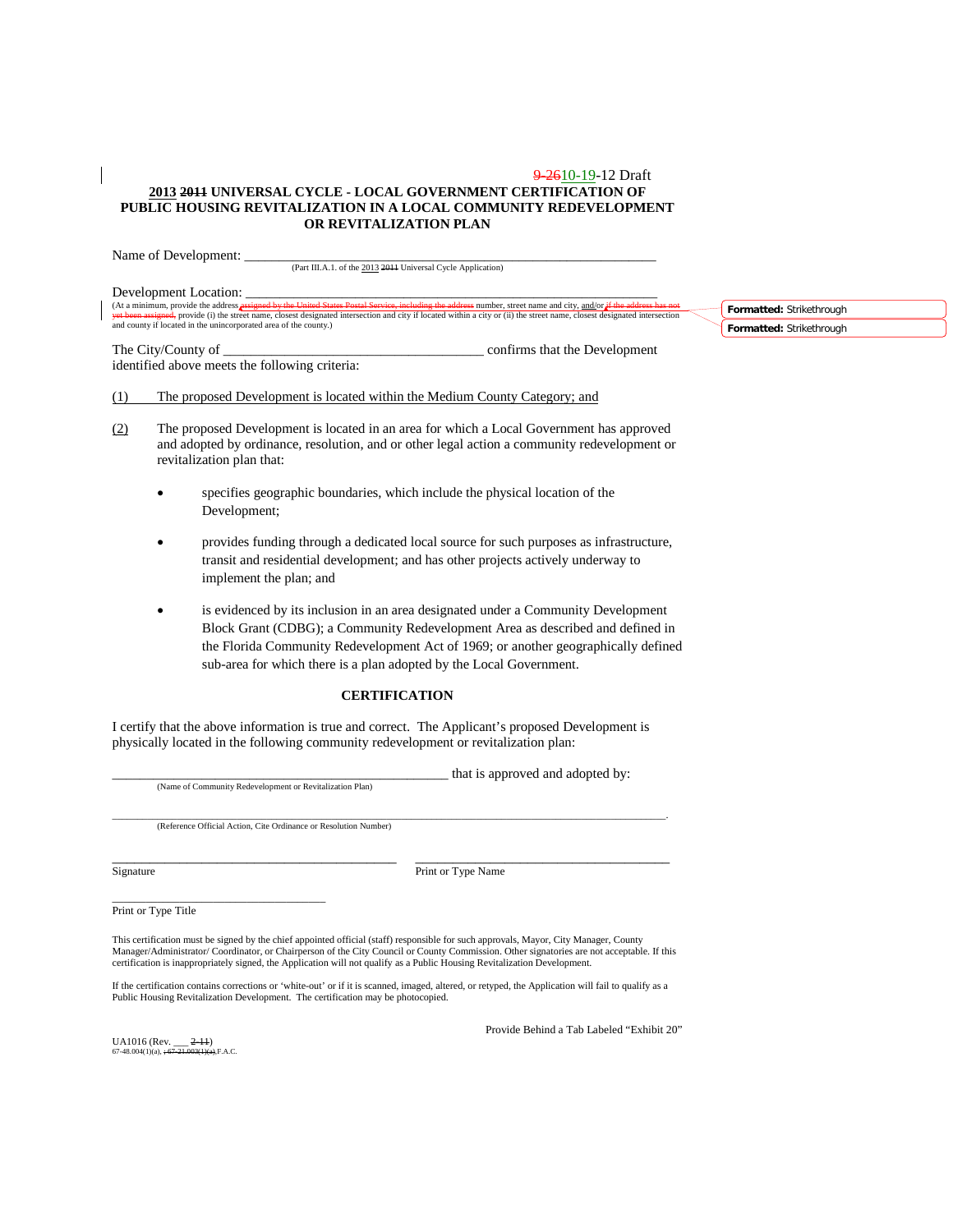9-26 10-19-12 Draft

**2013 ~~2011~~ UNIVERSAL CYCLE - LOCAL GOVERNMENT CERTIFICATION OF PUBLIC HOUSING REVITALIZATION IN A LOCAL COMMUNITY REDEVELOPMENT OR REVITALIZATION PLAN**

Name of Development: ___________________________________________________________
(Part III.A.1. of the 2013 ~~2011~~ Universal Cycle Application)

Development Location: ___________________________________________________________
(At a minimum, provide the address ~~assigned by the United States Postal Service, including the address~~ number, street name and city, and/or ~~if the address has not yet been assigned,~~ provide (i) the street name, closest designated intersection and city if located within a city or (ii) the street name, closest designated intersection and county if located in the unincorporated area of the county.)

The City/County of _____________________________________ confirms that the Development identified above meets the following criteria:

(1) The proposed Development is located within the Medium County Category; and

(2) The proposed Development is located in an area for which a Local Government has approved and adopted by ordinance, resolution, and or other legal action a community redevelopment or revitalization plan that:

- specifies geographic boundaries, which include the physical location of the Development;
- provides funding through a dedicated local source for such purposes as infrastructure, transit and residential development; and has other projects actively underway to implement the plan; and
- is evidenced by its inclusion in an area designated under a Community Development Block Grant (CDBG); a Community Redevelopment Area as described and defined in the Florida Community Redevelopment Act of 1969; or another geographically defined sub-area for which there is a plan adopted by the Local Government.

## CERTIFICATION

I certify that the above information is true and correct. The Applicant's proposed Development is physically located in the following community redevelopment or revitalization plan:

___________________________________________________ that is approved and adopted by:
(Name of Community Redevelopment or Revitalization Plan)

______________________________________________________________________________.
(Reference Official Action, Cite Ordinance or Resolution Number)

_____________________________________________ _______________________________________
Signature Print or Type Name

__________________________________
Print or Type Title

This certification must be signed by the chief appointed official (staff) responsible for such approvals, Mayor, City Manager, County Manager/Administrator/ Coordinator, or Chairperson of the City Council or County Commission. Other signatories are not acceptable. If this certification is inappropriately signed, the Application will not qualify as a Public Housing Revitalization Development.

If the certification contains corrections or 'white-out' or if it is scanned, imaged, altered, or retyped, the Application will fail to qualify as a Public Housing Revitalization Development. The certification may be photocopied.

Provide Behind a Tab Labeled "Exhibit 20"

UA1016 (Rev. ___ ~~2-11~~)
67-48.004(1)(a), ~~; 67-21.003(1)(a),~~ F.A.C.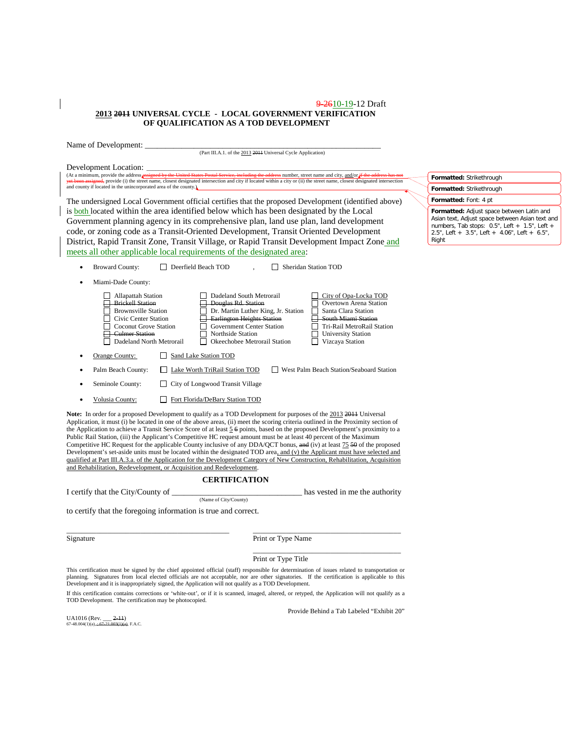9-2610-19-12 Draft

## 2013 2011 UNIVERSAL CYCLE - LOCAL GOVERNMENT VERIFICATION OF QUALIFICATION AS A TOD DEVELOPMENT

Name of Development: ____________________________________________________________
(Part III.A.1. of the 2013 2011 Universal Cycle Application)

Development Location: ____________________________________________________________
(At a minimum, provide the address assigned by the United States Postal Service, including the address number, street name and city, and/or if the address has not yet been assigned, provide (i) the street name, closest designated intersection and city if located within a city or (ii) the street name, closest designated intersection and county if located in the unincorporated area of the county.)

The undersigned Local Government official certifies that the proposed Development (identified above) is both located within the area identified below which has been designated by the Local Government planning agency in its comprehensive plan, land use plan, land development code, or zoning code as a Transit-Oriented Development, Transit Oriented Development District, Rapid Transit Zone, Transit Village, or Rapid Transit Development Impact Zone and meets all other applicable local requirements of the designated area:

- Broward County: ☐ Deerfield Beach TOD , ☐ Sheridan Station TOD
- Miami-Dade County:

| | | |
|---|---|---|
| ☐ Allapattah Station | ☐ Dadeland South Metrorail | ☐ City of Opa-Locka TOD |
| ☐ ~~Brickell Station~~ | ☐ ~~Douglas Rd. Station~~ | ☐ Overtown Arena Station |
| ☐ Brownsville Station | ☐ Dr. Martin Luther King, Jr. Station | ☐ Santa Clara Station |
| ☐ Civic Center Station | ☐ ~~Earlington Heights Station~~ | ☐ ~~South Miami Station~~ |
| ☐ Coconut Grove Station | ☐ Government Center Station | ☐ Tri-Rail MetroRail Station |
| ☐ ~~Culmer Station~~ | ☐ Northside Station | ☐ University Station |
| ☐ Dadeland North Metrorail | ☐ Okeechobee Metrorail Station | ☐ Vizcaya Station |

- Orange County: ☐ Sand Lake Station TOD
- Palm Beach County: ☐ Lake Worth TriRail Station TOD ☐ West Palm Beach Station/Seaboard Station
- Seminole County: ☐ City of Longwood Transit Village
- Volusia County: ☐ Fort Florida/DeBary Station TOD

**Note:** In order for a proposed Development to qualify as a TOD Development for purposes of the 2013 2011 Universal Application, it must (i) be located in one of the above areas, (ii) meet the scoring criteria outlined in the Proximity section of the Application to achieve a Transit Service Score of at least 5 6 points, based on the proposed Development's proximity to a Public Rail Station, (iii) the Applicant's Competitive HC request amount must be at least 40 percent of the Maximum Competitive HC Request for the applicable County inclusive of any DDA/QCT bonus, and (iv) at least 75 50 of the proposed Development's set-aside units must be located within the designated TOD area, and (v) the Applicant must have selected and qualified at Part III.A.3.a. of the Application for the Development Category of New Construction, Rehabilitation, Acquisition and Rehabilitation, Redevelopment, or Acquisition and Redevelopment.

### CERTIFICATION

I certify that the City/County of ________________________________ has vested in me the authority
(Name of City/County)

to certify that the foregoing information is true and correct.

________________________________________ ________________________________________
Signature Print or Type Name

________________________________________
Print or Type Title

This certification must be signed by the chief appointed official (staff) responsible for determination of issues related to transportation or planning. Signatures from local elected officials are not acceptable, nor are other signatories. If the certification is applicable to this Development and it is inappropriately signed, the Application will not qualify as a TOD Development.

If this certification contains corrections or 'white-out', or if it is scanned, imaged, altered, or retyped, the Application will not qualify as a TOD Development. The certification may be photocopied.

Provide Behind a Tab Labeled "Exhibit 20"

UA1016 (Rev. ___ 2-11)
67-48.004(1)(a), ; 67-21.003(1)(a), F.A.C.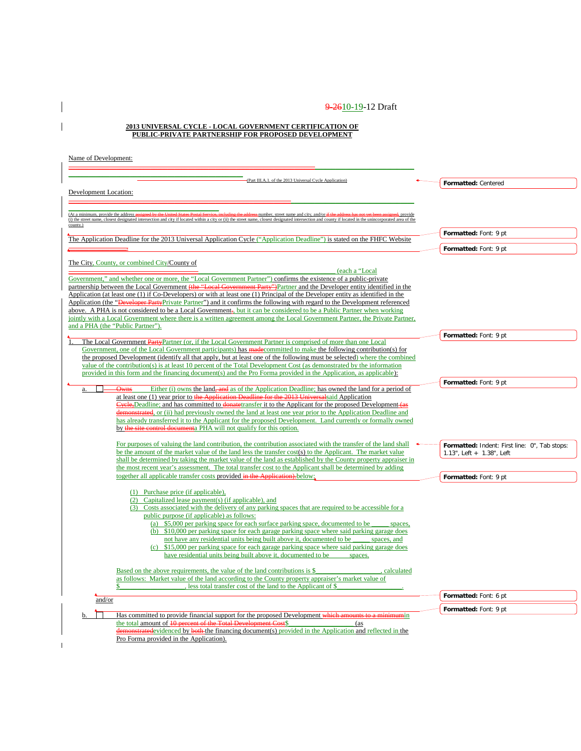9-2610-19-12 Draft

**2013 UNIVERSAL CYCLE - LOCAL GOVERNMENT CERTIFICATION OF PUBLIC-PRIVATE PARTNERSHIP FOR PROPOSED DEVELOPMENT**

Name of Development:

______________________________________________________________

______________________________________________________________

(Part III.A.1. of the 2013 Universal Cycle Application)

Development Location:

______________________________________________________________

______________________________________________________________

(At a minimum, provide the address assigned by the United States Postal Service, including the address number, street name and city, and/or if the address has not yet been assigned, provide (i) the street name, closest designated intersection and city if located within a city or (ii) the street name, closest designated intersection and county if located in the unincorporated area of the county.)

The Application Deadline for the 2013 Universal Application Cycle ("Application Deadline") is stated on the FHFC Website ______________.

The City, County, or combined City/County of ______________________________ (each a "Local Government," and whether one or more, the "Local Government Partner") confirms the existence of a public-private partnership between the Local Government (the "Local Government Party")Partner and the Developer entity identified in the Application (at least one (1) if Co-Developers) or with at least one (1) Principal of the Developer entity as identified in the Application (the "Developer PartyPrivate Partner") and it confirms the following with regard to the Development referenced above. A PHA is not considered to be a Local Government., but it can be considered to be a Public Partner when working jointly with a Local Government where there is a written agreement among the Local Government Partner, the Private Partner, and a PHA (the "Public Partner").

1. The Local Government PartyPartner (or, if the Local Government Partner is comprised of more than one Local Government, one of the Local Government participants) has madecommitted to make the following contribution(s) for the proposed Development (identify all that apply, but at least one of the following must be selected) where the combined value of the contribution(s) is at least 10 percent of the Total Development Cost (as demonstrated by the information provided in this form and the financing document(s) and the Pro Forma provided in the Application, as applicable):

   a. ☐ Owns Either (i) owns the land, and as of the Application Deadline; has owned the land for a period of at least one (1) year prior to the Application Deadline for the 2013 Universalsaid Application Cycle,Deadline; and has committed to donatetransfer it to the Applicant for the proposed Development (as demonstrated, or (ii) had previously owned the land at least one year prior to the Application Deadline and has already transferred it to the Applicant for the proposed Development. Land currently or formally owned by the site control documenta PHA will not qualify for this option.

   For purposes of valuing the land contribution, the contribution associated with the transfer of the land shall be the amount of the market value of the land less the transfer cost(s) to the Applicant. The market value shall be determined by taking the market value of the land as established by the County property appraiser in the most recent year's assessment. The total transfer cost to the Applicant shall be determined by adding together all applicable transfer costs provided in the Application).below:

   (1) Purchase price (if applicable),
   (2) Capitalized lease payment(s) (if applicable), and
   (3) Costs associated with the delivery of any parking spaces that are required to be accessible for a public purpose (if applicable) as follows:
      (a) $5,000 per parking space for each surface parking space, documented to be ______ spaces,
      (b) $10,000 per parking space for each garage parking space where said parking garage does not have any residential units being built above it, documented to be ______ spaces, and
      (c) $15,000 per parking space for each garage parking space where said parking garage does have residential units being built above it, documented to be ______ spaces.

   Based on the above requirements, the value of the land contributions is $____________________, calculated as follows: Market value of the land according to the County property appraiser's market value of $____________________, less total transfer cost of the land to the Applicant of $____________________.

   and/or

   b. ☐ Has committed to provide financial support for the proposed Development which amounts to a minimumin the total amount of 10 percent of the Total Development Cost$____________________ (as demonstratedevidenced by both the financing document(s) provided in the Application and reflected in the Pro Forma provided in the Application).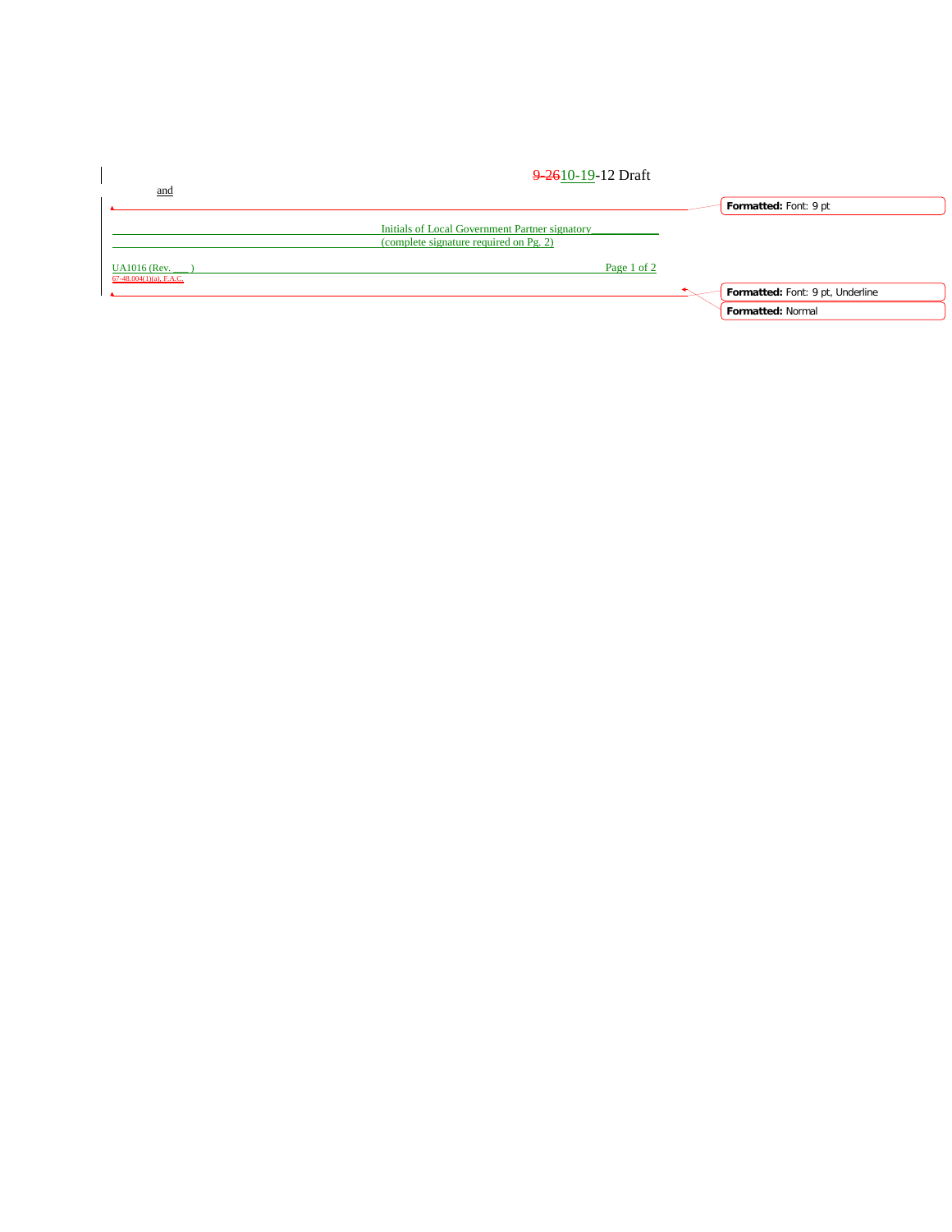9-2610-19-12 Draft

and

Initials of Local Government Partner signatory____________
(complete signature required on Pg. 2)

UA1016 (Rev. ___)
67-48.004(1)(a), F.A.C.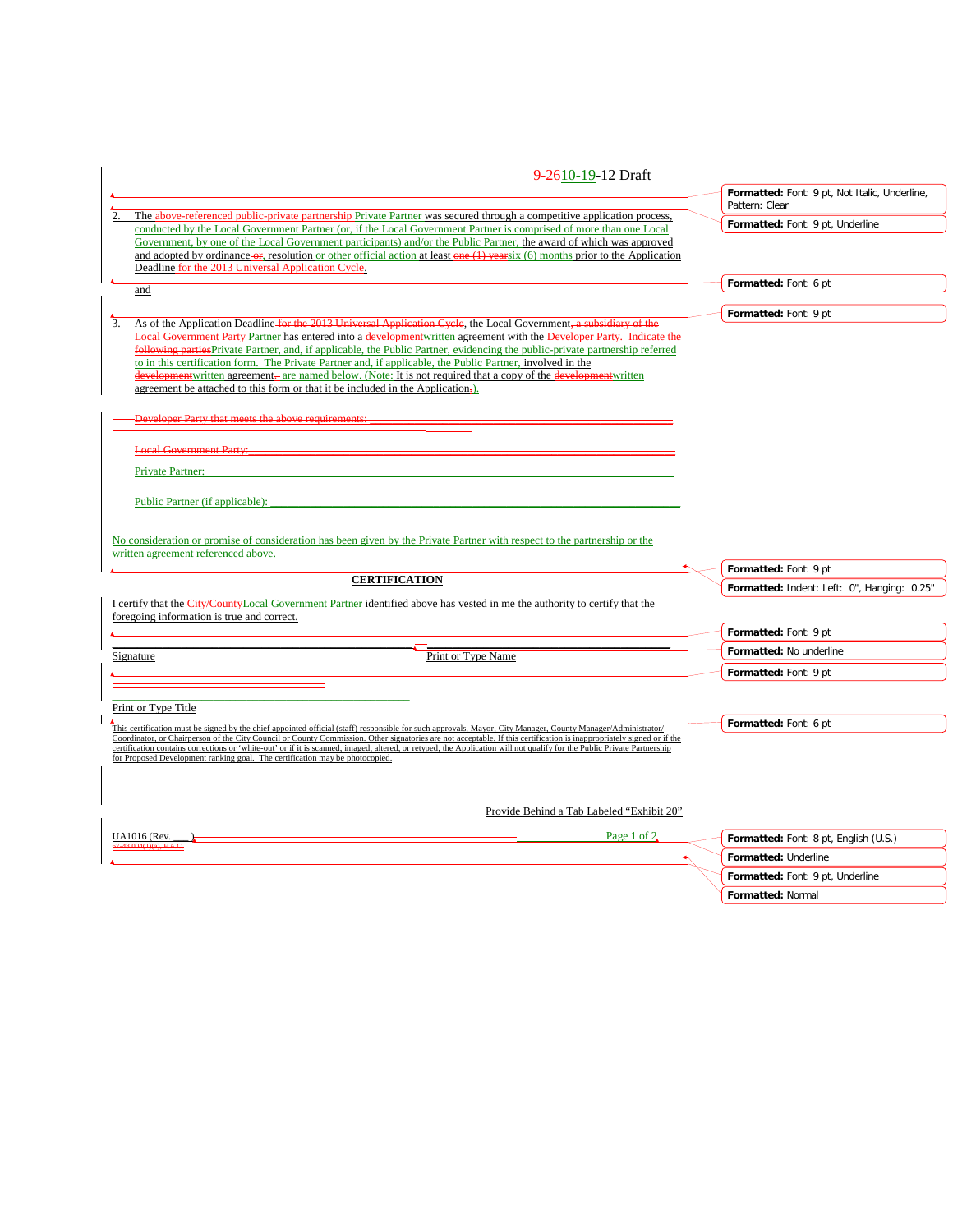9-2610-19-12 Draft

2. The above-referenced public-private partnership Private Partner was secured through a competitive application process, conducted by the Local Government Partner (or, if the Local Government Partner is comprised of more than one Local Government, by one of the Local Government participants) and/or the Public Partner, the award of which was approved and adopted by ordinance or, resolution or other official action at least one (1) yearsix (6) months prior to the Application Deadline for the 2013 Universal Application Cycle.

and

3. As of the Application Deadline for the 2013 Universal Application Cycle, the Local Government, a subsidiary of the Local Government Party Partner has entered into a developmentwritten agreement with the Developer Party. Indicate the following partiesPrivate Partner, and, if applicable, the Public Partner, evidencing the public-private partnership referred to in this certification form. The Private Partner and, if applicable, the Public Partner, involved in the developmentwritten agreement. are named below. (Note: It is not required that a copy of the developmentwritten agreement be attached to this form or that it be included in the Application.).

Developer Party that meets the above requirements: ____________________

Local Government Party: ____________________

Private Partner: ____________________

Public Partner (if applicable): ____________________

No consideration or promise of consideration has been given by the Private Partner with respect to the partnership or the written agreement referenced above.

**CERTIFICATION**

I certify that the City/CountyLocal Government Partner identified above has vested in me the authority to certify that the foregoing information is true and correct.

____________________ ____________________
Signature Print or Type Name

____________________
Print or Type Title

This certification must be signed by the chief appointed official (staff) responsible for such approvals, Mayor, City Manager, County Manager/Administrator/Coordinator, or Chairperson of the City Council or County Commission. Other signatories are not acceptable. If this certification is inappropriately signed or if the certification contains corrections or 'white-out' or if it is scanned, imaged, altered, or retyped, the Application will not qualify for the Public Private Partnership for Proposed Development ranking goal. The certification may be photocopied.

Provide Behind a Tab Labeled "Exhibit 20"

UA1016 (Rev. ___)
67-48.004(1)(a), F.A.C.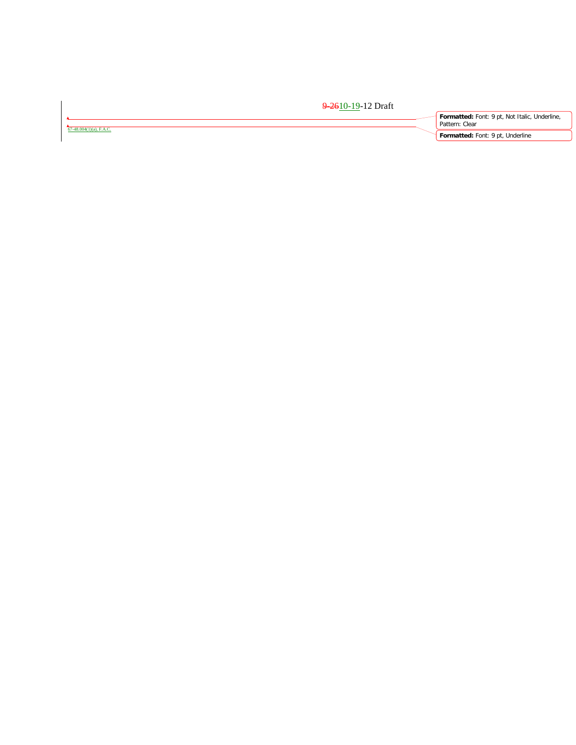~~9-26~~10-19-12 Draft

67-48.004(1)(a), F.A.C.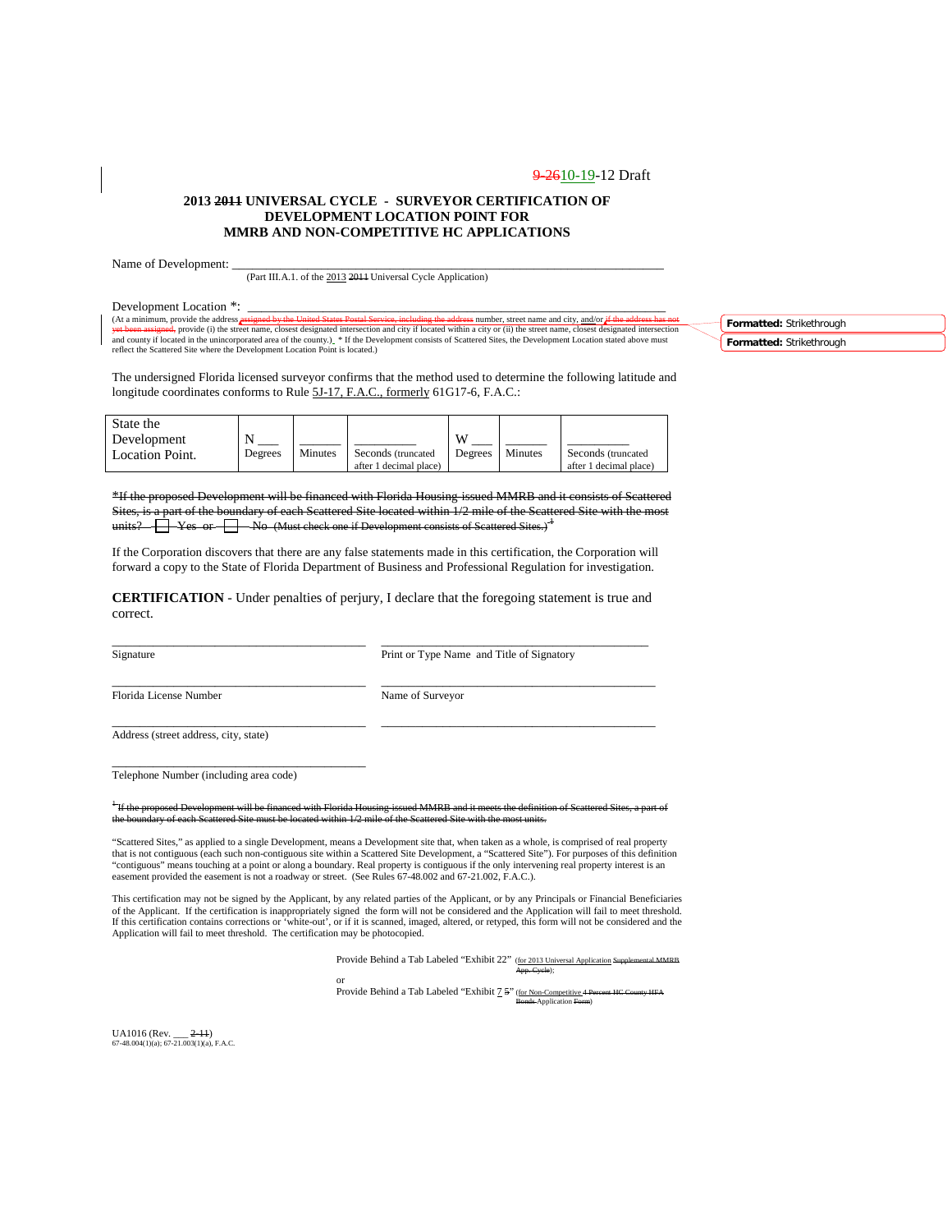9-2610-19-12 Draft

**2013 ~~2011~~ UNIVERSAL CYCLE - SURVEYOR CERTIFICATION OF DEVELOPMENT LOCATION POINT FOR MMRB AND NON-COMPETITIVE HC APPLICATIONS**

Name of Development: ___________________________________________________________________
(Part III.A.1. of the 2013 ~~2011~~ Universal Cycle Application)

Development Location *: ________________________________________________________________
(At a minimum, provide the address ~~assigned by the United States Postal Service, including the address~~ number, street name and city, and/or ~~if the address has not yet been assigned,~~ provide (i) the street name, closest designated intersection and city if located within a city or (ii) the street name, closest designated intersection and county if located in the unincorporated area of the county.) * If the Development consists of Scattered Sites, the Development Location stated above must reflect the Scattered Site where the Development Location Point is located.)

Formatted: Strikethrough

Formatted: Strikethrough

The undersigned Florida licensed surveyor confirms that the method used to determine the following latitude and longitude coordinates conforms to Rule 5J-17, F.A.C., formerly 61G17-6, F.A.C.:

| State the Development Location Point. | N ___ Degrees | ______ Minutes | _________ Seconds (truncated after 1 decimal place) | W ___ Degrees | ______ Minutes | _________ Seconds (truncated after 1 decimal place) |
|---|---|---|---|---|---|---|

~~*If the proposed Development will be financed with Florida Housing-issued MMRB and it consists of Scattered Sites, is a part of the boundary of each Scattered Site located within 1/2 mile of the Scattered Site with the most units? ☐ Yes or ☐ No (Must check one if Development consists of Scattered Sites.)[1]~~

If the Corporation discovers that there are any false statements made in this certification, the Corporation will forward a copy to the State of Florida Department of Business and Professional Regulation for investigation.

**CERTIFICATION** - Under penalties of perjury, I declare that the foregoing statement is true and correct.

_________________________________________ _____________________________________________
Signature Print or Type Name and Title of Signatory

_________________________________________ _____________________________________________
Florida License Number Name of Surveyor

_________________________________________ _____________________________________________
Address (street address, city, state)

_________________________________________
Telephone Number (including area code)

~~[1]If the proposed Development will be financed with Florida Housing-issued MMRB and it meets the definition of Scattered Sites, a part of the boundary of each Scattered Site must be located within 1/2 mile of the Scattered Site with the most units.~~

"Scattered Sites," as applied to a single Development, means a Development site that, when taken as a whole, is comprised of real property that is not contiguous (each such non-contiguous site within a Scattered Site Development, a "Scattered Site"). For purposes of this definition "contiguous" means touching at a point or along a boundary. Real property is contiguous if the only intervening real property interest is an easement provided the easement is not a roadway or street. (See Rules 67-48.002 and 67-21.002, F.A.C.).

This certification may not be signed by the Applicant, by any related parties of the Applicant, or by any Principals or Financial Beneficiaries of the Applicant. If the certification is inappropriately signed the form will not be considered and the Application will fail to meet threshold. If this certification contains corrections or 'white-out', or if it is scanned, imaged, altered, or retyped, this form will not be considered and the Application will fail to meet threshold. The certification may be photocopied.

Provide Behind a Tab Labeled "Exhibit 22" (for 2013 Universal Application ~~Supplemental MMRB App. Cycle~~);

or

Provide Behind a Tab Labeled "Exhibit 7 ~~5~~" (for Non-Competitive ~~4 Percent HC County HFA Bonds~~ Application ~~Form~~)

UA1016 (Rev. ___ ~~2-11~~)
67-48.004(1)(a); 67-21.003(1)(a), F.A.C.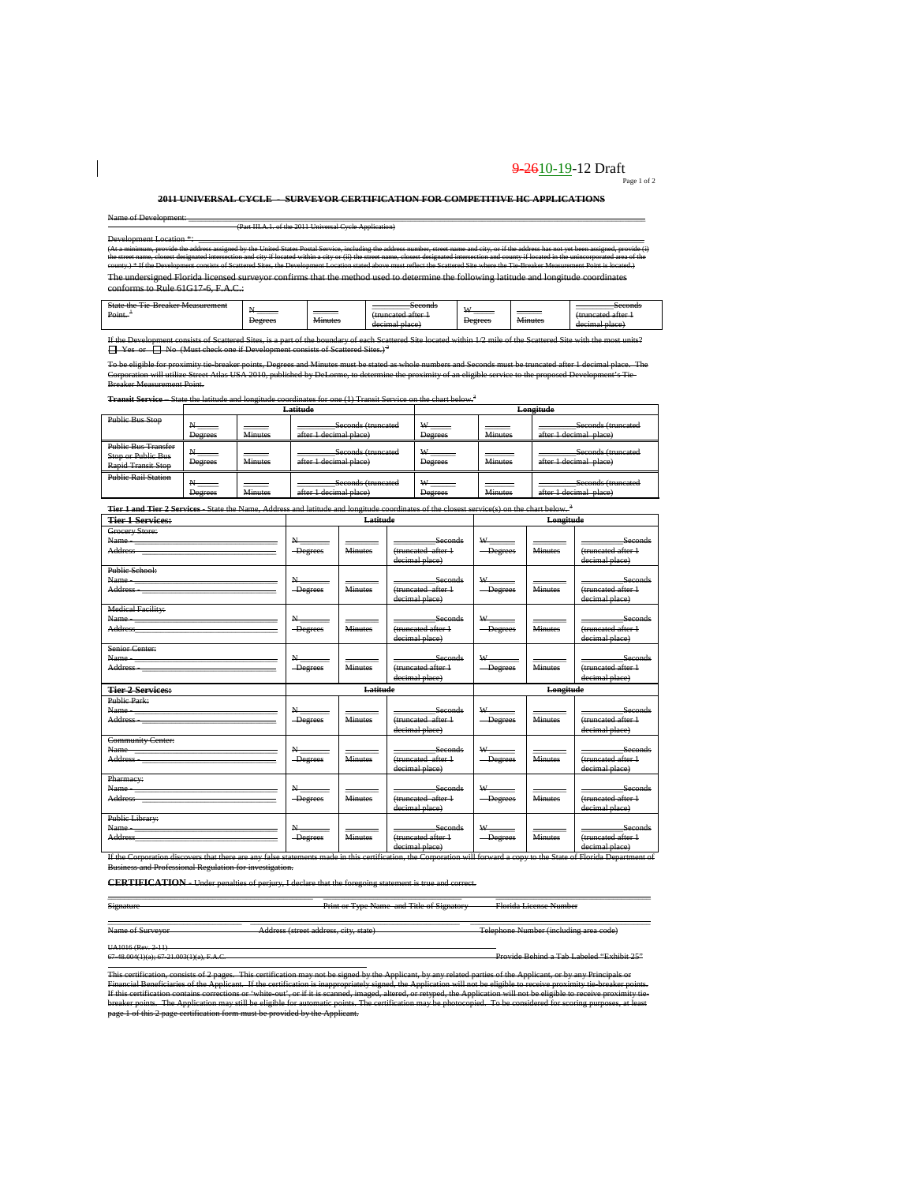9-2610-19-12 Draft

**2011 UNIVERSAL CYCLE – SURVEYOR CERTIFICATION FOR COMPETITIVE HC APPLICATIONS**

Name of Development: ___________________________________________________________
(Part III.A.1. of the 2011 Universal Cycle Application)

Development Location *: ___________________________________________________________

(At a minimum, provide the address assigned by the United States Postal Service, including the address number, street name and city, or if the address has not yet been assigned, provide (i) the street name, closest designated intersection and city if located within a city or (ii) the street name, closest designated intersection and county if located in the unincorporated area of the county.) * If the Development consists of Scattered Sites, the Development Location stated above must reflect the Scattered Site where the Tie-Breaker Measurement Point is located.)

The undersigned Florida licensed surveyor confirms that the method used to determine the following latitude and longitude coordinates conforms to Rule 61G17-6, F.A.C.:

| State the Tie-Breaker Measurement Point. [1] | N ____ Degrees | ____ Minutes | ____ Seconds (truncated after 1 decimal place) | W ____ Degrees | ____ Minutes | ____ Seconds (truncated after 1 decimal place) |
|---|---|---|---|---|---|---|

If the Development consists of Scattered Sites, is a part of the boundary of each Scattered Site located within 1/2 mile of the Scattered Site with the most units?
☐ Yes or ☐ No (Must check one if Development consists of Scattered Sites.) [2]

To be eligible for proximity tie-breaker points, Degrees and Minutes must be stated as whole numbers and Seconds must be truncated after 1 decimal place. The Corporation will utilize Street Atlas USA 2010, published by DeLorme, to determine the proximity of an eligible service to the proposed Development's Tie-Breaker Measurement Point.

**Transit Service** – State the latitude and longitude coordinates for one (1) Transit Service on the chart below. [3]

| | Latitude | | | Longitude | | |
|---|---|---|---|---|---|---|
| Public Bus Stop | N ____ Degrees | ____ Minutes | ____ Seconds (truncated after 1 decimal place) | W ____ Degrees | ____ Minutes | ____ Seconds (truncated after 1 decimal place) |
| Public Bus Transfer Stop or Public Bus Rapid Transit Stop | N ____ Degrees | ____ Minutes | ____ Seconds (truncated after 1 decimal place) | W ____ Degrees | ____ Minutes | ____ Seconds (truncated after 1 decimal place) |
| Public Rail Station | N ____ Degrees | ____ Minutes | ____ Seconds (truncated after 1 decimal place) | W ____ Degrees | ____ Minutes | ____ Seconds (truncated after 1 decimal place) |

**Tier 1 and Tier 2 Services** - State the Name, Address and latitude and longitude coordinates of the closest service(s) on the chart below. [3]

| **Tier 1 Services:** | Latitude | | | Longitude | | |
|---|---|---|---|---|---|---|
| Grocery Store: Name - ____ Address ____ | N ____ Degrees | ____ Minutes | ____ Seconds (truncated after 1 decimal place) | W ____ Degrees | ____ Minutes | ____ Seconds (truncated after 1 decimal place) |
| Public School: Name - ____ Address - ____ | N ____ Degrees | ____ Minutes | ____ Seconds (truncated after 1 decimal place) | W ____ Degrees | ____ Minutes | ____ Seconds (truncated after 1 decimal place) |
| Medical Facility: Name - ____ Address ____ | N ____ Degrees | ____ Minutes | ____ Seconds (truncated after 1 decimal place) | W ____ Degrees | ____ Minutes | ____ Seconds (truncated after 1 decimal place) |
| Senior Center: Name - ____ Address - ____ | N ____ Degrees | ____ Minutes | ____ Seconds (truncated after 1 decimal place) | W ____ Degrees | ____ Minutes | ____ Seconds (truncated after 1 decimal place) |
| **Tier 2 Services:** | **Latitude** | | | **Longitude** | | |
| Public Park: Name - ____ Address - ____ | N ____ Degrees | ____ Minutes | ____ Seconds (truncated after 1 decimal place) | W ____ Degrees | ____ Minutes | ____ Seconds (truncated after 1 decimal place) |
| Community Center: Name ____ Address - ____ | N ____ Degrees | ____ Minutes | ____ Seconds (truncated after 1 decimal place) | W ____ Degrees | ____ Minutes | ____ Seconds (truncated after 1 decimal place) |
| Pharmacy: Name - ____ Address ____ | N ____ Degrees | ____ Minutes | ____ Seconds (truncated after 1 decimal place) | W ____ Degrees | ____ Minutes | ____ Seconds (truncated after 1 decimal place) |
| Public Library: Name - ____ Address ____ | N ____ Degrees | ____ Minutes | ____ Seconds (truncated after 1 decimal place) | W ____ Degrees | ____ Minutes | ____ Seconds (truncated after 1 decimal place) |

If the Corporation discovers that there are any false statements made in this certification, the Corporation will forward a copy to the State of Florida Department of Business and Professional Regulation for investigation.

**CERTIFICATION** - Under penalties of perjury, I declare that the foregoing statement is true and correct.

Signature ____ Print or Type Name and Title of Signatory ____ Florida License Number ____

Name of Surveyor ____ Address (street address, city, state) ____ Telephone Number (including area code) ____

UA1016 (Rev. 2-11)
67-48.004(1)(a); 67-21.003(1)(a), F.A.C. Provide Behind a Tab Labeled "Exhibit 25"

This certification, consists of 2 pages. This certification may not be signed by the Applicant, by any related parties of the Applicant, or by any Principals or Financial Beneficiaries of the Applicant. If the certification is inappropriately signed, the Application will not be eligible to receive proximity tie-breaker points. If this certification contains corrections or 'white-out', or if it is scanned, imaged, altered, or retyped, the Application will not be eligible to receive proximity tie-breaker points. The Application may still be eligible for automatic points. The certification may be photocopied. To be considered for scoring purposes, at least page 1 of this 2 page certification form must be provided by the Applicant.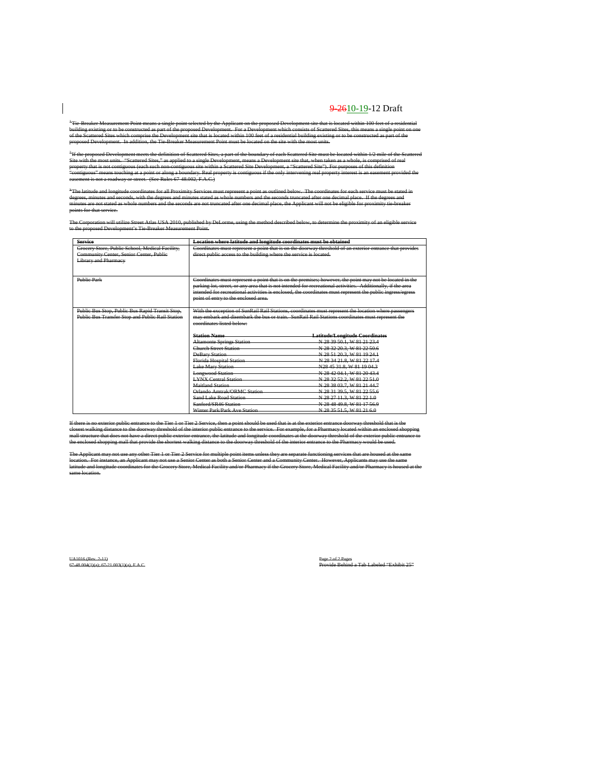9-2610-19-12 Draft

[1]Tie-Breaker Measurement Point means a single point selected by the Applicant on the proposed Development site that is located within 100 feet of a residential building existing or to be constructed as part of the proposed Development. For a Development which consists of Scattered Sites, this means a single point on one of the Scattered Sites which comprise the Development site that is located within 100 feet of a residential building existing or to be constructed as part of the proposed Development. In addition, the Tie-Breaker Measurement Point must be located on the site with the most units.

[2]If the proposed Development meets the definition of Scattered Sites, a part of the boundary of each Scattered Site must be located within 1/2 mile of the Scattered Site with the most units. "Scattered Sites," as applied to a single Development, means a Development site that, when taken as a whole, is comprised of real property that is not contiguous (each such non-contiguous site within a Scattered Site Development, a "Scattered Site"). For purposes of this definition "contiguous" means touching at a point or along a boundary. Real property is contiguous if the only intervening real property interest is an easement provided the easement is not a roadway or street. (See Rules 67-48.002, F.A.C.)

[3]The latitude and longitude coordinates for all Proximity Services must represent a point as outlined below. The coordinates for each service must be stated in degrees, minutes and seconds, with the degrees and minutes stated as whole numbers and the seconds truncated after one decimal place. If the degrees and minutes are not stated as whole numbers and the seconds are not truncated after one decimal place, the Applicant will not be eligible for proximity tie-breaker points for that service.

The Corporation will utilize Street Atlas USA 2010, published by DeLorme, using the method described below, to determine the proximity of an eligible service to the proposed Development's Tie-Breaker Measurement Point.

| Service | Location where latitude and longitude coordinates must be obtained |
|---|---|
| Grocery Store, Public School, Medical Facility, Community Center, Senior Center, Public Library and Pharmacy | Coordinates must represent a point that is on the doorway threshold of an exterior entrance that provides direct public access to the building where the service is located. |
| Public Park | Coordinates must represent a point that is on the premises; however, the point may not be located in the parking lot, street, or any area that is not intended for recreational activities. Additionally, if the area intended for recreational activities is enclosed, the coordinates must represent the public ingress/egress point of entry to the enclosed area. |
| Public Bus Stop, Public Bus Rapid Transit Stop, Public Bus Transfer Stop and Public Rail Station | With the exception of SunRail Rail Stations, coordinates must represent the location where passengers may embark and disembark the bus or train. SunRail Rail Stations coordinates must represent the coordinates listed below:<br><br>**Station Name** — **Latitude/Longitude Coordinates**<br>Altamonte Springs Station — N 28 39 50.1, W 81 21 23.4<br>Church Street Station — N 28 32 20.3, W 81 22 50.6<br>DeBary Station — N 28 51 20.3, W 81 19 24.1<br>Florida Hospital Station — N 28 34 21.8, W 81 22 17.4<br>Lake Mary Station — N28 45 31.8, W 81 19 04.3<br>Longwood Station — N 28 42 04.1, W 81 20 43.4<br>LYNX Central Station — N 28 32 52.2, W 81 22 51.0<br>Maitland Station — N 28 38 03.7, W 81 21 44.7<br>Orlando Amtrak/ORMC Station — N 28 31 39.5, W 81 22 55.6<br>Sand Lake Road Station — N 28 27 11.3, W 81 22 1.0<br>Sanford/SR46 Station — N 28 48 49.8, W 81 17 56.9<br>Winter Park/Park Ave Station — N 28 35 51.5, W 81 21 6.0 |

If there is no exterior public entrance to the Tier 1 or Tier 2 Service, then a point should be used that is at the exterior entrance doorway threshold that is the closest walking distance to the doorway threshold of the interior public entrance to the service. For example, for a Pharmacy located within an enclosed shopping mall structure that does not have a direct public exterior entrance, the latitude and longitude coordinates at the doorway threshold of the exterior public entrance to the enclosed shopping mall that provide the shortest walking distance to the doorway threshold of the interior entrance to the Pharmacy would be used.

The Applicant may not use any other Tier 1 or Tier 2 Service for multiple point items unless they are separate functioning services that are housed at the same location. For instance, an Applicant may not use a Senior Center as both a Senior Center and a Community Center. However, Applicants may use the same latitude and longitude coordinates for the Grocery Store, Medical Facility and/or Pharmacy if the Grocery Store, Medical Facility and/or Pharmacy is housed at the same location.

UA1016 (Rev. 7-11)
67-48.004(1)(a); 67-21.003(1)(a), F.A.C.

Provide Behind a Tab Labeled "Exhibit 25"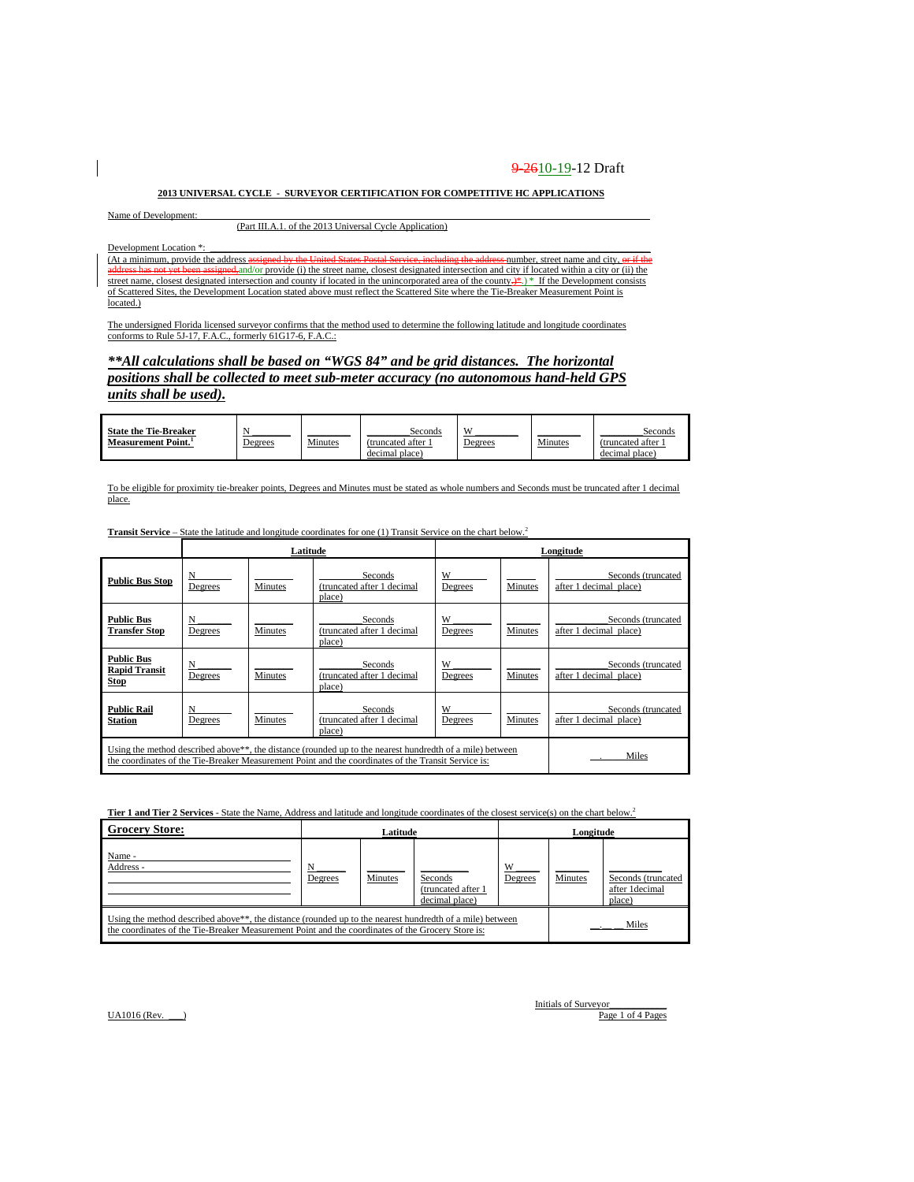9-2610-19-12 Draft

**2013 UNIVERSAL CYCLE - SURVEYOR CERTIFICATION FOR COMPETITIVE HC APPLICATIONS**

Name of Development: ______________________________________________________________
(Part III.A.1. of the 2013 Universal Cycle Application)

Development Location *: ______________________________________________________________
(At a minimum, provide the address ~~assigned by the United States Postal Service, including the address~~ number, street name and city, ~~or if the address has not yet been assigned,~~and/or provide (i) the street name, closest designated intersection and city if located within a city or (ii) the street name, closest designated intersection and county if located in the unincorporated area of the county.~~)*~~.) * If the Development consists of Scattered Sites, the Development Location stated above must reflect the Scattered Site where the Tie-Breaker Measurement Point is located.)

The undersigned Florida licensed surveyor confirms that the method used to determine the following latitude and longitude coordinates conforms to Rule 5J-17, F.A.C., formerly 61G17-6, F.A.C.:

***\*\*All calculations shall be based on "WGS 84" and be grid distances. The horizontal positions shall be collected to meet sub-meter accuracy (no autonomous hand-held GPS units shall be used).***

| | | | | | | |
|---|---|---|---|---|---|---|
| **State the Tie-Breaker Measurement Point.[1]** | N ______ Degrees | ______ Minutes | ______ Seconds (truncated after 1 decimal place) | W ______ Degrees | ______ Minutes | ______ Seconds (truncated after 1 decimal place) |

To be eligible for proximity tie-breaker points, Degrees and Minutes must be stated as whole numbers and Seconds must be truncated after 1 decimal place.

**Transit Service** – State the latitude and longitude coordinates for one (1) Transit Service on the chart below.[2]

| | Latitude | | | Longitude | | |
|---|---|---|---|---|---|---|
| **Public Bus Stop** | N ______ Degrees | ______ Minutes | ______ Seconds (truncated after 1 decimal place) | W ______ Degrees | ______ Minutes | ______ Seconds (truncated after 1 decimal place) |
| **Public Bus Transfer Stop** | N ______ Degrees | ______ Minutes | ______ Seconds (truncated after 1 decimal place) | W ______ Degrees | ______ Minutes | ______ Seconds (truncated after 1 decimal place) |
| **Public Bus Rapid Transit Stop** | N ______ Degrees | ______ Minutes | ______ Seconds (truncated after 1 decimal place) | W ______ Degrees | ______ Minutes | ______ Seconds (truncated after 1 decimal place) |
| **Public Rail Station** | N ______ Degrees | ______ Minutes | ______ Seconds (truncated after 1 decimal place) | W ______ Degrees | ______ Minutes | ______ Seconds (truncated after 1 decimal place) |
| Using the method described above**, the distance (rounded up to the nearest hundredth of a mile) between the coordinates of the Tie-Breaker Measurement Point and the coordinates of the Transit Service is: | | | | | | ___.___ Miles |

**Tier 1 and Tier 2 Services** - State the Name, Address and latitude and longitude coordinates of the closest service(s) on the chart below.[2]

| **Grocery Store:** | Latitude | | | Longitude | | |
|---|---|---|---|---|---|---|
| Name - ______ Address - ______ | N ______ Degrees | ______ Minutes | ______ Seconds (truncated after 1 decimal place) | W ______ Degrees | ______ Minutes | ______ Seconds (truncated after 1decimal place) |
| Using the method described above**, the distance (rounded up to the nearest hundredth of a mile) between the coordinates of the Tie-Breaker Measurement Point and the coordinates of the Grocery Store is: | | | | | | ___.___ Miles |

UA1016 (Rev. ___)

Initials of Surveyor__________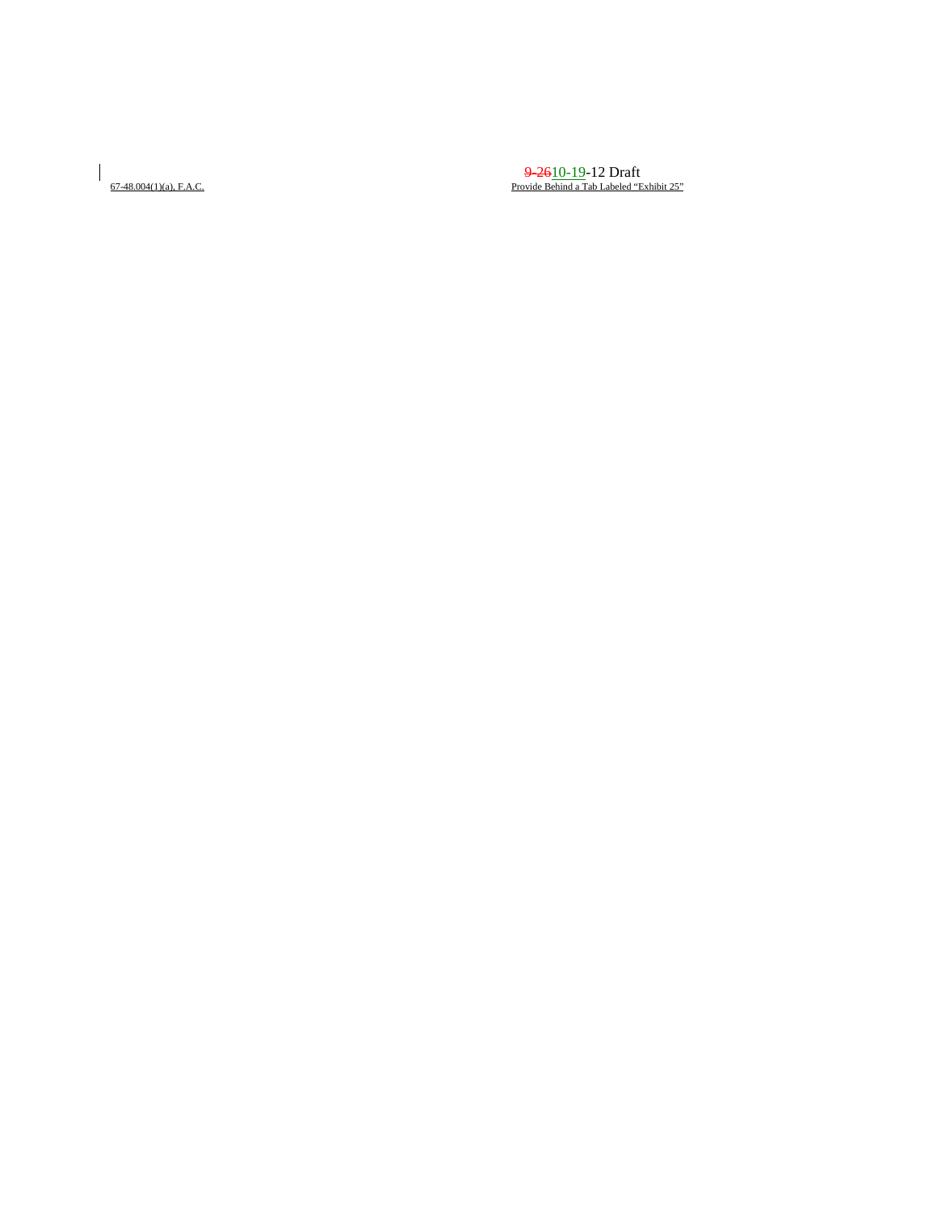67-48.004(1)(a), F.A.C.

Provide Behind a Tab Labeled "Exhibit 25"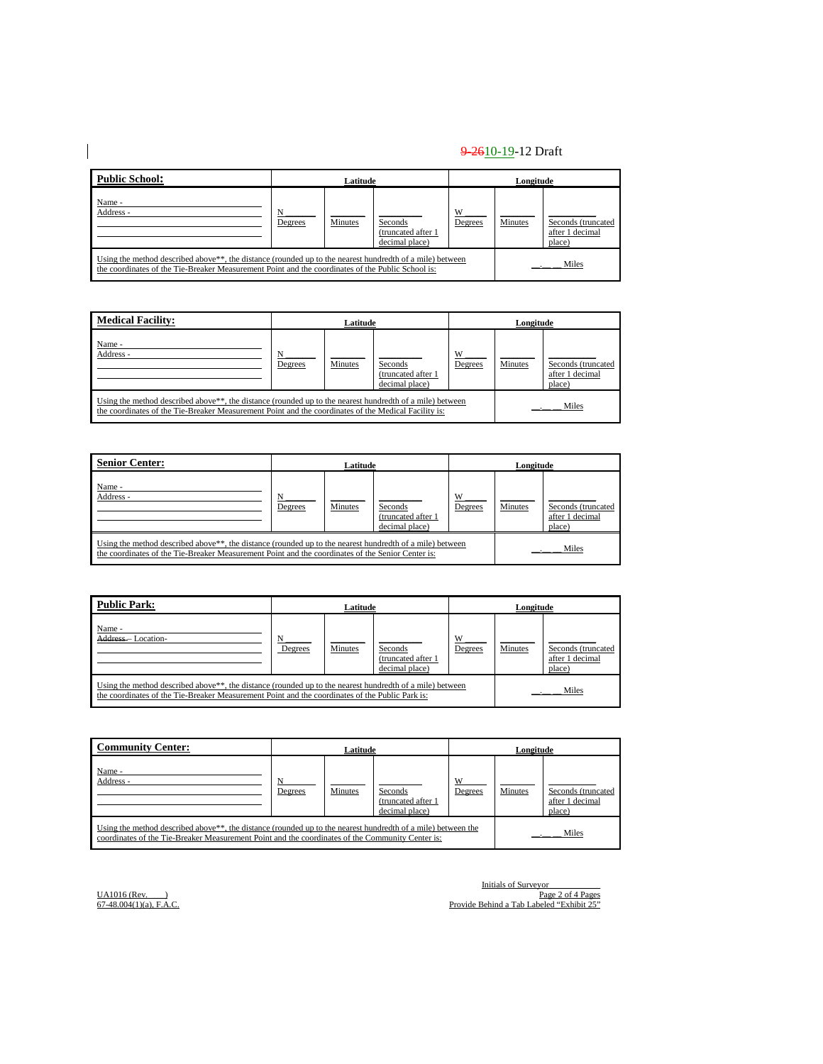~~9-26~~10-19-12 Draft

| **Public School:** | Latitude | | | Longitude | | |
|---|---|---|---|---|---|---|
| Name - ______<br>Address - ______<br>______<br>______ | N ______<br>Degrees | ______<br>Minutes | ______<br>Seconds (truncated after 1 decimal place) | W ______<br>Degrees | ______<br>Minutes | ______<br>Seconds (truncated after 1 decimal place) |
| Using the method described above**, the distance (rounded up to the nearest hundredth of a mile) between the coordinates of the Tie-Breaker Measurement Point and the coordinates of the Public School is: | | | | | __.__ __ Miles | |

| **Medical Facility:** | Latitude | | | Longitude | | |
|---|---|---|---|---|---|---|
| Name - ______<br>Address - ______<br>______<br>______ | N ______<br>Degrees | ______<br>Minutes | ______<br>Seconds (truncated after 1 decimal place) | W ______<br>Degrees | ______<br>Minutes | ______<br>Seconds (truncated after 1 decimal place) |
| Using the method described above**, the distance (rounded up to the nearest hundredth of a mile) between the coordinates of the Tie-Breaker Measurement Point and the coordinates of the Medical Facility is: | | | | | __.__ __ Miles | |

| **Senior Center:** | Latitude | | | Longitude | | |
|---|---|---|---|---|---|---|
| Name - ______<br>Address - ______<br>______<br>______ | N ______<br>Degrees | ______<br>Minutes | ______<br>Seconds (truncated after 1 decimal place) | W ______<br>Degrees | ______<br>Minutes | ______<br>Seconds (truncated after 1 decimal place) |
| Using the method described above**, the distance (rounded up to the nearest hundredth of a mile) between the coordinates of the Tie-Breaker Measurement Point and the coordinates of the Senior Center is: | | | | | __.__ __ Miles | |

| **Public Park:** | Latitude | | | Longitude | | |
|---|---|---|---|---|---|---|
| Name - ______<br>~~Address -~~ Location- ______<br>______<br>______ | N ______<br>Degrees | ______<br>Minutes | ______<br>Seconds (truncated after 1 decimal place) | W ______<br>Degrees | ______<br>Minutes | ______<br>Seconds (truncated after 1 decimal place) |
| Using the method described above**, the distance (rounded up to the nearest hundredth of a mile) between the coordinates of the Tie-Breaker Measurement Point and the coordinates of the Public Park is: | | | | | __.__ __ Miles | |

| **Community Center:** | Latitude | | | Longitude | | |
|---|---|---|---|---|---|---|
| Name - ______<br>Address - ______<br>______<br>______ | N ______<br>Degrees | ______<br>Minutes | ______<br>Seconds (truncated after 1 decimal place) | W ______<br>Degrees | ______<br>Minutes | ______<br>Seconds (truncated after 1 decimal place) |
| Using the method described above**, the distance (rounded up to the nearest hundredth of a mile) between the coordinates of the Tie-Breaker Measurement Point and the coordinates of the Community Center is: | | | | | __.__ __ Miles | |

Initials of Surveyor ____________

UA1016 (Rev. ____)
67-48.004(1)(a), F.A.C.

Provide Behind a Tab Labeled "Exhibit 25"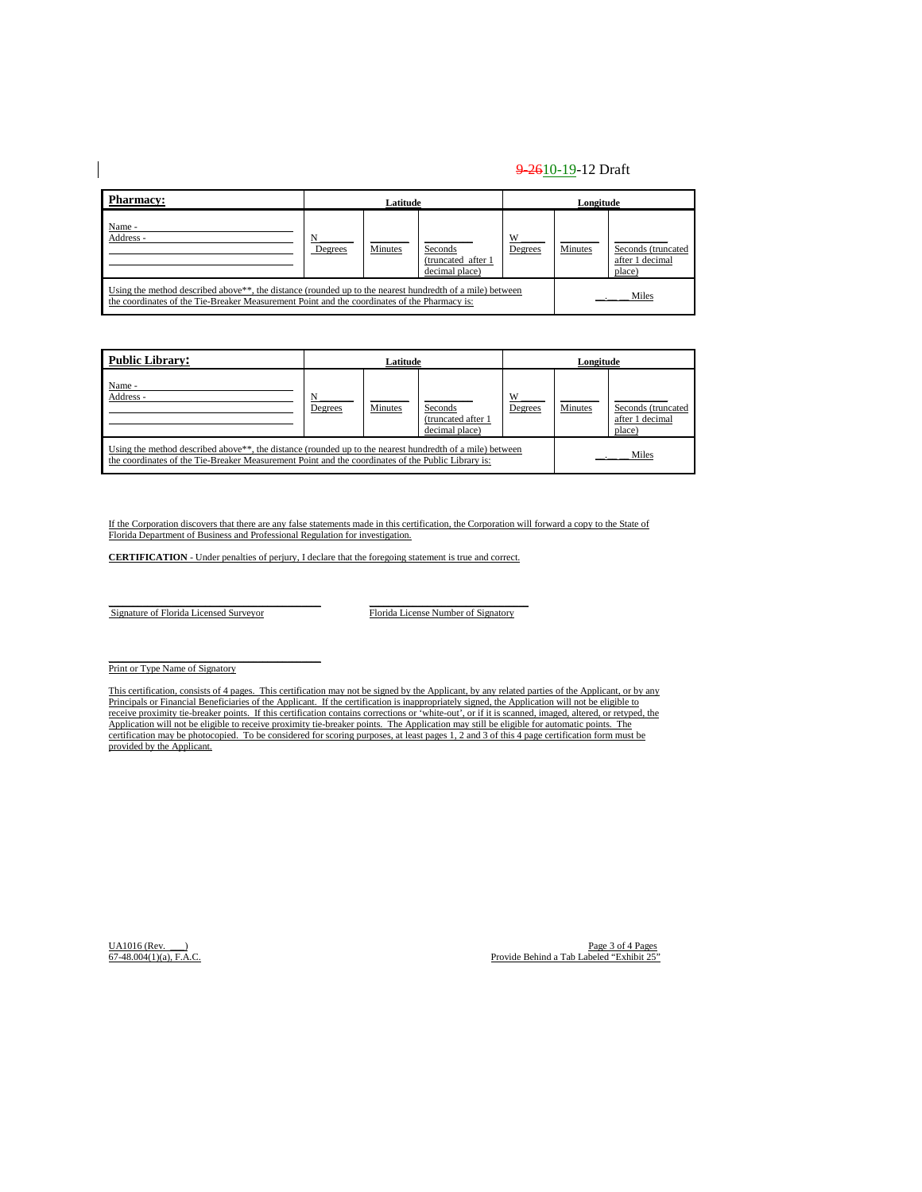9-2610-19-12 Draft

| **Pharmacy:** | Latitude | | | Longitude | | |
|---|---|---|---|---|---|---|
| Name - ______<br>Address - ______<br>______<br>______ | N ______<br>Degrees | ______<br>Minutes | ______<br>Seconds (truncated after 1 decimal place) | W ______<br>Degrees | ______<br>Minutes | ______<br>Seconds (truncated after 1 decimal place) |
| Using the method described above**, the distance (rounded up to the nearest hundredth of a mile) between the coordinates of the Tie-Breaker Measurement Point and the coordinates of the Pharmacy is: | | | | | __.__ __ Miles | |

| **Public Library:** | Latitude | | | Longitude | | |
|---|---|---|---|---|---|---|
| Name - ______<br>Address - ______<br>______<br>______ | N ______<br>Degrees | ______<br>Minutes | ______<br>Seconds (truncated after 1 decimal place) | W ______<br>Degrees | ______<br>Minutes | ______<br>Seconds (truncated after 1 decimal place) |
| Using the method described above**, the distance (rounded up to the nearest hundredth of a mile) between the coordinates of the Tie-Breaker Measurement Point and the coordinates of the Public Library is: | | | | | __.__ __ Miles | |

If the Corporation discovers that there are any false statements made in this certification, the Corporation will forward a copy to the State of Florida Department of Business and Professional Regulation for investigation.

**CERTIFICATION** - Under penalties of perjury, I declare that the foregoing statement is true and correct.

______________________________ ______________________________
Signature of Florida Licensed Surveyor Florida License Number of Signatory

______________________________
Print or Type Name of Signatory

This certification, consists of 4 pages. This certification may not be signed by the Applicant, by any related parties of the Applicant, or by any Principals or Financial Beneficiaries of the Applicant. If the certification is inappropriately signed, the Application will not be eligible to receive proximity tie-breaker points. If this certification contains corrections or 'white-out', or if it is scanned, imaged, altered, or retyped, the Application will not be eligible to receive proximity tie-breaker points. The Application may still be eligible for automatic points. The certification may be photocopied. To be considered for scoring purposes, at least pages 1, 2 and 3 of this 4 page certification form must be provided by the Applicant.

UA1016 (Rev. ___)
67-48.004(1)(a), F.A.C.

Provide Behind a Tab Labeled "Exhibit 25"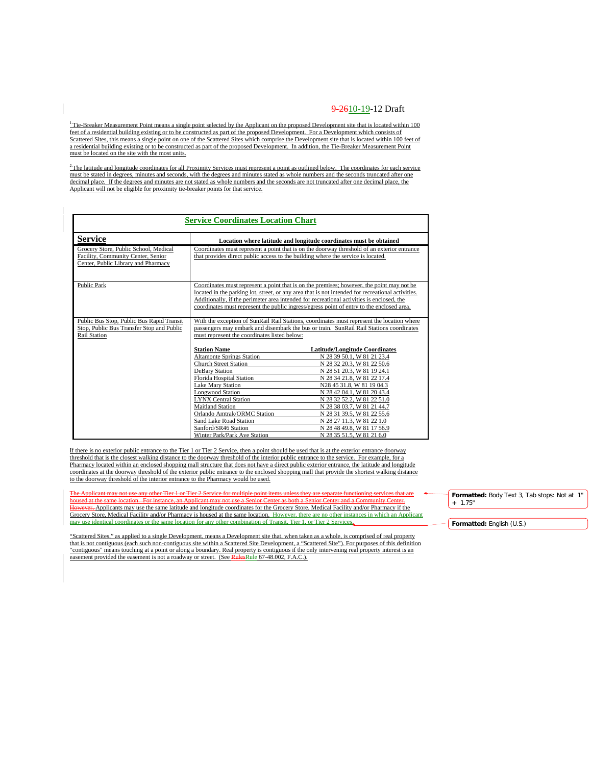9-2610-19-12 Draft

[1] Tie-Breaker Measurement Point means a single point selected by the Applicant on the proposed Development site that is located within 100 feet of a residential building existing or to be constructed as part of the proposed Development. For a Development which consists of Scattered Sites, this means a single point on one of the Scattered Sites which comprise the Development site that is located within 100 feet of a residential building existing or to be constructed as part of the proposed Development. In addition, the Tie-Breaker Measurement Point must be located on the site with the most units.

[2] The latitude and longitude coordinates for all Proximity Services must represent a point as outlined below. The coordinates for each service must be stated in degrees, minutes and seconds, with the degrees and minutes stated as whole numbers and the seconds truncated after one decimal place. If the degrees and minutes are not stated as whole numbers and the seconds are not truncated after one decimal place, the Applicant will not be eligible for proximity tie-breaker points for that service.

**Service Coordinates Location Chart**

| Service | Location where latitude and longitude coordinates must be obtained |
|---|---|
| Grocery Store, Public School, Medical Facility, Community Center, Senior Center, Public Library and Pharmacy | Coordinates must represent a point that is on the doorway threshold of an exterior entrance that provides direct public access to the building where the service is located. |
| Public Park | Coordinates must represent a point that is on the premises; however, the point may not be located in the parking lot, street, or any area that is not intended for recreational activities. Additionally, if the perimeter area intended for recreational activities is enclosed, the coordinates must represent the public ingress/egress point of entry to the enclosed area. |
| Public Bus Stop, Public Bus Rapid Transit Stop, Public Bus Transfer Stop and Public Rail Station | With the exception of SunRail Rail Stations, coordinates must represent the location where passengers may embark and disembark the bus or train. SunRail Rail Stations coordinates must represent the coordinates listed below: |

| Station Name | Latitude/Longitude Coordinates |
|---|---|
| Altamonte Springs Station | N 28 39 50.1, W 81 21 23.4 |
| Church Street Station | N 28 32 20.3, W 81 22 50.6 |
| DeBary Station | N 28 51 20.3, W 81 19 24.1 |
| Florida Hospital Station | N 28 34 21.8, W 81 22 17.4 |
| Lake Mary Station | N28 45 31.8, W 81 19 04.3 |
| Longwood Station | N 28 42 04.1, W 81 20 43.4 |
| LYNX Central Station | N 28 32 52.2, W 81 22 51.0 |
| Maitland Station | N 28 38 03.7, W 81 21 44.7 |
| Orlando Amtrak/ORMC Station | N 28 31 39.5, W 81 22 55.6 |
| Sand Lake Road Station | N 28 27 11.3, W 81 22 1.0 |
| Sanford/SR46 Station | N 28 48 49.8, W 81 17 56.9 |
| Winter Park/Park Ave Station | N 28 35 51.5, W 81 21 6.0 |

If there is no exterior public entrance to the Tier 1 or Tier 2 Service, then a point should be used that is at the exterior entrance doorway threshold that is the closest walking distance to the doorway threshold of the interior public entrance to the service. For example, for a Pharmacy located within an enclosed shopping mall structure that does not have a direct public exterior entrance, the latitude and longitude coordinates at the doorway threshold of the exterior public entrance to the enclosed shopping mall that provide the shortest walking distance to the doorway threshold of the interior entrance to the Pharmacy would be used.

~~The Applicant may not use any other Tier 1 or Tier 2 Service for multiple point items unless they are separate functioning services that are housed at the same location. For instance, an Applicant may not use a Senior Center as both a Senior Center and a Community Center. However,~~ Applicants may use the same latitude and longitude coordinates for the Grocery Store, Medical Facility and/or Pharmacy if the Grocery Store, Medical Facility and/or Pharmacy is housed at the same location. However, there are no other instances in which an Applicant may use identical coordinates or the same location for any other combination of Transit, Tier 1, or Tier 2 Services.

"Scattered Sites," as applied to a single Development, means a Development site that, when taken as a whole, is comprised of real property that is not contiguous (each such non-contiguous site within a Scattered Site Development, a "Scattered Site"). For purposes of this definition "contiguous" means touching at a point or along a boundary. Real property is contiguous if the only intervening real property interest is an easement provided the easement is not a roadway or street. (See ~~Rules~~Rule 67-48.002, F.A.C.).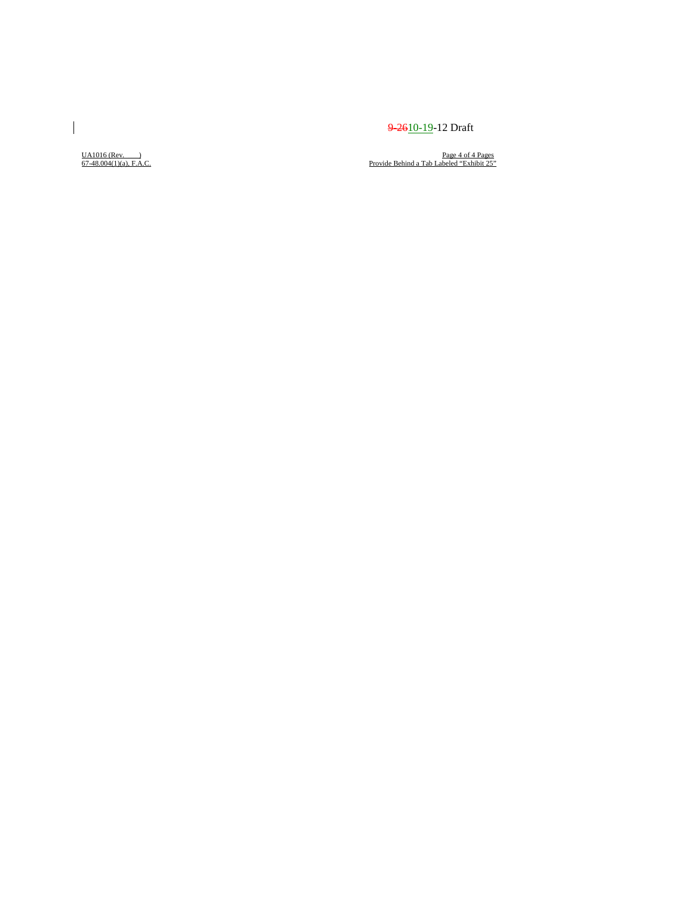~~9-26~~10-19-12 Draft

UA1016 (Rev. )
67-48.004(1)(a), F.A.C.

Provide Behind a Tab Labeled "Exhibit 25"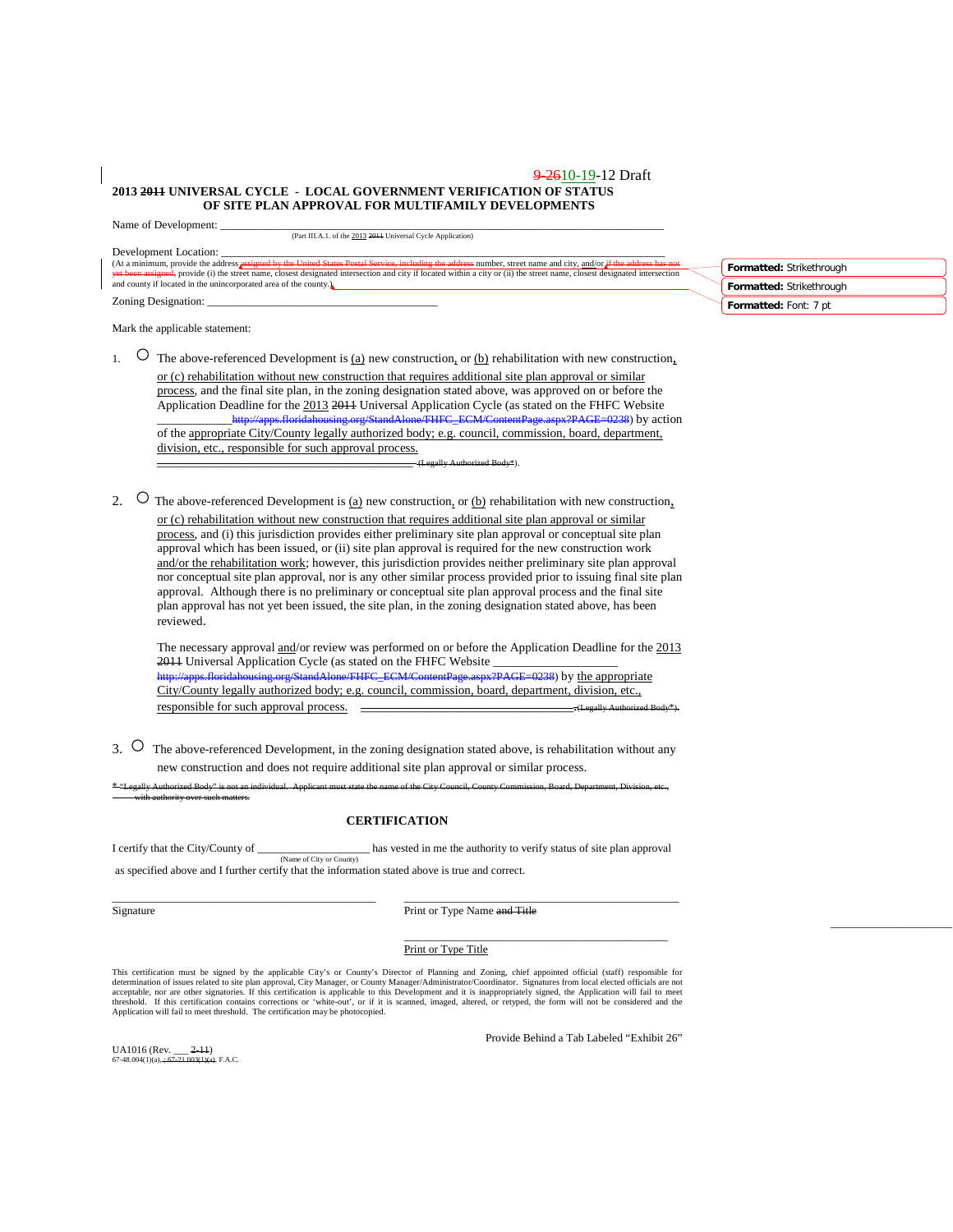9-26 10-19-12 Draft

**2013 ~~2011~~ UNIVERSAL CYCLE - LOCAL GOVERNMENT VERIFICATION OF STATUS OF SITE PLAN APPROVAL FOR MULTIFAMILY DEVELOPMENTS**

Name of Development: ______________________________________________________________________

(Part III.A.1. of the 2013 ~~2011~~ Universal Cycle Application)

Development Location: ______________________________________________________________________

(At a minimum, provide the address ~~assigned by the United States Postal Service, including the address~~ number, street name and city, and/or ~~if the address has not yet been assigned,~~ provide (i) the street name, closest designated intersection and city if located within a city or (ii) the street name, closest designated intersection and county if located in the unincorporated area of the county.)

Zoning Designation: ________________________________________

Mark the applicable statement:

1. ○ The above-referenced Development is (a) new construction, or (b) rehabilitation with new construction, or (c) rehabilitation without new construction that requires additional site plan approval or similar process, and the final site plan, in the zoning designation stated above, was approved on or before the Application Deadline for the 2013 ~~2011~~ Universal Application Cycle (as stated on the FHFC Website ____________ ~~http://apps.floridahousing.org/StandAlone/FHFC_ECM/ContentPage.aspx?PAGE=0238~~) by action of the appropriate City/County legally authorized body; e.g. council, commission, board, department, division, etc., responsible for such approval process. ~~________________________________________ (Legally Authorized Body*).~~

2. ○ The above-referenced Development is (a) new construction, or (b) rehabilitation with new construction, or (c) rehabilitation without new construction that requires additional site plan approval or similar process, and (i) this jurisdiction provides either preliminary site plan approval or conceptual site plan approval which has been issued, or (ii) site plan approval is required for the new construction work and/or the rehabilitation work; however, this jurisdiction provides neither preliminary site plan approval nor conceptual site plan approval, nor is any other similar process provided prior to issuing final site plan approval. Although there is no preliminary or conceptual site plan approval process and the final site plan approval has not yet been issued, the site plan, in the zoning designation stated above, has been reviewed.

   The necessary approval and/or review was performed on or before the Application Deadline for the 2013 ~~2011~~ Universal Application Cycle (as stated on the FHFC Website __________________ ~~http://apps.floridahousing.org/StandAlone/FHFC_ECM/ContentPage.aspx?PAGE=0238~~) by the appropriate City/County legally authorized body; e.g. council, commission, board, department, division, etc., responsible for such approval process. ~~________________________________ (Legally Authorized Body*).~~

3. ○ The above-referenced Development, in the zoning designation stated above, is rehabilitation without any new construction and does not require additional site plan approval or similar process.

~~* "Legally Authorized Body" is not an individual. Applicant must state the name of the City Council, County Commission, Board, Department, Division, etc., with authority over such matters.~~

## CERTIFICATION

I certify that the City/County of ___________________ has vested in me the authority to verify status of site plan approval
(Name of City or County)
as specified above and I further certify that the information stated above is true and correct.

_____________________________________ &nbsp;&nbsp;&nbsp;&nbsp; _____________________________________

Signature &nbsp;&nbsp;&nbsp;&nbsp; Print or Type Name ~~and Title~~

_____________________________________

Print or Type Title

This certification must be signed by the applicable City's or County's Director of Planning and Zoning, chief appointed official (staff) responsible for determination of issues related to site plan approval, City Manager, or County Manager/Administrator/Coordinator. Signatures from local elected officials are not acceptable, nor are other signatories. If this certification is applicable to this Development and it is inappropriately signed, the Application will fail to meet threshold. If this certification contains corrections or 'white-out', or if it is scanned, imaged, altered, or retyped, the form will not be considered and the Application will fail to meet threshold. The certification may be photocopied.

Provide Behind a Tab Labeled "Exhibit 26"

UA1016 (Rev. ___ ~~2-11~~)
67-48.004(1)(a), ~~; 67-21.003(1)(a),~~ F.A.C.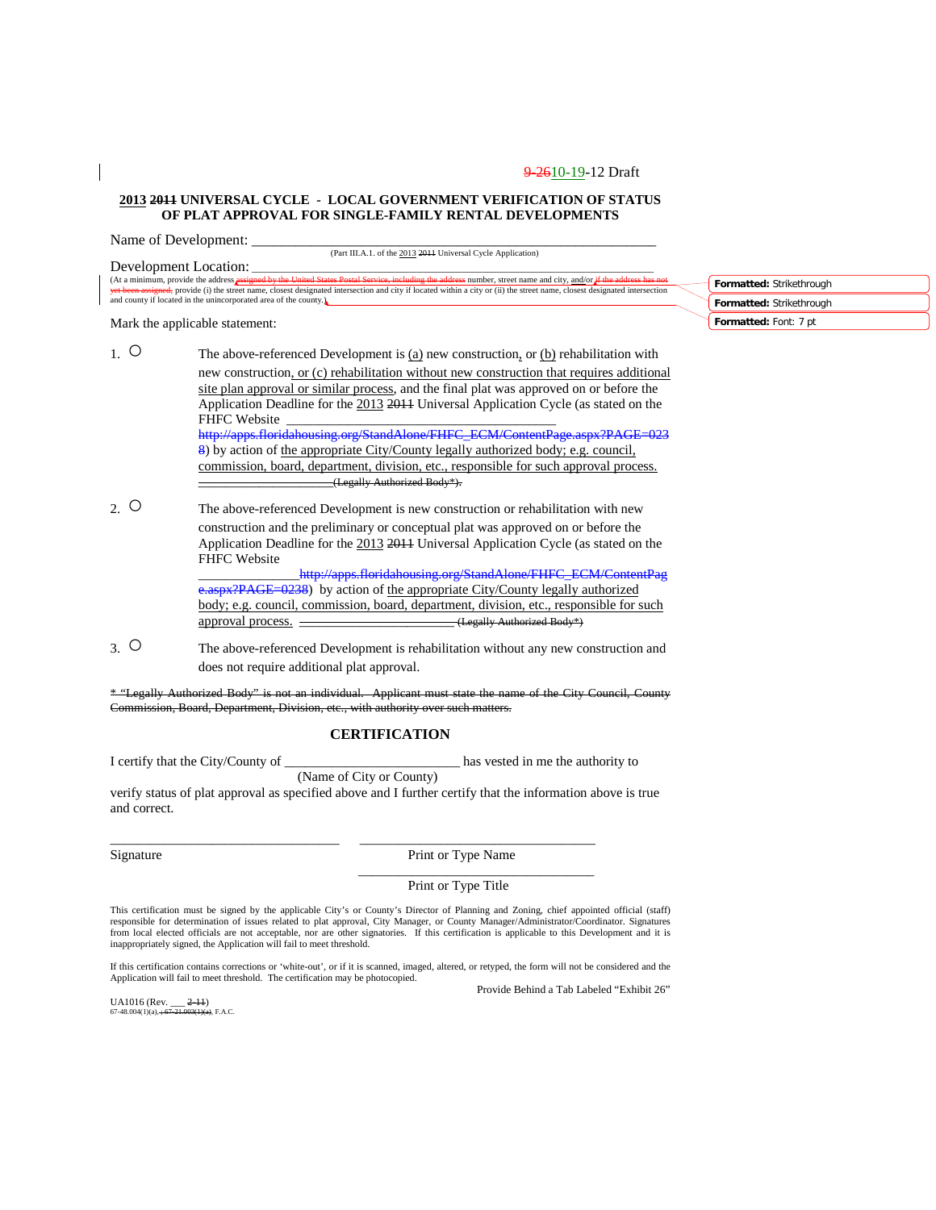9-2610-19-12 Draft

**2013 2011 UNIVERSAL CYCLE - LOCAL GOVERNMENT VERIFICATION OF STATUS OF PLAT APPROVAL FOR SINGLE-FAMILY RENTAL DEVELOPMENTS**

Name of Development: ___________________________________________________________
(Part III.A.1. of the 2013 2011 Universal Cycle Application)

Development Location: ___________________________________________________________
(At a minimum, provide the address assigned by the United States Postal Service, including the address number, street name and city, and/or if the address has not yet been assigned, provide (i) the street name, closest designated intersection and city if located within a city or (ii) the street name, closest designated intersection and county if located in the unincorporated area of the county.)

Formatted: Strikethrough

Formatted: Strikethrough

Formatted: Font: 7 pt

Mark the applicable statement:

1. ○ The above-referenced Development is (a) new construction, or (b) rehabilitation with new construction, or (c) rehabilitation without new construction that requires additional site plan approval or similar process, and the final plat was approved on or before the Application Deadline for the 2013 2011 Universal Application Cycle (as stated on the FHFC Website ________________________________________ http://apps.floridahousing.org/StandAlone/FHFC_ECM/ContentPage.aspx?PAGE=0238) by action of the appropriate City/County legally authorized body; e.g. council, commission, board, department, division, etc., responsible for such approval process. ____________________(Legally Authorized Body*).

2. ○ The above-referenced Development is new construction or rehabilitation with new construction and the preliminary or conceptual plat was approved on or before the Application Deadline for the 2013 2011 Universal Application Cycle (as stated on the FHFC Website ______________http://apps.floridahousing.org/StandAlone/FHFC_ECM/ContentPage.aspx?PAGE=0238) by action of the appropriate City/County legally authorized body; e.g. council, commission, board, department, division, etc., responsible for such approval process. ______________________(Legally Authorized Body*)

3. ○ The above-referenced Development is rehabilitation without any new construction and does not require additional plat approval.

* "Legally Authorized Body" is not an individual. Applicant must state the name of the City Council, County Commission, Board, Department, Division, etc., with authority over such matters.

## CERTIFICATION

I certify that the City/County of _________________________ has vested in me the authority to
(Name of City or County)
verify status of plat approval as specified above and I further certify that the information above is true and correct.

_________________________________ _________________________________
Signature Print or Type Name

_________________________________
Print or Type Title

This certification must be signed by the applicable City's or County's Director of Planning and Zoning, chief appointed official (staff) responsible for determination of issues related to plat approval, City Manager, or County Manager/Administrator/Coordinator. Signatures from local elected officials are not acceptable, nor are other signatories. If this certification is applicable to this Development and it is inappropriately signed, the Application will fail to meet threshold.

If this certification contains corrections or 'white-out', or if it is scanned, imaged, altered, or retyped, the form will not be considered and the Application will fail to meet threshold. The certification may be photocopied.

Provide Behind a Tab Labeled "Exhibit 26"

UA1016 (Rev. ___ 2-11)
67-48.004(1)(a), ; 67-21.003(1)(a), F.A.C.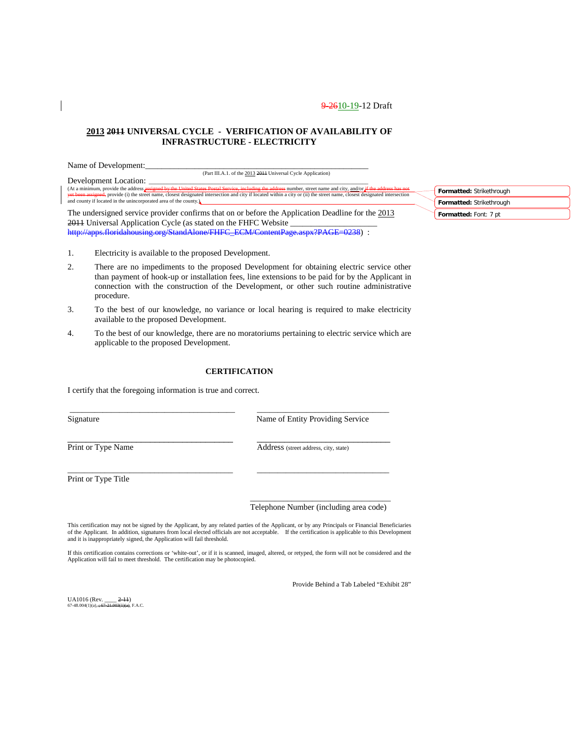9-2610-19-12 Draft

**2013 2011 UNIVERSAL CYCLE - VERIFICATION OF AVAILABILITY OF INFRASTRUCTURE - ELECTRICITY**

Name of Development:\_\_\_\_\_\_\_\_\_\_\_\_\_\_\_\_\_\_\_\_\_\_\_\_\_\_\_\_\_\_\_\_\_\_\_\_\_\_\_\_\_\_\_\_\_\_\_\_\_\_\_\_
(Part III.A.1. of the 2013 2011 Universal Cycle Application)

Development Location: \_\_\_\_\_\_\_\_\_\_\_\_\_\_\_\_\_\_\_\_\_\_\_\_\_\_\_\_\_\_\_\_\_\_\_\_\_\_\_\_\_\_\_\_\_\_\_\_\_\_\_\_
(At a minimum, provide the address ~~assigned by the United States Postal Service, including the address~~ number, street name and city, and/or ~~if the address has not yet been assigned,~~ provide (i) the street name, closest designated intersection and city if located within a city or (ii) the street name, closest designated intersection and county if located in the unincorporated area of the county.)

The undersigned service provider confirms that on or before the Application Deadline for the 2013 ~~2011~~ Universal Application Cycle (as stated on the FHFC Website \_\_\_\_\_\_\_\_\_\_\_\_\_\_\_\_\_\_\_\_ ~~http://apps.floridahousing.org/StandAlone/FHFC_ECM/ContentPage.aspx?PAGE=0238~~) :

1. Electricity is available to the proposed Development.
2. There are no impediments to the proposed Development for obtaining electric service other than payment of hook-up or installation fees, line extensions to be paid for by the Applicant in connection with the construction of the Development, or other such routine administrative procedure.
3. To the best of our knowledge, no variance or local hearing is required to make electricity available to the proposed Development.
4. To the best of our knowledge, there are no moratoriums pertaining to electric service which are applicable to the proposed Development.

**CERTIFICATION**

I certify that the foregoing information is true and correct.

\_\_\_\_\_\_\_\_\_\_\_\_\_\_\_\_\_\_\_\_\_\_\_\_\_\_\_\_\_\_\_\_\_\_\_\_\_\_\_\_
Signature

\_\_\_\_\_\_\_\_\_\_\_\_\_\_\_\_\_\_\_\_\_\_\_\_\_\_\_\_\_\_\_\_\_\_\_\_\_\_\_\_
Name of Entity Providing Service

\_\_\_\_\_\_\_\_\_\_\_\_\_\_\_\_\_\_\_\_\_\_\_\_\_\_\_\_\_\_\_\_\_\_\_\_\_\_\_\_
Print or Type Name

\_\_\_\_\_\_\_\_\_\_\_\_\_\_\_\_\_\_\_\_\_\_\_\_\_\_\_\_\_\_\_\_\_\_\_\_\_\_\_\_
Address (street address, city, state)

\_\_\_\_\_\_\_\_\_\_\_\_\_\_\_\_\_\_\_\_\_\_\_\_\_\_\_\_\_\_\_\_\_\_\_\_\_\_\_\_
Print or Type Title

\_\_\_\_\_\_\_\_\_\_\_\_\_\_\_\_\_\_\_\_\_\_\_\_\_\_\_\_\_\_\_\_\_\_\_\_\_\_\_\_

\_\_\_\_\_\_\_\_\_\_\_\_\_\_\_\_\_\_\_\_\_\_\_\_\_\_\_\_\_\_\_\_\_\_\_\_\_\_\_\_
Telephone Number (including area code)

This certification may not be signed by the Applicant, by any related parties of the Applicant, or by any Principals or Financial Beneficiaries of the Applicant. In addition, signatures from local elected officials are not acceptable. If the certification is applicable to this Development and it is inappropriately signed, the Application will fail threshold.

If this certification contains corrections or 'white-out', or if it is scanned, imaged, altered, or retyped, the form will not be considered and the Application will fail to meet threshold. The certification may be photocopied.

Provide Behind a Tab Labeled "Exhibit 28"

UA1016 (Rev. \_\_\_\_ ~~2-11~~)
67-48.004(1)(a), ~~; 67-21.003(1)(a)~~, F.A.C.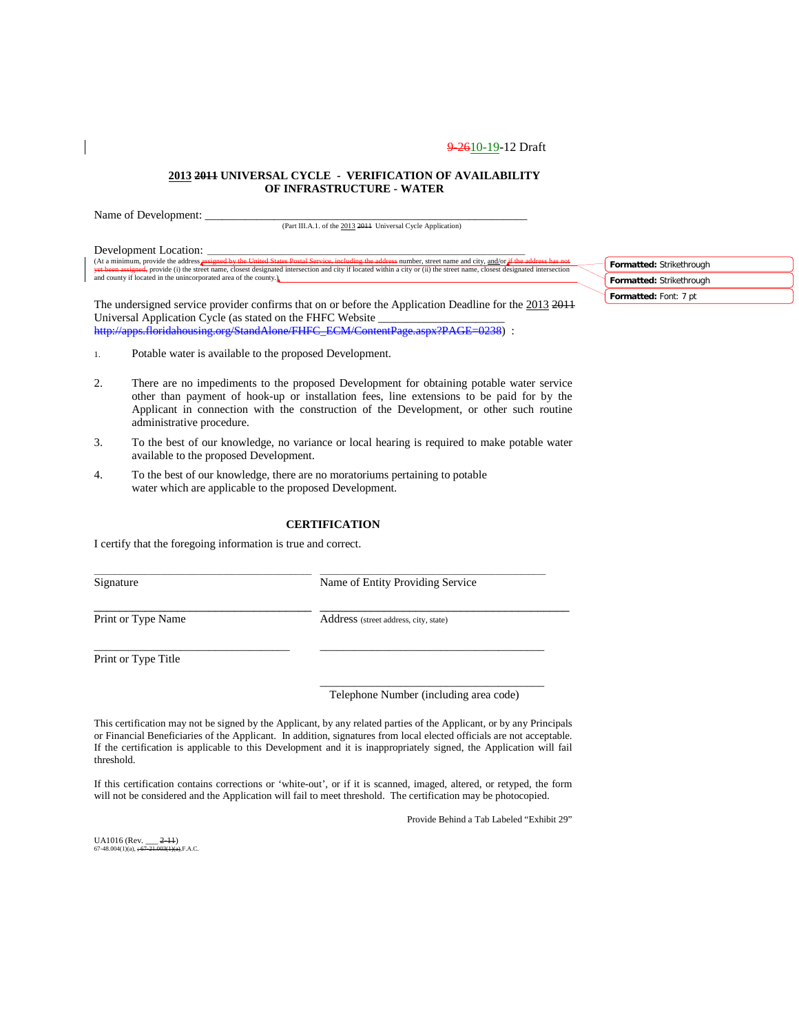9-2610-19-12 Draft

**2013 ~~2011~~ UNIVERSAL CYCLE - VERIFICATION OF AVAILABILITY OF INFRASTRUCTURE - WATER**

Name of Development: ____________________________________________________________
(Part III.A.1. of the 2013 ~~2011~~ Universal Cycle Application)

Development Location: ___________________________________________________________
(At a minimum, provide the address ~~assigned by the United States Postal Service, including the address~~ number, street name and city, and/or ~~if the address has not yet been assigned,~~ provide (i) the street name, closest designated intersection and city if located within a city or (ii) the street name, closest designated intersection and county if located in the unincorporated area of the county.)

The undersigned service provider confirms that on or before the Application Deadline for the 2013 ~~2011~~ Universal Application Cycle (as stated on the FHFC Website _____________________ ~~http://apps.floridahousing.org/StandAlone/FHFC_ECM/ContentPage.aspx?PAGE=0238~~) :

1. Potable water is available to the proposed Development.
2. There are no impediments to the proposed Development for obtaining potable water service other than payment of hook-up or installation fees, line extensions to be paid for by the Applicant in connection with the construction of the Development, or other such routine administrative procedure.
3. To the best of our knowledge, no variance or local hearing is required to make potable water available to the proposed Development.
4. To the best of our knowledge, there are no moratoriums pertaining to potable water which are applicable to the proposed Development.

**CERTIFICATION**

I certify that the foregoing information is true and correct.

| | |
|---|---|
| ______________________________ | ______________________________ |
| Signature | Name of Entity Providing Service |
| ______________________________ | ______________________________ |
| Print or Type Name | Address (street address, city, state) |
| ______________________________ | ______________________________ |
| Print or Type Title | |
| | ______________________________ |
| | Telephone Number (including area code) |

This certification may not be signed by the Applicant, by any related parties of the Applicant, or by any Principals or Financial Beneficiaries of the Applicant. In addition, signatures from local elected officials are not acceptable. If the certification is applicable to this Development and it is inappropriately signed, the Application will fail threshold.

If this certification contains corrections or 'white-out', or if it is scanned, imaged, altered, or retyped, the form will not be considered and the Application will fail to meet threshold. The certification may be photocopied.

Provide Behind a Tab Labeled "Exhibit 29"

UA1016 (Rev. ___ ~~2-11~~)
67-48.004(1)(a), ~~; 67-21.003(1)(a),~~ F.A.C.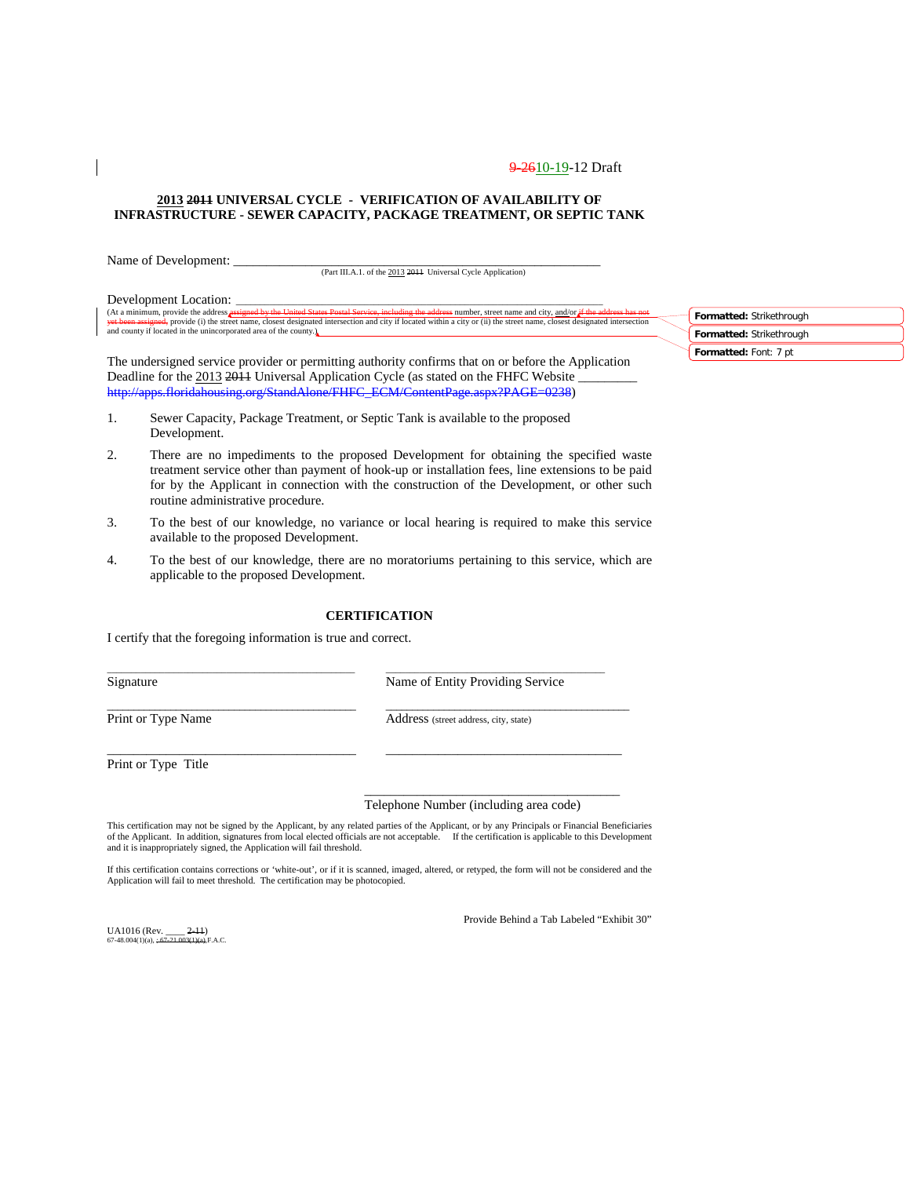9-26 10-19-12 Draft

**2013 2011 UNIVERSAL CYCLE - VERIFICATION OF AVAILABILITY OF INFRASTRUCTURE - SEWER CAPACITY, PACKAGE TREATMENT, OR SEPTIC TANK**

Name of Development: ___________________________________________________________
(Part III.A.1. of the 2013 2011 Universal Cycle Application)

Development Location: ___________________________________________________________
(At a minimum, provide the address assigned by the United States Postal Service, including the address number, street name and city, and/or if the address has not yet been assigned, provide (i) the street name, closest designated intersection and city if located within a city or (ii) the street name, closest designated intersection and county if located in the unincorporated area of the county.)

The undersigned service provider or permitting authority confirms that on or before the Application Deadline for the 2013 2011 Universal Application Cycle (as stated on the FHFC Website _________ http://apps.floridahousing.org/StandAlone/FHFC_ECM/ContentPage.aspx?PAGE=0238)

1. Sewer Capacity, Package Treatment, or Septic Tank is available to the proposed Development.
2. There are no impediments to the proposed Development for obtaining the specified waste treatment service other than payment of hook-up or installation fees, line extensions to be paid for by the Applicant in connection with the construction of the Development, or other such routine administrative procedure.
3. To the best of our knowledge, no variance or local hearing is required to make this service available to the proposed Development.
4. To the best of our knowledge, there are no moratoriums pertaining to this service, which are applicable to the proposed Development.

**CERTIFICATION**

I certify that the foregoing information is true and correct.

| | |
|---|---|
| ______________________________ | ______________________________ |
| Signature | Name of Entity Providing Service |
| ______________________________ | ______________________________ |
| Print or Type Name | Address (street address, city, state) |
| ______________________________ | ______________________________ |
| Print or Type Title | |
| | ______________________________ |
| | Telephone Number (including area code) |

This certification may not be signed by the Applicant, by any related parties of the Applicant, or by any Principals or Financial Beneficiaries of the Applicant. In addition, signatures from local elected officials are not acceptable. If the certification is applicable to this Development and it is inappropriately signed, the Application will fail threshold.

If this certification contains corrections or 'white-out', or if it is scanned, imaged, altered, or retyped, the form will not be considered and the Application will fail to meet threshold. The certification may be photocopied.

Provide Behind a Tab Labeled "Exhibit 30"

UA1016 (Rev. ____ 2-11)
67-48.004(1)(a); 67-21.003(1)(a) F.A.C.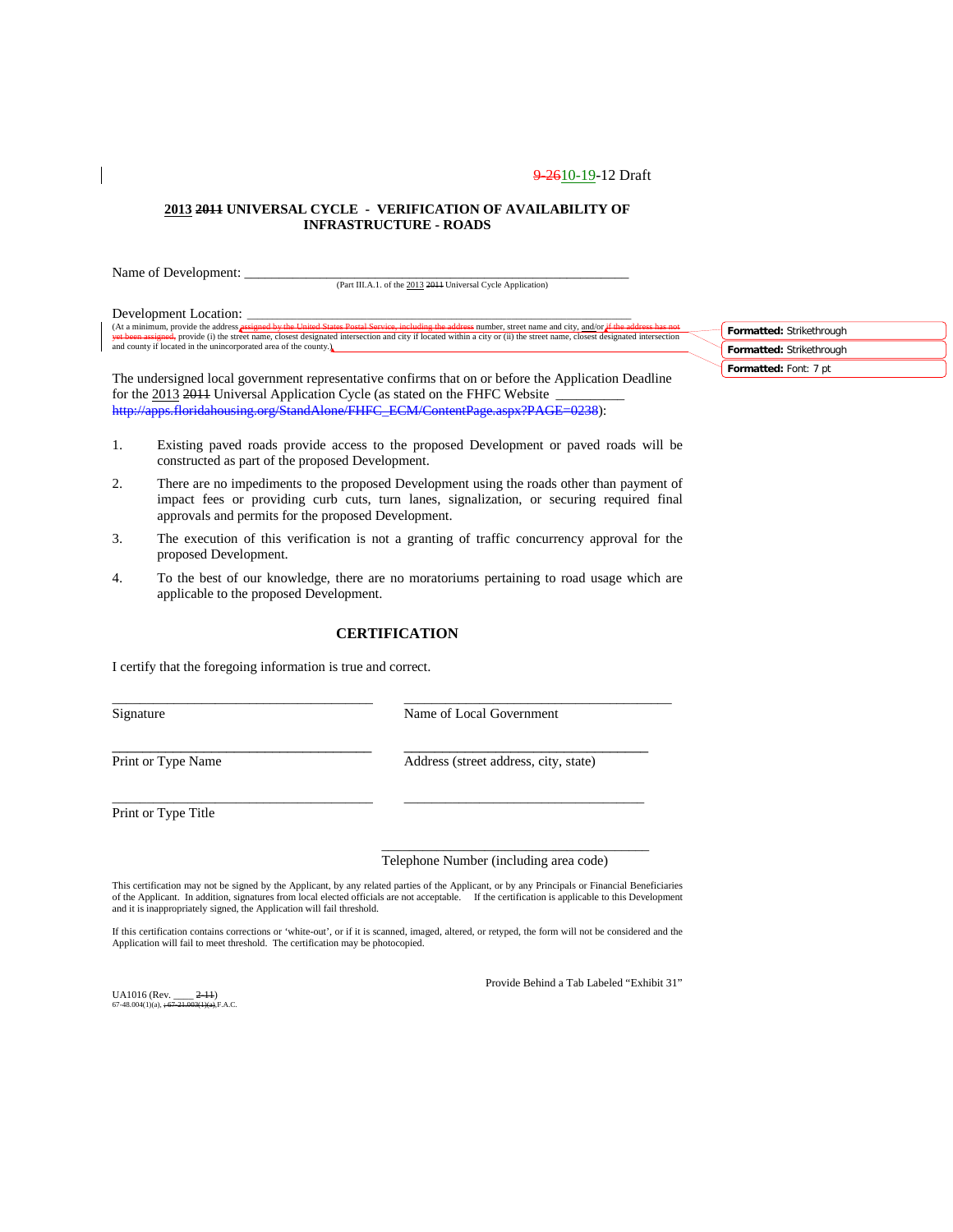9-2610-19-12 Draft

**2013 ~~2011~~ UNIVERSAL CYCLE - VERIFICATION OF AVAILABILITY OF INFRASTRUCTURE - ROADS**

Name of Development: ___________________________________________________________

(Part III.A.1. of the 2013 ~~2011~~ Universal Cycle Application)

Development Location: ___________________________________________________________

(At a minimum, provide the address ~~assigned by the United States Postal Service, including the address~~ number, street name and city, and/or ~~if the address has not yet been assigned,~~ provide (i) the street name, closest designated intersection and city if located within a city or (ii) the street name, closest designated intersection and county if located in the unincorporated area of the county.)

Formatted: Strikethrough

Formatted: Strikethrough

Formatted: Font: 7 pt

The undersigned local government representative confirms that on or before the Application Deadline for the 2013 ~~2011~~ Universal Application Cycle (as stated on the FHFC Website __________ ~~http://apps.floridahousing.org/StandAlone/FHFC_ECM/ContentPage.aspx?PAGE=0238~~):

1. Existing paved roads provide access to the proposed Development or paved roads will be constructed as part of the proposed Development.
2. There are no impediments to the proposed Development using the roads other than payment of impact fees or providing curb cuts, turn lanes, signalization, or securing required final approvals and permits for the proposed Development.
3. The execution of this verification is not a granting of traffic concurrency approval for the proposed Development.
4. To the best of our knowledge, there are no moratoriums pertaining to road usage which are applicable to the proposed Development.

**CERTIFICATION**

I certify that the foregoing information is true and correct.

| | |
|---|---|
| ______________________________ | ______________________________ |
| Signature | Name of Local Government |
| ______________________________ | ______________________________ |
| Print or Type Name | Address (street address, city, state) |
| ______________________________ | ______________________________ |
| Print or Type Title | |
| | ______________________________ |
| | Telephone Number (including area code) |

This certification may not be signed by the Applicant, by any related parties of the Applicant, or by any Principals or Financial Beneficiaries of the Applicant. In addition, signatures from local elected officials are not acceptable. If the certification is applicable to this Development and it is inappropriately signed, the Application will fail threshold.

If this certification contains corrections or 'white-out', or if it is scanned, imaged, altered, or retyped, the form will not be considered and the Application will fail to meet threshold. The certification may be photocopied.

Provide Behind a Tab Labeled "Exhibit 31"

UA1016 (Rev. ____ ~~2-11~~)
67-48.004(1)(a), ~~; 67-21.003(1)(a)~~, F.A.C.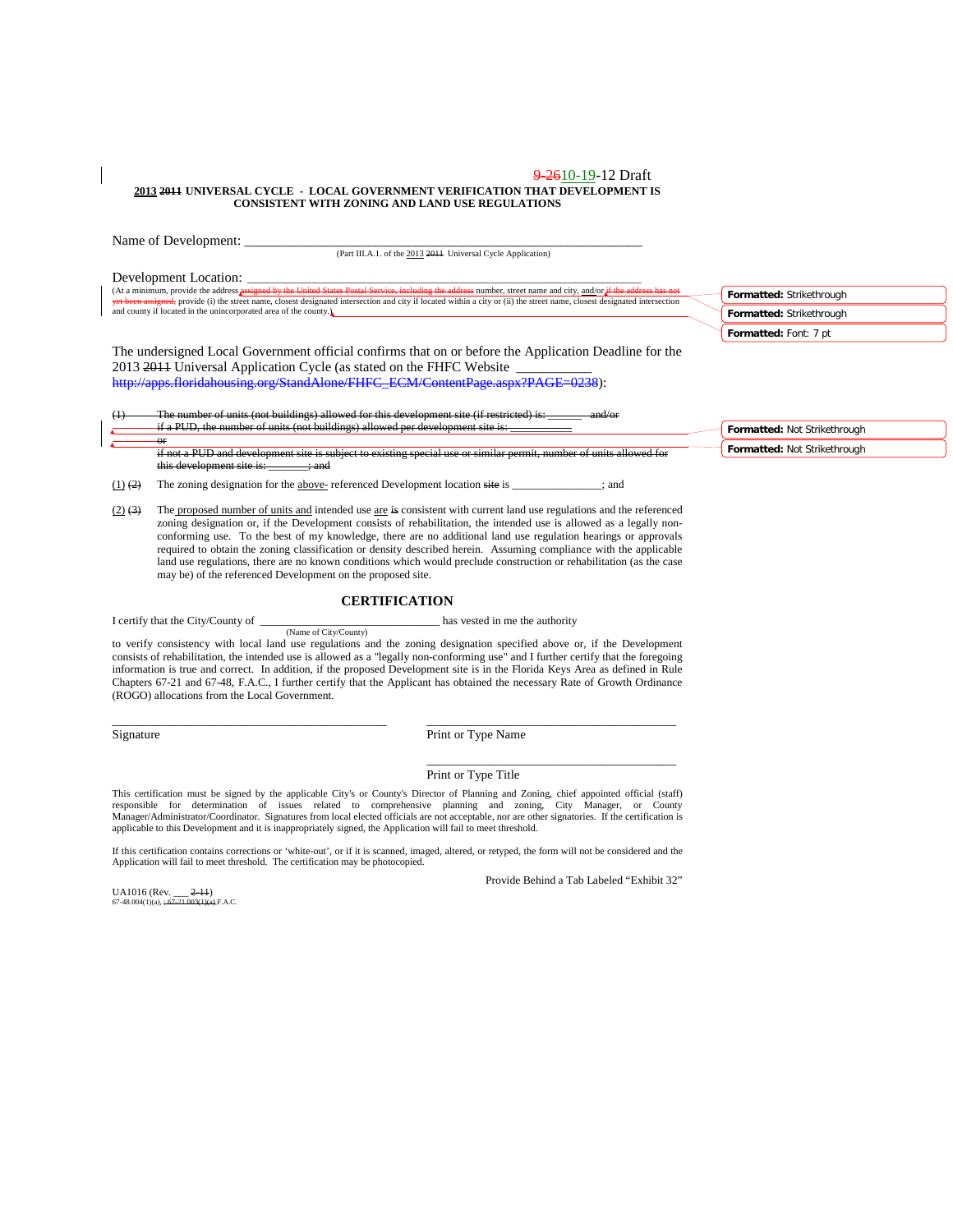9-2610-19-12 Draft

**2013 2011 UNIVERSAL CYCLE - LOCAL GOVERNMENT VERIFICATION THAT DEVELOPMENT IS CONSISTENT WITH ZONING AND LAND USE REGULATIONS**

Name of Development: ___________________________________________________________

(Part III.A.1. of the 2013 2011 Universal Cycle Application)

Development Location: ___________________________________________________________

(At a minimum, provide the address assigned by the United States Postal Service, including the address number, street name and city, and/or if the address has not yet been assigned, provide (i) the street name, closest designated intersection and city if located within a city or (ii) the street name, closest designated intersection and county if located in the unincorporated area of the county.)

Formatted: Strikethrough

Formatted: Strikethrough

Formatted: Font: 7 pt

The undersigned Local Government official confirms that on or before the Application Deadline for the 2013 2011 Universal Application Cycle (as stated on the FHFC Website ___________ http://apps.floridahousing.org/StandAlone/FHFC_ECM/ContentPage.aspx?PAGE=0238):

~~(1) The number of units (not buildings) allowed for this development site (if restricted) is: _______ and/or if a PUD, the number of units (not buildings) allowed per development site is: ___________ or if not a PUD and development site is subject to existing special use or similar permit, number of units allowed for this development site is: _______; and~~

Formatted: Not Strikethrough

Formatted: Not Strikethrough

(1) ~~(2)~~ The zoning designation for the above- referenced Development location ~~site~~ is _______________; and

(2) ~~(3)~~ The proposed number of units and intended use are ~~is~~ consistent with current land use regulations and the referenced zoning designation or, if the Development consists of rehabilitation, the intended use is allowed as a legally non-conforming use. To the best of my knowledge, there are no additional land use regulation hearings or approvals required to obtain the zoning classification or density described herein. Assuming compliance with the applicable land use regulations, there are no known conditions which would preclude construction or rehabilitation (as the case may be) of the referenced Development on the proposed site.

## CERTIFICATION

I certify that the City/County of ______________________________ has vested in me the authority
(Name of City/County)
to verify consistency with local land use regulations and the zoning designation specified above or, if the Development consists of rehabilitation, the intended use is allowed as a "legally non-conforming use" and I further certify that the foregoing information is true and correct. In addition, if the proposed Development site is in the Florida Keys Area as defined in Rule Chapters 67-21 and 67-48, F.A.C., I further certify that the Applicant has obtained the necessary Rate of Growth Ordinance (ROGO) allocations from the Local Government.

_____________________________________________ _________________________________________

Signature Print or Type Name

_________________________________________

Print or Type Title

This certification must be signed by the applicable City's or County's Director of Planning and Zoning, chief appointed official (staff) responsible for determination of issues related to comprehensive planning and zoning, City Manager, or County Manager/Administrator/Coordinator. Signatures from local elected officials are not acceptable, nor are other signatories. If the certification is applicable to this Development and it is inappropriately signed, the Application will fail to meet threshold.

If this certification contains corrections or 'white-out', or if it is scanned, imaged, altered, or retyped, the form will not be considered and the Application will fail to meet threshold. The certification may be photocopied.

Provide Behind a Tab Labeled "Exhibit 32"

UA1016 (Rev. ___ ~~2-11~~)
67-48.004(1)(a), ~~; 67-21.003(1)(a)~~ F.A.C.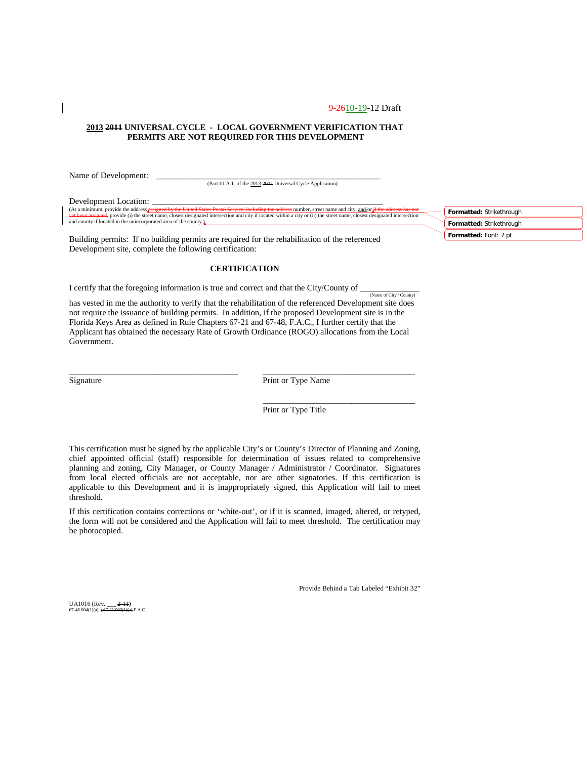9-2610-19-12 Draft

**2013 ~~2011~~ UNIVERSAL CYCLE - LOCAL GOVERNMENT VERIFICATION THAT PERMITS ARE NOT REQUIRED FOR THIS DEVELOPMENT**

Name of Development: ________________________________________________
(Part III.A.1. of the 2013 ~~2011~~ Universal Cycle Application)

Development Location: ________________________________________________
(At a minimum, provide the address ~~assigned by the United States Postal Service, including the address~~ number, street name and city, and/or ~~if the address has not yet been assigned,~~ provide (i) the street name, closest designated intersection and city if located within a city or (ii) the street name, closest designated intersection and county if located in the unincorporated area of the county.)

Formatted: Strikethrough
Formatted: Strikethrough
Formatted: Font: 7 pt

Building permits: If no building permits are required for the rehabilitation of the referenced Development site, complete the following certification:

**CERTIFICATION**

I certify that the foregoing information is true and correct and that the City/County of ______________
(Name of City / County)
has vested in me the authority to verify that the rehabilitation of the referenced Development site does not require the issuance of building permits. In addition, if the proposed Development site is in the Florida Keys Area as defined in Rule Chapters 67-21 and 67-48, F.A.C., I further certify that the Applicant has obtained the necessary Rate of Growth Ordinance (ROGO) allocations from the Local Government.

________________________________________ ____________________________________
Signature Print or Type Name

____________________________________
Print or Type Title

This certification must be signed by the applicable City's or County's Director of Planning and Zoning, chief appointed official (staff) responsible for determination of issues related to comprehensive planning and zoning, City Manager, or County Manager / Administrator / Coordinator. Signatures from local elected officials are not acceptable, nor are other signatories. If this certification is applicable to this Development and it is inappropriately signed, this Application will fail to meet threshold.

If this certification contains corrections or 'white-out', or if it is scanned, imaged, altered, or retyped, the form will not be considered and the Application will fail to meet threshold. The certification may be photocopied.

Provide Behind a Tab Labeled "Exhibit 32"

UA1016 (Rev. ___ ~~2-11~~)
67-48.004(1)(a), ~~; 67-21.003(1)(a)~~, F.A.C.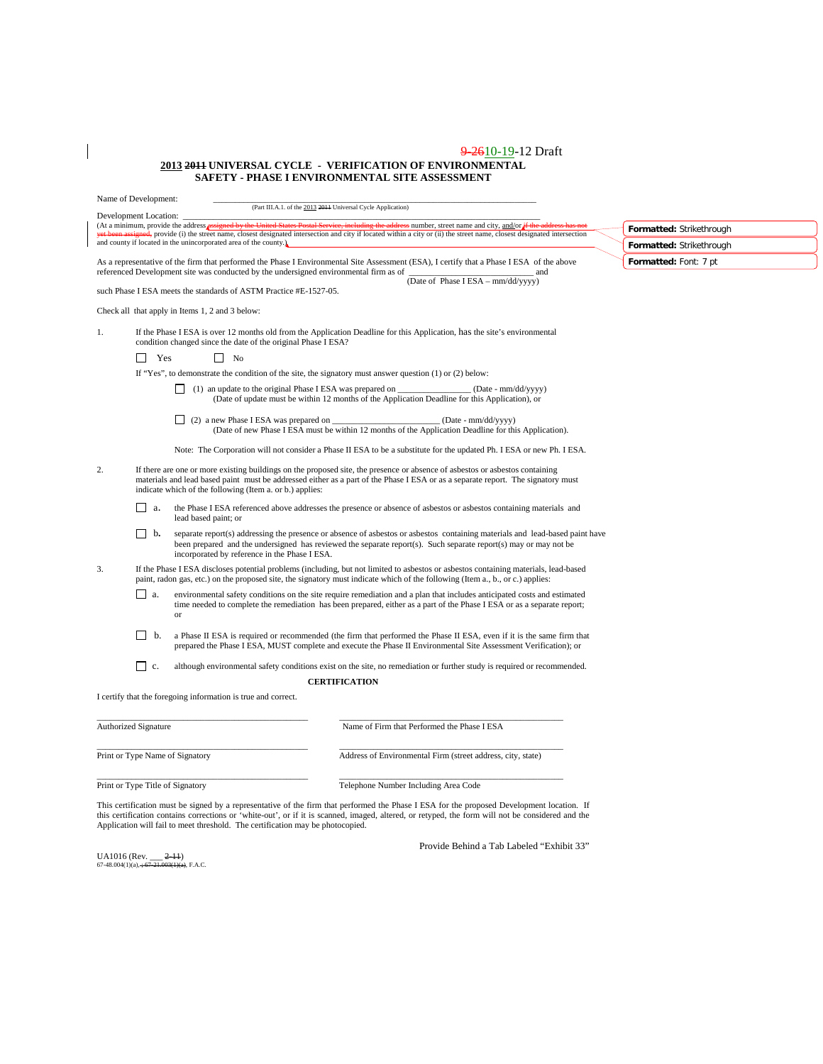9-2610-19-12 Draft

## 2013 2011 UNIVERSAL CYCLE - VERIFICATION OF ENVIRONMENTAL SAFETY - PHASE I ENVIRONMENTAL SITE ASSESSMENT

Name of Development: ______________________________________________________________
(Part III.A.1. of the 2013 2011 Universal Cycle Application)

Development Location: ______________________________________________________________
(At a minimum, provide the address assigned by the United States Postal Service, including the address number, street name and city, and/or if the address has not yet been assigned, provide (i) the street name, closest designated intersection and city if located within a city or (ii) the street name, closest designated intersection and county if located in the unincorporated area of the county.)

Formatted: Strikethrough

Formatted: Strikethrough

Formatted: Font: 7 pt

As a representative of the firm that performed the Phase I Environmental Site Assessment (ESA), I certify that a Phase I ESA of the above referenced Development site was conducted by the undersigned environmental firm as of ___________________________ and
(Date of Phase I ESA – mm/dd/yyyy)

such Phase I ESA meets the standards of ASTM Practice #E-1527-05.

Check all that apply in Items 1, 2 and 3 below:

1. If the Phase I ESA is over 12 months old from the Application Deadline for this Application, has the site's environmental condition changed since the date of the original Phase I ESA?

   ☐ Yes ☐ No

   If "Yes", to demonstrate the condition of the site, the signatory must answer question (1) or (2) below:

   ☐ (1) an update to the original Phase I ESA was prepared on ________________ (Date - mm/dd/yyyy)
   (Date of update must be within 12 months of the Application Deadline for this Application), or

   ☐ (2) a new Phase I ESA was prepared on ________________________ (Date - mm/dd/yyyy)
   (Date of new Phase I ESA must be within 12 months of the Application Deadline for this Application).

   Note: The Corporation will not consider a Phase II ESA to be a substitute for the updated Ph. I ESA or new Ph. I ESA.

2. If there are one or more existing buildings on the proposed site, the presence or absence of asbestos or asbestos containing materials and lead based paint must be addressed either as a part of the Phase I ESA or as a separate report. The signatory must indicate which of the following (Item a. or b.) applies:

   ☐ a. the Phase I ESA referenced above addresses the presence or absence of asbestos or asbestos containing materials and lead based paint; or

   ☐ b. separate report(s) addressing the presence or absence of asbestos or asbestos containing materials and lead-based paint have been prepared and the undersigned has reviewed the separate report(s). Such separate report(s) may or may not be incorporated by reference in the Phase I ESA.

3. If the Phase I ESA discloses potential problems (including, but not limited to asbestos or asbestos containing materials, lead-based paint, radon gas, etc.) on the proposed site, the signatory must indicate which of the following (Item a., b., or c.) applies:

   ☐ a. environmental safety conditions on the site require remediation and a plan that includes anticipated costs and estimated time needed to complete the remediation has been prepared, either as a part of the Phase I ESA or as a separate report; or

   ☐ b. a Phase II ESA is required or recommended (the firm that performed the Phase II ESA, even if it is the same firm that prepared the Phase I ESA, MUST complete and execute the Phase II Environmental Site Assessment Verification); or

   ☐ c. although environmental safety conditions exist on the site, no remediation or further study is required or recommended.

### CERTIFICATION

I certify that the foregoing information is true and correct.

| | |
|---|---|
| ______________________________ | ______________________________ |
| Authorized Signature | Name of Firm that Performed the Phase I ESA |
| ______________________________ | ______________________________ |
| Print or Type Name of Signatory | Address of Environmental Firm (street address, city, state) |
| ______________________________ | ______________________________ |
| Print or Type Title of Signatory | Telephone Number Including Area Code |

This certification must be signed by a representative of the firm that performed the Phase I ESA for the proposed Development location. If this certification contains corrections or 'white-out', or if it is scanned, imaged, altered, or retyped, the form will not be considered and the Application will fail to meet threshold. The certification may be photocopied.

Provide Behind a Tab Labeled "Exhibit 33"

UA1016 (Rev. ___ 2-11)
67-48.004(1)(a), ; 67-21.003(1)(a), F.A.C.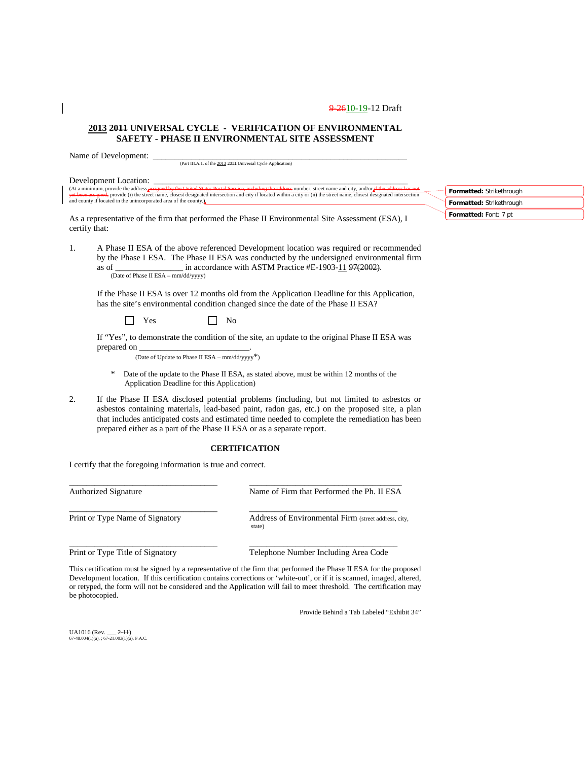9-26 10-19-12 Draft

## 2013 ~~2011~~ UNIVERSAL CYCLE - VERIFICATION OF ENVIRONMENTAL SAFETY - PHASE II ENVIRONMENTAL SITE ASSESSMENT

Name of Development: ___________________________________________________________
(Part III.A.1. of the 2013 ~~2011~~ Universal Cycle Application)

Development Location: ___________________________________________________________
(At a minimum, provide the address ~~assigned by the United States Postal Service, including the address~~ number, street name and city, and/or ~~if the address has not yet been assigned,~~ provide (i) the street name, closest designated intersection and city if located within a city or (ii) the street name, closest designated intersection and county if located in the unincorporated area of the county.)

Formatted: Strikethrough

Formatted: Strikethrough

Formatted: Font: 7 pt

As a representative of the firm that performed the Phase II Environmental Site Assessment (ESA), I certify that:

1. A Phase II ESA of the above referenced Development location was required or recommended by the Phase I ESA. The Phase II ESA was conducted by the undersigned environmental firm as of ________________ in accordance with ASTM Practice #E-1903-11 ~~97(2002)~~.
   (Date of Phase II ESA – mm/dd/yyyy)

   If the Phase II ESA is over 12 months old from the Application Deadline for this Application, has the site's environmental condition changed since the date of the Phase II ESA?

   ☐ Yes ☐ No

   If "Yes", to demonstrate the condition of the site, an update to the original Phase II ESA was prepared on _________________________.
   (Date of Update to Phase II ESA – mm/dd/yyyy*)

   \* Date of the update to the Phase II ESA, as stated above, must be within 12 months of the Application Deadline for this Application)

2. If the Phase II ESA disclosed potential problems (including, but not limited to asbestos or asbestos containing materials, lead-based paint, radon gas, etc.) on the proposed site, a plan that includes anticipated costs and estimated time needed to complete the remediation has been prepared either as a part of the Phase II ESA or as a separate report.

### CERTIFICATION

I certify that the foregoing information is true and correct.

___________________________________ ___________________________________
Authorized Signature | Name of Firm that Performed the Ph. II ESA

___________________________________ ___________________________________
Print or Type Name of Signatory | Address of Environmental Firm (street address, city, state)

___________________________________ ___________________________________
Print or Type Title of Signatory | Telephone Number Including Area Code

This certification must be signed by a representative of the firm that performed the Phase II ESA for the proposed Development location. If this certification contains corrections or 'white-out', or if it is scanned, imaged, altered, or retyped, the form will not be considered and the Application will fail to meet threshold. The certification may be photocopied.

Provide Behind a Tab Labeled "Exhibit 34"

UA1016 (Rev. ___ ~~2-11~~)
67-48.004(1)(a), ~~; 67-21.003(1)(a)~~, F.A.C.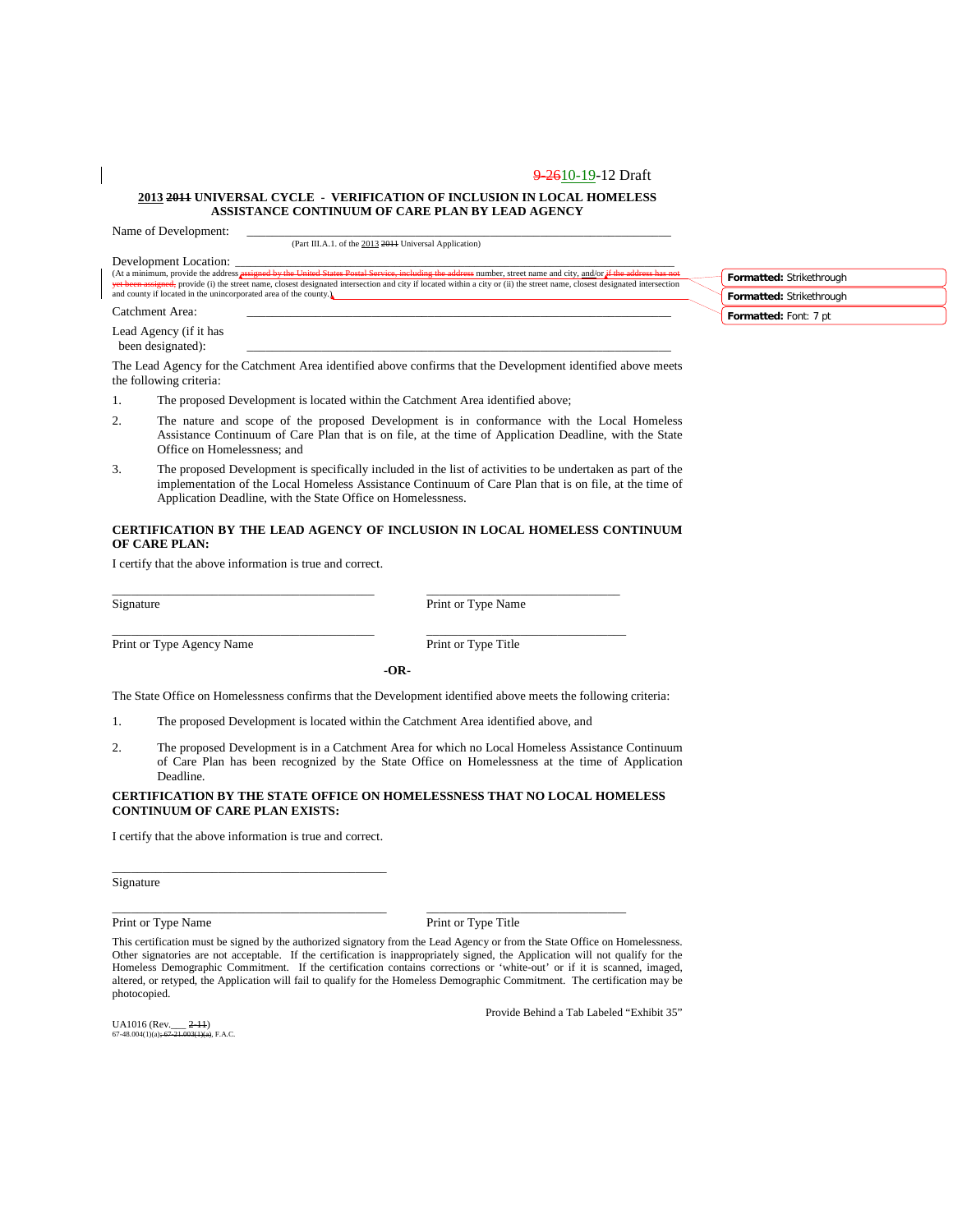9-2610-19-12 Draft

**2013 ~~2011~~ UNIVERSAL CYCLE - VERIFICATION OF INCLUSION IN LOCAL HOMELESS ASSISTANCE CONTINUUM OF CARE PLAN BY LEAD AGENCY**

Name of Development: \_\_\_\_\_\_\_\_\_\_\_\_\_\_\_\_\_\_\_\_\_\_\_\_\_\_\_\_\_\_\_\_\_\_\_\_\_\_\_\_\_\_\_\_\_\_\_\_\_\_\_\_\_\_

(Part III.A.1. of the 2013 ~~2011~~ Universal Application)

Development Location: \_\_\_\_\_\_\_\_\_\_\_\_\_\_\_\_\_\_\_\_\_\_\_\_\_\_\_\_\_\_\_\_\_\_\_\_\_\_\_\_\_\_\_\_\_\_\_\_\_\_\_\_\_\_

(At a minimum, provide the address ~~assigned by the United States Postal Service, including the address~~ number, street name and city, and/or ~~if the address has not yet been assigned,~~ provide (i) the street name, closest designated intersection and city if located within a city or (ii) the street name, closest designated intersection and county if located in the unincorporated area of the county.)

Formatted: Strikethrough

Formatted: Strikethrough

Formatted: Font: 7 pt

Catchment Area: \_\_\_\_\_\_\_\_\_\_\_\_\_\_\_\_\_\_\_\_\_\_\_\_\_\_\_\_\_\_\_\_\_\_\_\_\_\_\_\_\_\_\_\_\_\_\_\_\_\_\_\_\_\_

Lead Agency (if it has been designated): \_\_\_\_\_\_\_\_\_\_\_\_\_\_\_\_\_\_\_\_\_\_\_\_\_\_\_\_\_\_\_\_\_\_\_\_\_\_\_\_\_\_\_\_\_\_\_\_\_\_\_\_\_\_

The Lead Agency for the Catchment Area identified above confirms that the Development identified above meets the following criteria:

1. The proposed Development is located within the Catchment Area identified above;

2. The nature and scope of the proposed Development is in conformance with the Local Homeless Assistance Continuum of Care Plan that is on file, at the time of Application Deadline, with the State Office on Homelessness; and

3. The proposed Development is specifically included in the list of activities to be undertaken as part of the implementation of the Local Homeless Assistance Continuum of Care Plan that is on file, at the time of Application Deadline, with the State Office on Homelessness.

**CERTIFICATION BY THE LEAD AGENCY OF INCLUSION IN LOCAL HOMELESS CONTINUUM OF CARE PLAN:**

I certify that the above information is true and correct.

\_\_\_\_\_\_\_\_\_\_\_\_\_\_\_\_\_\_\_\_\_\_\_\_\_\_\_\_\_\_\_\_\_\_ \_\_\_\_\_\_\_\_\_\_\_\_\_\_\_\_\_\_\_\_\_\_\_\_\_\_\_\_\_\_
Signature Print or Type Name

\_\_\_\_\_\_\_\_\_\_\_\_\_\_\_\_\_\_\_\_\_\_\_\_\_\_\_\_\_\_\_\_\_\_ \_\_\_\_\_\_\_\_\_\_\_\_\_\_\_\_\_\_\_\_\_\_\_\_\_\_\_\_\_\_
Print or Type Agency Name Print or Type Title

**-OR-**

The State Office on Homelessness confirms that the Development identified above meets the following criteria:

1. The proposed Development is located within the Catchment Area identified above, and

2. The proposed Development is in a Catchment Area for which no Local Homeless Assistance Continuum of Care Plan has been recognized by the State Office on Homelessness at the time of Application Deadline.

**CERTIFICATION BY THE STATE OFFICE ON HOMELESSNESS THAT NO LOCAL HOMELESS CONTINUUM OF CARE PLAN EXISTS:**

I certify that the above information is true and correct.

\_\_\_\_\_\_\_\_\_\_\_\_\_\_\_\_\_\_\_\_\_\_\_\_\_\_\_\_\_\_\_\_\_\_
Signature

\_\_\_\_\_\_\_\_\_\_\_\_\_\_\_\_\_\_\_\_\_\_\_\_\_\_\_\_\_\_\_\_\_\_ \_\_\_\_\_\_\_\_\_\_\_\_\_\_\_\_\_\_\_\_\_\_\_\_\_\_\_\_\_\_
Print or Type Name Print or Type Title

This certification must be signed by the authorized signatory from the Lead Agency or from the State Office on Homelessness. Other signatories are not acceptable. If the certification is inappropriately signed, the Application will not qualify for the Homeless Demographic Commitment. If the certification contains corrections or 'white-out' or if it is scanned, imaged, altered, or retyped, the Application will fail to qualify for the Homeless Demographic Commitment. The certification may be photocopied.

Provide Behind a Tab Labeled "Exhibit 35"

UA1016 (Rev.\_\_\_ ~~2-11~~)
67-48.004(1)(a)~~; 67-21.003(1)(a)~~, F.A.C.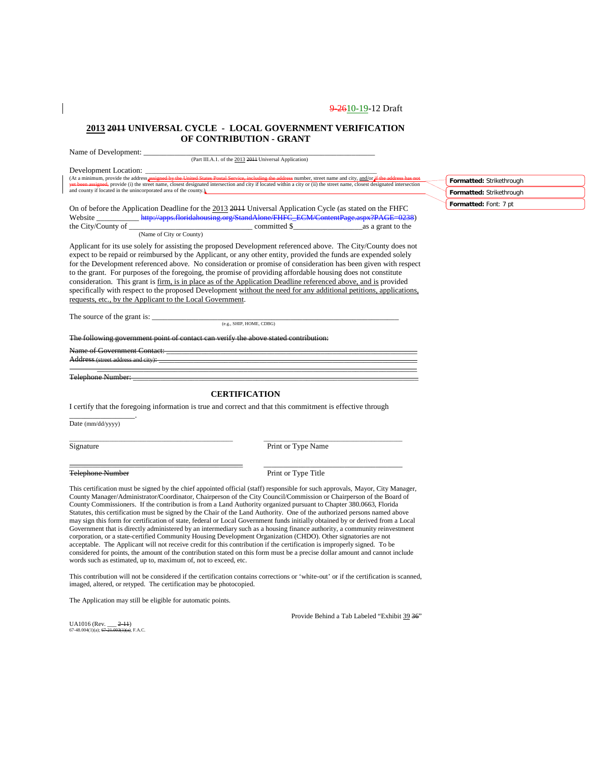9-2610-19-12 Draft

## 2013 2011 UNIVERSAL CYCLE - LOCAL GOVERNMENT VERIFICATION OF CONTRIBUTION - GRANT

Name of Development: ___________________________________________________________

(Part III.A.1. of the 2013 2011 Universal Application)

Development Location: ___________________________________________________________

(At a minimum, provide the address assigned by the United States Postal Service, including the address number, street name and city, and/or if the address has not yet been assigned, provide (i) the street name, closest designated intersection and city if located within a city or (ii) the street name, closest designated intersection and county if located in the unincorporated area of the county.)

Formatted: Strikethrough

Formatted: Strikethrough

Formatted: Font: 7 pt

On of before the Application Deadline for the 2013 2011 Universal Application Cycle (as stated on the FHFC Website __________ http://apps.floridahousing.org/StandAlone/FHFC_ECM/ContentPage.aspx?PAGE=0238) the City/County of ____________________________ committed $__________________as a grant to the

(Name of City or County)

Applicant for its use solely for assisting the proposed Development referenced above. The City/County does not expect to be repaid or reimbursed by the Applicant, or any other entity, provided the funds are expended solely for the Development referenced above. No consideration or promise of consideration has been given with respect to the grant. For purposes of the foregoing, the promise of providing affordable housing does not constitute consideration. This grant is firm, is in place as of the Application Deadline referenced above, and is provided specifically with respect to the proposed Development without the need for any additional petitions, applications, requests, etc., by the Applicant to the Local Government.

The source of the grant is: _______________________________________________________

(e.g., SHIP, HOME, CDBG)

~~The following government point of contact can verify the above stated contribution:~~

~~Name of Government Contact:~~ ___________________________________________________

~~Address (street address and city):~~ ________________________________________________

___________________________________________________________________________

~~Telephone Number:~~ ___________________________________________________________

### CERTIFICATION

I certify that the foregoing information is true and correct and that this commitment is effective through

_________________.

Date (mm/dd/yyyy)

_________________________________________ _________________________________

Signature Print or Type Name

_________________________________________ _________________________________

~~Telephone Number~~ Print or Type Title

This certification must be signed by the chief appointed official (staff) responsible for such approvals, Mayor, City Manager, County Manager/Administrator/Coordinator, Chairperson of the City Council/Commission or Chairperson of the Board of County Commissioners. If the contribution is from a Land Authority organized pursuant to Chapter 380.0663, Florida Statutes, this certification must be signed by the Chair of the Land Authority. One of the authorized persons named above may sign this form for certification of state, federal or Local Government funds initially obtained by or derived from a Local Government that is directly administered by an intermediary such as a housing finance authority, a community reinvestment corporation, or a state-certified Community Housing Development Organization (CHDO). Other signatories are not acceptable. The Applicant will not receive credit for this contribution if the certification is improperly signed. To be considered for points, the amount of the contribution stated on this form must be a precise dollar amount and cannot include words such as estimated, up to, maximum of, not to exceed, etc.

This contribution will not be considered if the certification contains corrections or 'white-out' or if the certification is scanned, imaged, altered, or retyped. The certification may be photocopied.

The Application may still be eligible for automatic points.

Provide Behind a Tab Labeled "Exhibit 39 36"

UA1016 (Rev. ___ 2-11)
67-48.004(1)(a); 67-21.003(1)(a), F.A.C.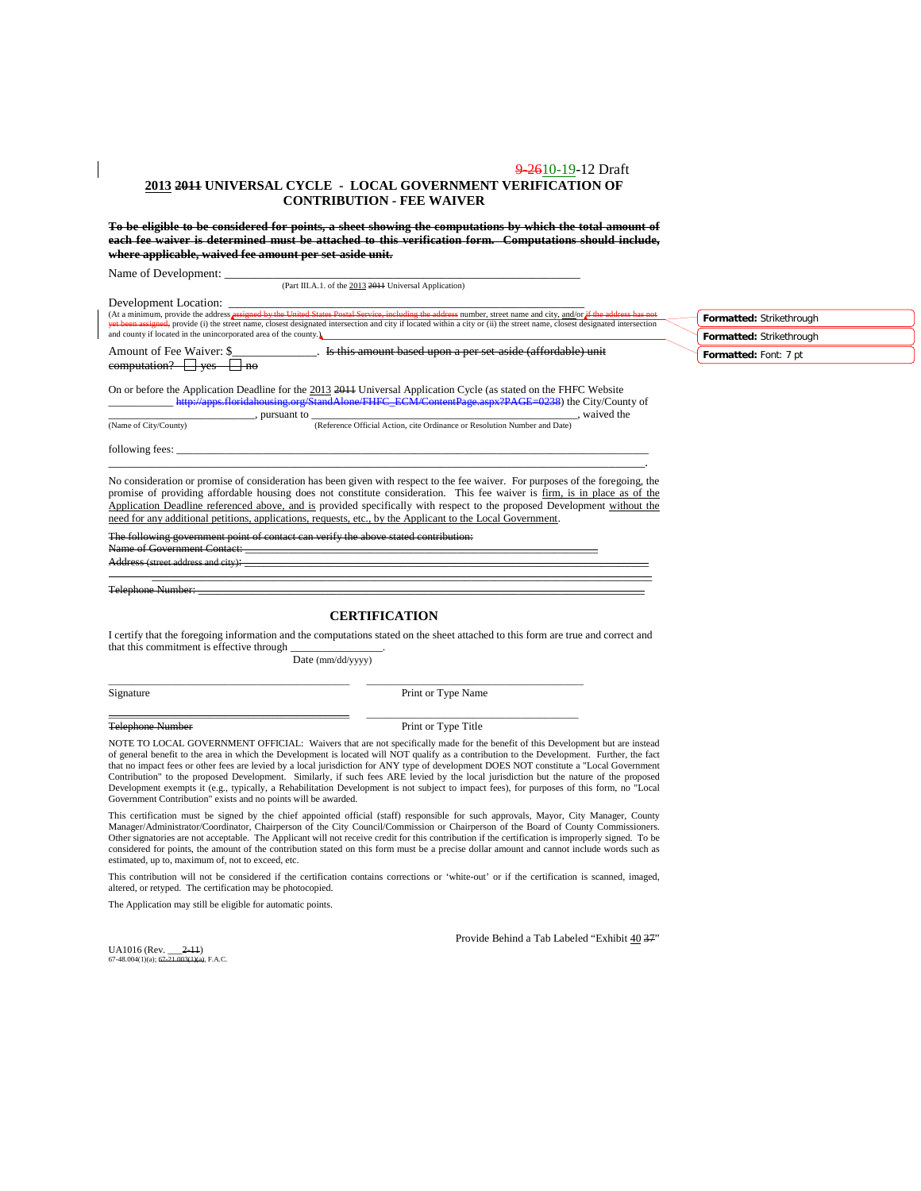9-26 10-19-12 Draft

## 2013 2011 UNIVERSAL CYCLE - LOCAL GOVERNMENT VERIFICATION OF CONTRIBUTION - FEE WAIVER

~~**To be eligible to be considered for points, a sheet showing the computations by which the total amount of each fee waiver is determined must be attached to this verification form. Computations should include, where applicable, waived fee amount per set-aside unit.**~~

Name of Development: ___________________________________________________________

(Part III.A.1. of the 2013 ~~2011~~ Universal Application)

Development Location: ___________________________________________________________

(At a minimum, provide the address ~~assigned by the United States Postal Service, including the address~~ number, street name and city, and/or ~~if the address has not yet been assigned,~~ provide (i) the street name, closest designated intersection and city if located within a city or (ii) the street name, closest designated intersection and county if located in the unincorporated area of the county.)

Formatted: Strikethrough

Formatted: Strikethrough

Formatted: Font: 7 pt

Amount of Fee Waiver: $______________. ~~Is this amount based upon a per set-aside (affordable) unit computation? ☐ yes ☐ no~~

On or before the Application Deadline for the 2013 ~~2011~~ Universal Application Cycle (as stated on the FHFC Website ___________ http://apps.floridahousing.org/StandAlone/FHFC_ECM/ContentPage.aspx?PAGE=0238) the City/County of ________________________, pursuant to ________________________________________, waived the

(Name of City/County) (Reference Official Action, cite Ordinance or Resolution Number and Date)

following fees: _______________________________________________________________________

_______________________________________________________________________________.

No consideration or promise of consideration has been given with respect to the fee waiver. For purposes of the foregoing, the promise of providing affordable housing does not constitute consideration. This fee waiver is firm, is in place as of the Application Deadline referenced above, and is provided specifically with respect to the proposed Development without the need for any additional petitions, applications, requests, etc., by the Applicant to the Local Government.

~~The following government point of contact can verify the above stated contribution:~~
~~Name of Government Contact:~~ ________________________________________________
~~Address (street address and city):~~ ____________________________________________
_______________________________________________________________________________
~~Telephone Number:~~ ________________________________________________________

## CERTIFICATION

I certify that the foregoing information and the computations stated on the sheet attached to this form are true and correct and that this commitment is effective through ________________.

Date (mm/dd/yyyy)

_________________________________________ _________________________________________

Signature Print or Type Name

_________________________________________ _________________________________________

~~Telephone Number~~ Print or Type Title

NOTE TO LOCAL GOVERNMENT OFFICIAL: Waivers that are not specifically made for the benefit of this Development but are instead of general benefit to the area in which the Development is located will NOT qualify as a contribution to the Development. Further, the fact that no impact fees or other fees are levied by a local jurisdiction for ANY type of development DOES NOT constitute a "Local Government Contribution" to the proposed Development. Similarly, if such fees ARE levied by the local jurisdiction but the nature of the proposed Development exempts it (e.g., typically, a Rehabilitation Development is not subject to impact fees), for purposes of this form, no "Local Government Contribution" exists and no points will be awarded.

This certification must be signed by the chief appointed official (staff) responsible for such approvals, Mayor, City Manager, County Manager/Administrator/Coordinator, Chairperson of the City Council/Commission or Chairperson of the Board of County Commissioners. Other signatories are not acceptable. The Applicant will not receive credit for this contribution if the certification is improperly signed. To be considered for points, the amount of the contribution stated on this form must be a precise dollar amount and cannot include words such as estimated, up to, maximum of, not to exceed, etc.

This contribution will not be considered if the certification contains corrections or 'white-out' or if the certification is scanned, imaged, altered, or retyped. The certification may be photocopied.

The Application may still be eligible for automatic points.

Provide Behind a Tab Labeled "Exhibit 40 ~~37~~"

UA1016 (Rev. ___ ~~2-11~~)
67-48.004(1)(a); ~~67-21.003(1)(a)~~, F.A.C.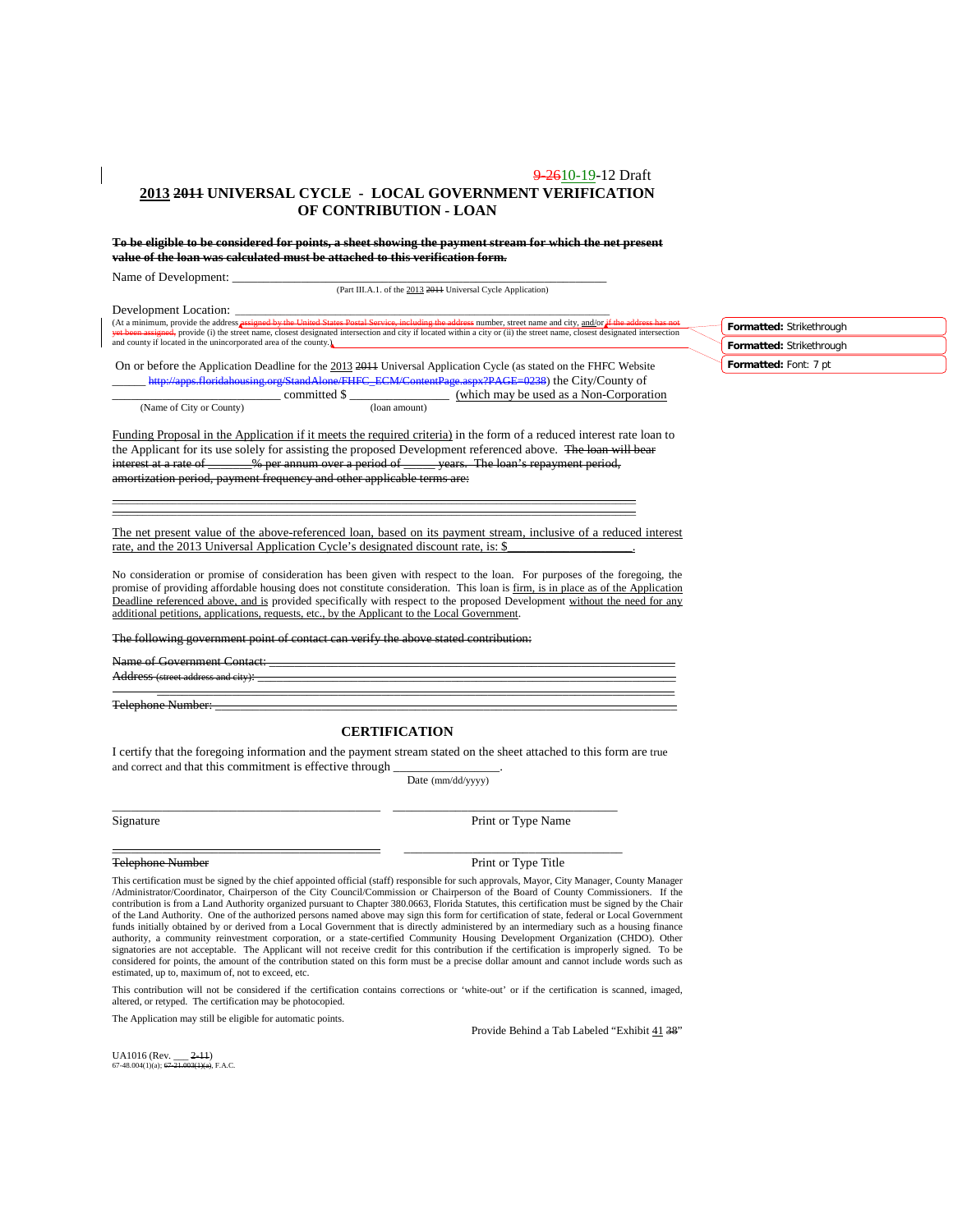9-2610-19-12 Draft

# 2013 2011 UNIVERSAL CYCLE - LOCAL GOVERNMENT VERIFICATION OF CONTRIBUTION - LOAN

~~**To be eligible to be considered for points, a sheet showing the payment stream for which the net present value of the loan was calculated must be attached to this verification form.**~~

Name of Development: ___________________________________________________________
(Part III.A.1. of the 2013 ~~2011~~ Universal Cycle Application)

Development Location: ___________________________________________________________
(At a minimum, provide the address ~~assigned by the United States Postal Service, including the address~~ number, street name and city, and/or ~~if the address has not yet been assigned,~~ provide (i) the street name, closest designated intersection and city if located within a city or (ii) the street name, closest designated intersection and county if located in the unincorporated area of the county.)

On or before the Application Deadline for the 2013 ~~2011~~ Universal Application Cycle (as stated on the FHFC Website ______ http://apps.floridahousing.org/StandAlone/FHFC_ECM/ContentPage.aspx?PAGE=0238) the City/County of ___________________________ committed $ _______________ (which may be used as a Non-Corporation
(Name of City or County) (loan amount)

Funding Proposal in the Application if it meets the required criteria) in the form of a reduced interest rate loan to the Applicant for its use solely for assisting the proposed Development referenced above. ~~The loan will bear interest at a rate of _______% per annum over a period of _____ years. The loan's repayment period, amortization period, payment frequency and other applicable terms are:~~

The net present value of the above-referenced loan, based on its payment stream, inclusive of a reduced interest rate, and the 2013 Universal Application Cycle's designated discount rate, is: $___________________.

No consideration or promise of consideration has been given with respect to the loan. For purposes of the foregoing, the promise of providing affordable housing does not constitute consideration. This loan is firm, is in place as of the Application Deadline referenced above, and is provided specifically with respect to the proposed Development without the need for any additional petitions, applications, requests, etc., by the Applicant to the Local Government.

~~The following government point of contact can verify the above stated contribution:~~

~~Name of Government Contact:~~ ___________________________________________________________

~~Address (street address and city):~~ ___________________________________________________________

~~Telephone Number:~~ ___________________________________________________________

## CERTIFICATION

I certify that the foregoing information and the payment stream stated on the sheet attached to this form are true and correct and that this commitment is effective through ________________.
Date (mm/dd/yyyy)

_________________________________________ _________________________________
Signature Print or Type Name

_________________________________________ _________________________________
~~Telephone Number~~ Print or Type Title

This certification must be signed by the chief appointed official (staff) responsible for such approvals, Mayor, City Manager, County Manager /Administrator/Coordinator, Chairperson of the City Council/Commission or Chairperson of the Board of County Commissioners. If the contribution is from a Land Authority organized pursuant to Chapter 380.0663, Florida Statutes, this certification must be signed by the Chair of the Land Authority. One of the authorized persons named above may sign this form for certification of state, federal or Local Government funds initially obtained by or derived from a Local Government that is directly administered by an intermediary such as a housing finance authority, a community reinvestment corporation, or a state-certified Community Housing Development Organization (CHDO). Other signatories are not acceptable. The Applicant will not receive credit for this contribution if the certification is improperly signed. To be considered for points, the amount of the contribution stated on this form must be a precise dollar amount and cannot include words such as estimated, up to, maximum of, not to exceed, etc.

This contribution will not be considered if the certification contains corrections or 'white-out' or if the certification is scanned, imaged, altered, or retyped. The certification may be photocopied.

The Application may still be eligible for automatic points.

Provide Behind a Tab Labeled "Exhibit 41 ~~38~~"

UA1016 (Rev. ___ ~~2-11~~)
67-48.004(1)(a); ~~67-21.003(1)(a)~~, F.A.C.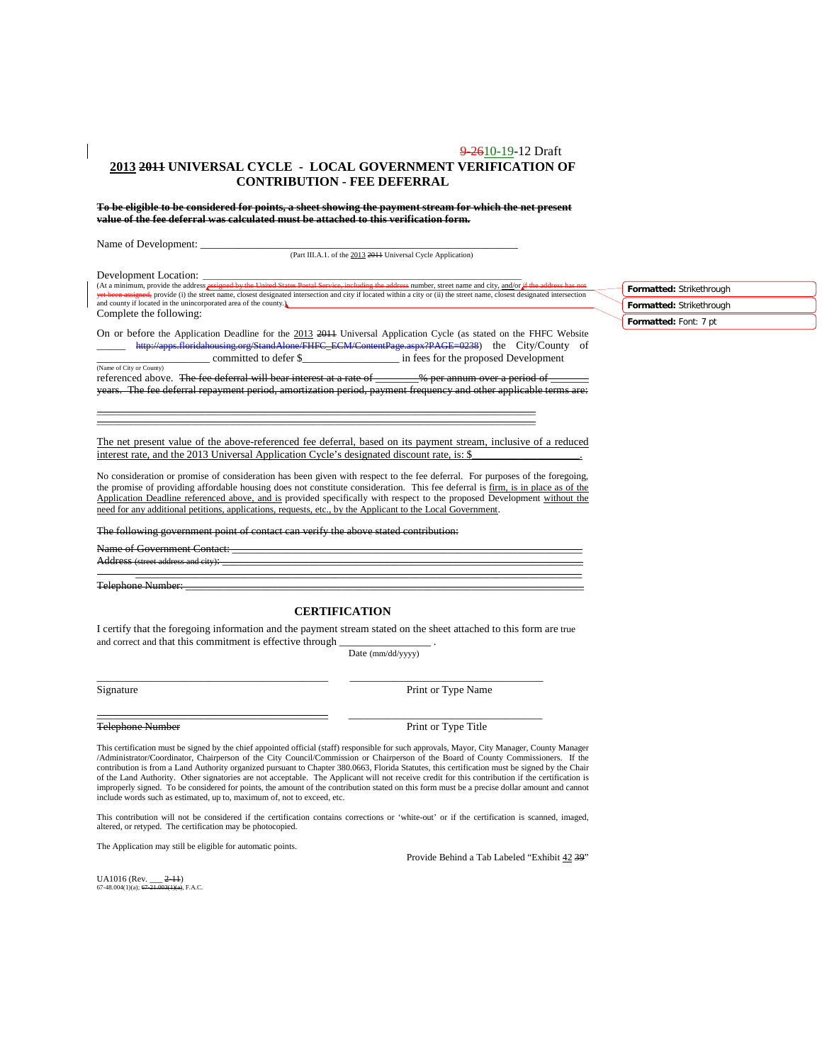9-2610-19-12 Draft

**2013 2011 UNIVERSAL CYCLE - LOCAL GOVERNMENT VERIFICATION OF CONTRIBUTION - FEE DEFERRAL**

**To be eligible to be considered for points, a sheet showing the payment stream for which the net present value of the fee deferral was calculated must be attached to this verification form.**

Name of Development: ___________________________________________________________
(Part III.A.1. of the 2013 2011 Universal Cycle Application)

Development Location: ___________________________________________________________
(At a minimum, provide the address assigned by the United States Postal Service, including the address number, street name and city, and/or if the address has not yet been assigned, provide (i) the street name, closest designated intersection and city if located within a city or (ii) the street name, closest designated intersection and county if located in the unincorporated area of the county.)

Complete the following:

On or before the Application Deadline for the 2013 2011 Universal Application Cycle (as stated on the FHFC Website ______ http://apps.floridahousing.org/StandAlone/FHFC_ECM/ContentPage.aspx?PAGE=0238) the City/County of __________________ committed to defer $_________________ in fees for the proposed Development
(Name of City or County)
referenced above. The fee deferral will bear interest at a rate of ________% per annum over a period of _______ years. The fee deferral repayment period, amortization period, payment frequency and other applicable terms are:

___________________________________________________________
___________________________________________________________

The net present value of the above-referenced fee deferral, based on its payment stream, inclusive of a reduced interest rate, and the 2013 Universal Application Cycle's designated discount rate, is: $__________________.

No consideration or promise of consideration has been given with respect to the fee deferral. For purposes of the foregoing, the promise of providing affordable housing does not constitute consideration. This fee deferral is firm, is in place as of the Application Deadline referenced above, and is provided specifically with respect to the proposed Development without the need for any additional petitions, applications, requests, etc., by the Applicant to the Local Government.

The following government point of contact can verify the above stated contribution:

Name of Government Contact: ___________________________________________________________
Address (street address and city): ___________________________________________________________
___________________________________________________________
Telephone Number: ___________________________________________________________

## CERTIFICATION

I certify that the foregoing information and the payment stream stated on the sheet attached to this form are true and correct and that this commitment is effective through ________________ .
Date (mm/dd/yyyy)

| | |
|---|---|
| ______________________________ | ______________________________ |
| Signature | Print or Type Name |
| ______________________________ | ______________________________ |
| Telephone Number | Print or Type Title |

This certification must be signed by the chief appointed official (staff) responsible for such approvals, Mayor, City Manager, County Manager /Administrator/Coordinator, Chairperson of the City Council/Commission or Chairperson of the Board of County Commissioners. If the contribution is from a Land Authority organized pursuant to Chapter 380.0663, Florida Statutes, this certification must be signed by the Chair of the Land Authority. Other signatories are not acceptable. The Applicant will not receive credit for this contribution if the certification is improperly signed. To be considered for points, the amount of the contribution stated on this form must be a precise dollar amount and cannot include words such as estimated, up to, maximum of, not to exceed, etc.

This contribution will not be considered if the certification contains corrections or 'white-out' or if the certification is scanned, imaged, altered, or retyped. The certification may be photocopied.

The Application may still be eligible for automatic points.

Provide Behind a Tab Labeled "Exhibit 42 39"

UA1016 (Rev. ___ 2-11)
67-48.004(1)(a); 67-21.003(1)(a), F.A.C.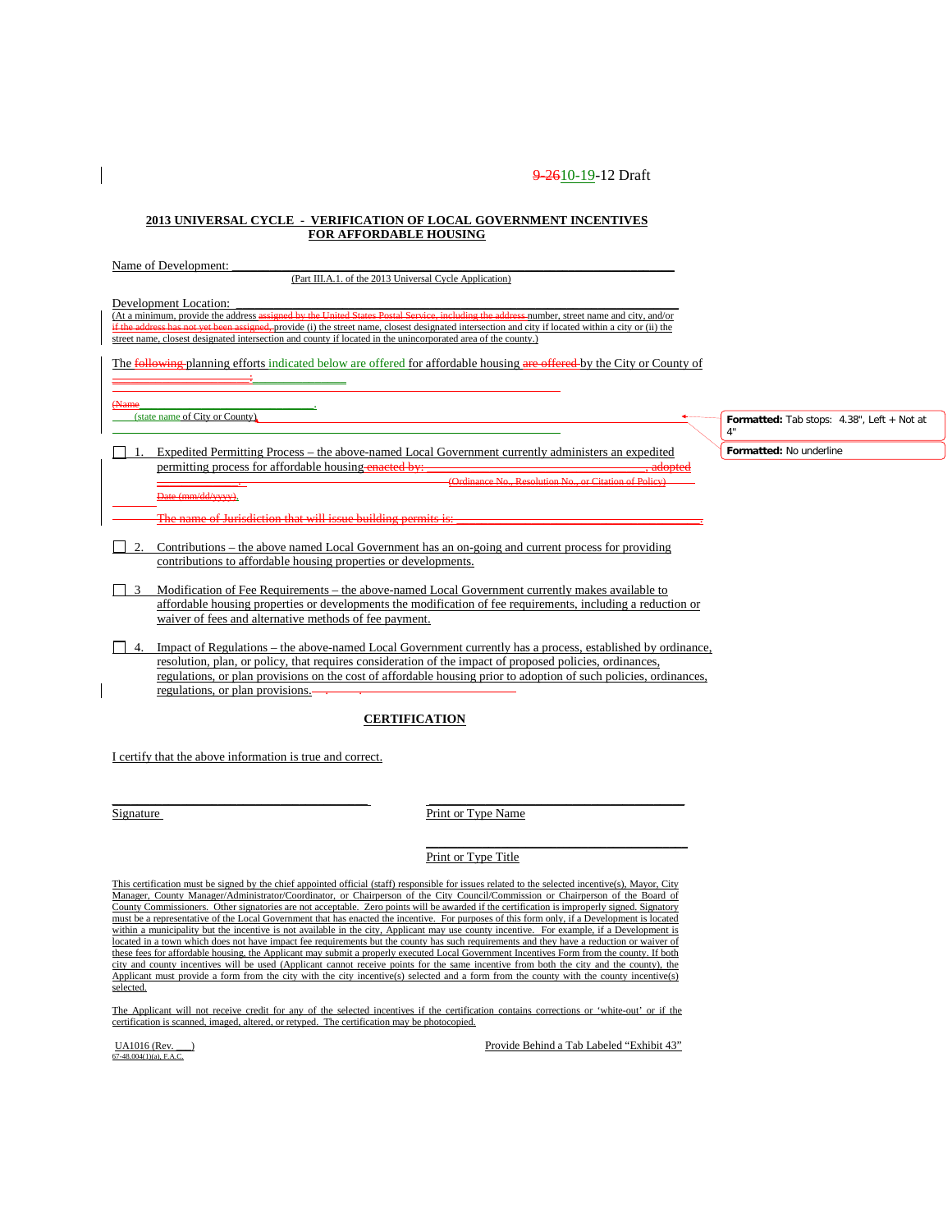9-2610-19-12 Draft

**2013 UNIVERSAL CYCLE - VERIFICATION OF LOCAL GOVERNMENT INCENTIVES FOR AFFORDABLE HOUSING**

Name of Development: ______________________________________________
(Part III.A.1. of the 2013 Universal Cycle Application)

Development Location: ______________________________________________
(At a minimum, provide the address assigned by the United States Postal Service, including the address number, street name and city, and/or if the address has not yet been assigned, provide (i) the street name, closest designated intersection and city if located within a city or (ii) the street name, closest designated intersection and county if located in the unincorporated area of the county.)

The following planning efforts indicated below are offered for affordable housing are offered by the City or County of ______________________:

(Name ______________________.
(state name of City or County)

Formatted: Tab stops: 4.38", Left + Not at 4"

Formatted: No underline

☐ 1. Expedited Permitting Process – the above-named Local Government currently administers an expedited permitting process for affordable housing enacted by: ______________________, adopted ______________. (Ordinance No., Resolution No., or Citation of Policy) Date (mm/dd/yyyy).

The name of Jurisdiction that will issue building permits is: ______________________.

☐ 2. Contributions – the above named Local Government has an on-going and current process for providing contributions to affordable housing properties or developments.

☐ 3 Modification of Fee Requirements – the above-named Local Government currently makes available to affordable housing properties or developments the modification of fee requirements, including a reduction or waiver of fees and alternative methods of fee payment.

☐ 4. Impact of Regulations – the above-named Local Government currently has a process, established by ordinance, resolution, plan, or policy, that requires consideration of the impact of proposed policies, ordinances, regulations, or plan provisions on the cost of affordable housing prior to adoption of such policies, ordinances, regulations, or plan provisions.

**CERTIFICATION**

I certify that the above information is true and correct.

______________________________ ______________________________
Signature Print or Type Name

______________________________
Print or Type Title

This certification must be signed by the chief appointed official (staff) responsible for issues related to the selected incentive(s), Mayor, City Manager, County Manager/Administrator/Coordinator, or Chairperson of the City Council/Commission or Chairperson of the Board of County Commissioners. Other signatories are not acceptable. Zero points will be awarded if the certification is improperly signed. Signatory must be a representative of the Local Government that has enacted the incentive. For purposes of this form only, if a Development is located within a municipality but the incentive is not available in the city, Applicant may use county incentive. For example, if a Development is located in a town which does not have impact fee requirements but the county has such requirements and they have a reduction or waiver of these fees for affordable housing, the Applicant may submit a properly executed Local Government Incentives Form from the county. If both city and county incentives will be used (Applicant cannot receive points for the same incentive from both the city and the county), the Applicant must provide a form from the city with the city incentive(s) selected and a form from the county with the county incentive(s) selected.

The Applicant will not receive credit for any of the selected incentives if the certification contains corrections or 'white-out' or if the certification is scanned, imaged, altered, or retyped. The certification may be photocopied.

UA1016 (Rev. ___)
67-48.004(1)(a), F.A.C.

Provide Behind a Tab Labeled "Exhibit 43"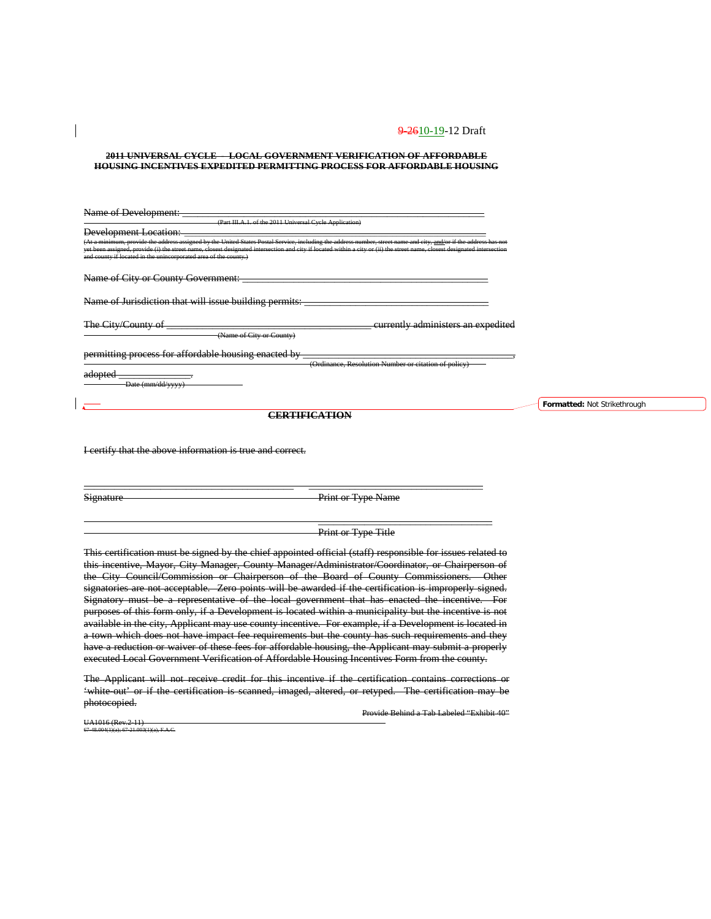9-2610-19-12 Draft

**2011 UNIVERSAL CYCLE – LOCAL GOVERNMENT VERIFICATION OF AFFORDABLE HOUSING INCENTIVES EXPEDITED PERMITTING PROCESS FOR AFFORDABLE HOUSING**

Name of Development: ___________________________________________________________
(Part III.A.1. of the 2011 Universal Cycle Application)

Development Location: __________________________________________________________
(At a minimum, provide the address assigned by the United States Postal Service, including the address number, street name and city, and/or if the address has not yet been assigned, provide (i) the street name, closest designated intersection and city if located within a city or (ii) the street name, closest designated intersection and county if located in the unincorporated area of the county.)

Name of City or County Government: ______________________________________________

Name of Jurisdiction that will issue building permits: ________________________________

The City/County of ________________________________________ currently administers an expedited
(Name of City or County)

permitting process for affordable housing enacted by ____________________________________________,
(Ordinance, Resolution Number or citation of policy)

adopted ______________.
Date (mm/dd/yyyy)

Formatted: Not Strikethrough

**CERTIFICATION**

I certify that the above information is true and correct.

_________________________________________ ___________________________________

Signature Print or Type Name

___________________________________

Print or Type Title

This certification must be signed by the chief appointed official (staff) responsible for issues related to this incentive, Mayor, City Manager, County Manager/Administrator/Coordinator, or Chairperson of the City Council/Commission or Chairperson of the Board of County Commissioners. Other signatories are not acceptable. Zero points will be awarded if the certification is improperly signed. Signatory must be a representative of the local government that has enacted the incentive. For purposes of this form only, if a Development is located within a municipality but the incentive is not available in the city, Applicant may use county incentive. For example, if a Development is located in a town which does not have impact fee requirements but the county has such requirements and they have a reduction or waiver of these fees for affordable housing, the Applicant may submit a properly executed Local Government Verification of Affordable Housing Incentives Form from the county.

The Applicant will not receive credit for this incentive if the certification contains corrections or 'white-out' or if the certification is scanned, imaged, altered, or retyped. The certification may be photocopied.

Provide Behind a Tab Labeled "Exhibit 40"

UA1016 (Rev.2-11)
67-48.004(1)(a); 67-21.003(1)(a), F.A.C.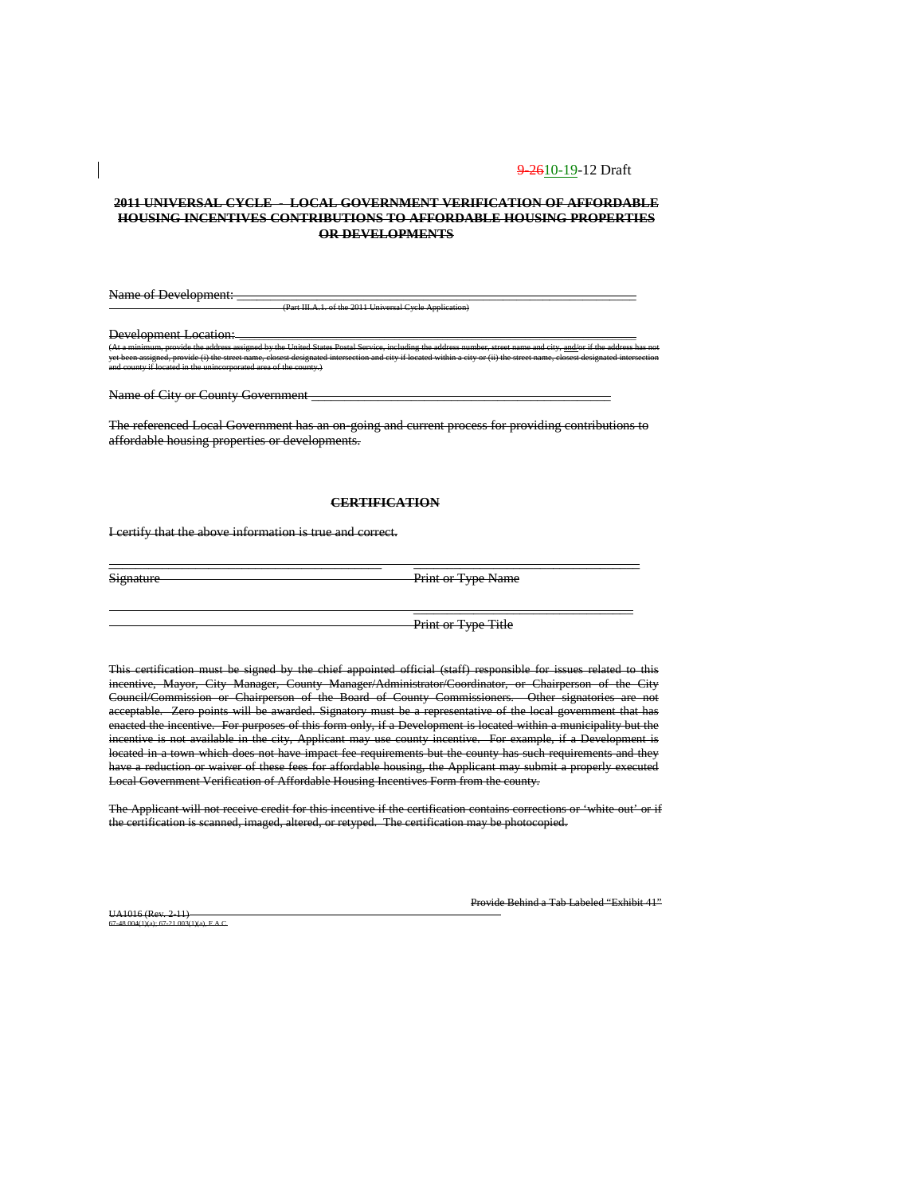~~9-26~~10-19-12 Draft

**~~2011 UNIVERSAL CYCLE - LOCAL GOVERNMENT VERIFICATION OF AFFORDABLE HOUSING INCENTIVES CONTRIBUTIONS TO AFFORDABLE HOUSING PROPERTIES OR DEVELOPMENTS~~**

~~Name of Development: \_\_\_\_\_\_\_\_\_\_\_\_\_\_\_\_\_\_\_\_\_\_\_\_\_\_\_\_\_\_\_\_\_\_\_\_\_\_\_\_\_\_\_\_\_\_\_\_\_\_\_\_\_\_\_~~
~~(Part III.A.1. of the 2011 Universal Cycle Application)~~

~~Development Location: \_\_\_\_\_\_\_\_\_\_\_\_\_\_\_\_\_\_\_\_\_\_\_\_\_\_\_\_\_\_\_\_\_\_\_\_\_\_\_\_\_\_\_\_\_\_\_\_\_\_\_\_\_\_\_~~
~~(At a minimum, provide the address assigned by the United States Postal Service, including the address number, street name and city, and/or if the address has not yet been assigned, provide (i) the street name, closest designated intersection and city if located within a city or (ii) the street name, closest designated intersection and county if located in the unincorporated area of the county.)~~

~~Name of City or County Government \_\_\_\_\_\_\_\_\_\_\_\_\_\_\_\_\_\_\_\_\_\_\_\_\_\_\_\_\_\_\_\_\_\_\_\_\_\_\_\_\_\_\_\_\_~~

~~The referenced Local Government has an on-going and current process for providing contributions to affordable housing properties or developments.~~

**~~CERTIFICATION~~**

~~I certify that the above information is true and correct.~~

~~\_\_\_\_\_\_\_\_\_\_\_\_\_\_\_\_\_\_\_\_\_\_\_\_\_\_\_\_\_\_\_\_\_\_\_\_\_\_ \_\_\_\_\_\_\_\_\_\_\_\_\_\_\_\_\_\_\_\_\_\_\_\_\_\_\_\_\_\_\_\_~~
~~Signature Print or Type Name~~

~~\_\_\_\_\_\_\_\_\_\_\_\_\_\_\_\_\_\_\_\_\_\_\_\_\_\_\_\_\_\_\_\_~~
~~Print or Type Title~~

~~This certification must be signed by the chief appointed official (staff) responsible for issues related to this incentive, Mayor, City Manager, County Manager/Administrator/Coordinator, or Chairperson of the City Council/Commission or Chairperson of the Board of County Commissioners. Other signatories are not acceptable. Zero points will be awarded. Signatory must be a representative of the local government that has enacted the incentive. For purposes of this form only, if a Development is located within a municipality but the incentive is not available in the city, Applicant may use county incentive. For example, if a Development is located in a town which does not have impact fee requirements but the county has such requirements and they have a reduction or waiver of these fees for affordable housing, the Applicant may submit a properly executed Local Government Verification of Affordable Housing Incentives Form from the county.~~

~~The Applicant will not receive credit for this incentive if the certification contains corrections or 'white-out' or if the certification is scanned, imaged, altered, or retyped. The certification may be photocopied.~~

~~Provide Behind a Tab Labeled "Exhibit 41"~~

~~UA1016 (Rev. 2-11)~~
~~67-48.004(1)(a); 67-21.003(1)(a), F.A.C.~~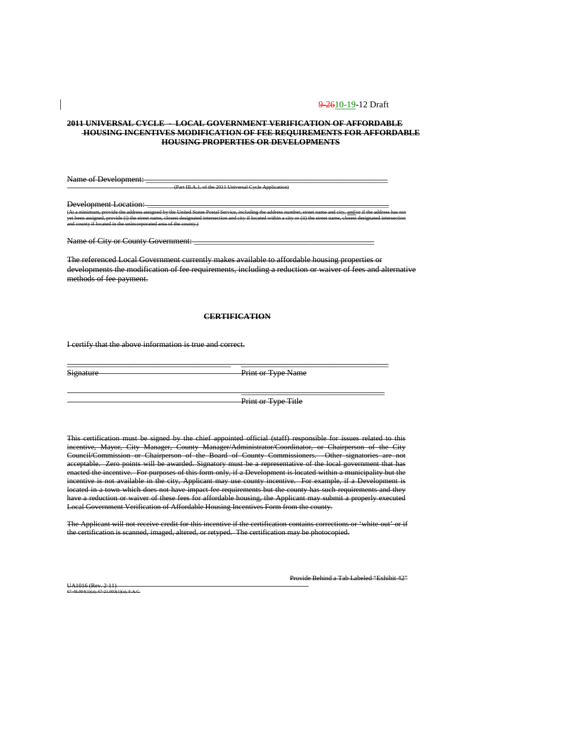~~9-26~~10-19-12 Draft

**~~2011 UNIVERSAL CYCLE - LOCAL GOVERNMENT VERIFICATION OF AFFORDABLE HOUSING INCENTIVES MODIFICATION OF FEE REQUIREMENTS FOR AFFORDABLE HOUSING PROPERTIES OR DEVELOPMENTS~~**

~~Name of Development: ________________________________________________________~~
~~(Part III.A.1. of the 2011 Universal Cycle Application)~~

~~Development Location: ________________________________________________________~~
~~(At a minimum, provide the address assigned by the United States Postal Service, including the address number, street name and city, and/or if the address has not yet been assigned, provide (i) the street name, closest designated intersection and city if located within a city or (ii) the street name, closest designated intersection and county if located in the unincorporated area of the county.)~~

~~Name of City or County Government: ________________________________________~~

~~The referenced Local Government currently makes available to affordable housing properties or developments the modification of fee requirements, including a reduction or waiver of fees and alternative methods of fee payment.~~

**~~CERTIFICATION~~**

~~I certify that the above information is true and correct.~~

~~_______________________________________ ___________________________________~~
~~Signature Print or Type Name~~

~~_______________________________________ ___________________________________~~
~~Print or Type Title~~

~~This certification must be signed by the chief appointed official (staff) responsible for issues related to this incentive, Mayor, City Manager, County Manager/Administrator/Coordinator, or Chairperson of the City Council/Commission or Chairperson of the Board of County Commissioners. Other signatories are not acceptable. Zero points will be awarded. Signatory must be a representative of the local government that has enacted the incentive. For purposes of this form only, if a Development is located within a municipality but the incentive is not available in the city, Applicant may use county incentive. For example, if a Development is located in a town which does not have impact fee requirements but the county has such requirements and they have a reduction or waiver of these fees for affordable housing, the Applicant may submit a properly executed Local Government Verification of Affordable Housing Incentives Form from the county.~~

~~The Applicant will not receive credit for this incentive if the certification contains corrections or 'white-out' or if the certification is scanned, imaged, altered, or retyped. The certification may be photocopied.~~

~~Provide Behind a Tab Labeled "Exhibit 42"~~

~~UA1016 (Rev. 2-11)~~
~~67-48.004(1)(a); 67-21.003(1)(a), F.A.C.~~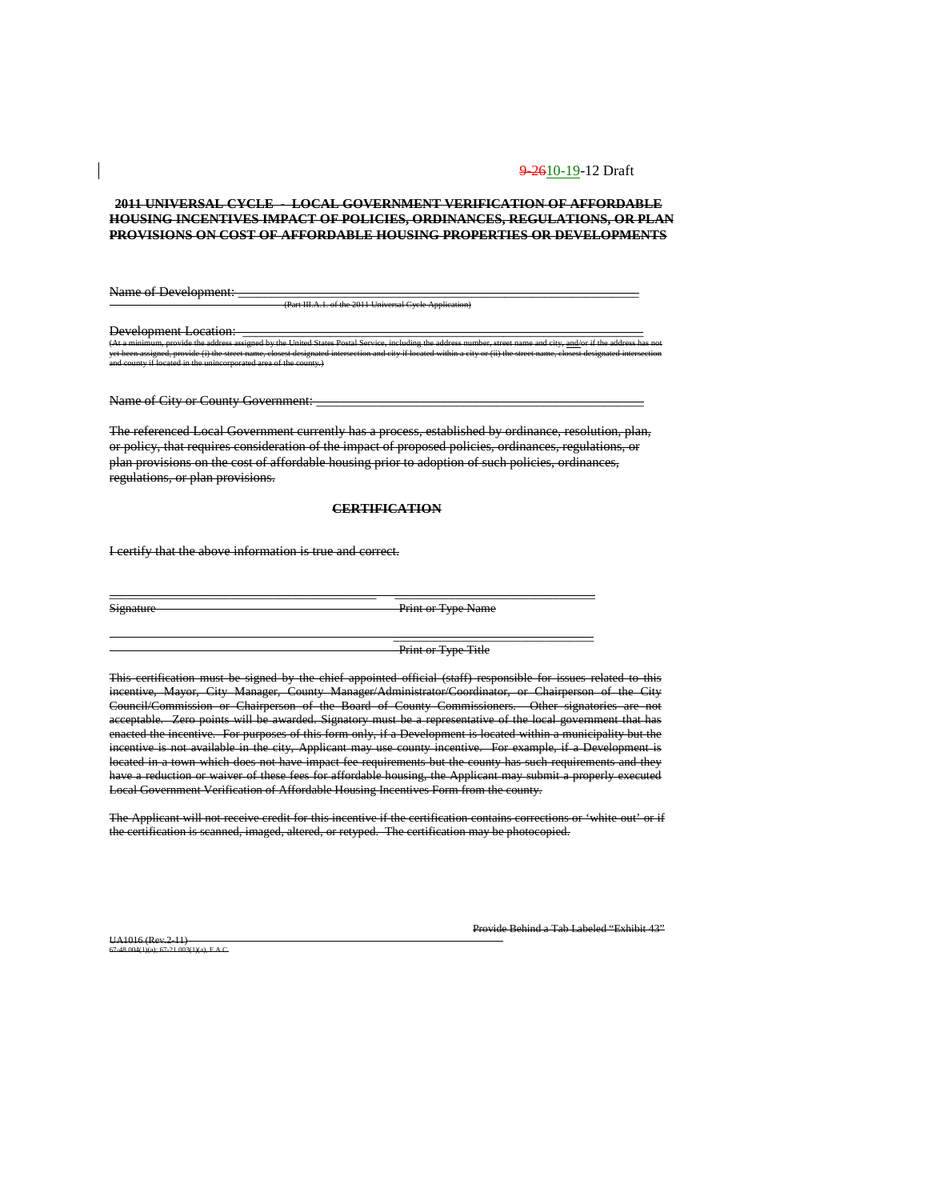9-2610-19-12 Draft

**~~2011 UNIVERSAL CYCLE - LOCAL GOVERNMENT VERIFICATION OF AFFORDABLE HOUSING INCENTIVES IMPACT OF POLICIES, ORDINANCES, REGULATIONS, OR PLAN PROVISIONS ON COST OF AFFORDABLE HOUSING PROPERTIES OR DEVELOPMENTS~~**

~~Name of Development: ________________________________________________________________~~
~~(Part III.A.1. of the 2011 Universal Cycle Application)~~

~~Development Location: ______________________________________________________________~~
~~(At a minimum, provide the address assigned by the United States Postal Service, including the address number, street name and city, and/or if the address has not yet been assigned, provide (i) the street name, closest designated intersection and city if located within a city or (ii) the street name, closest designated intersection and county if located in the unincorporated area of the county.)~~

~~Name of City or County Government: ____________________________________________________~~

~~The referenced Local Government currently has a process, established by ordinance, resolution, plan, or policy, that requires consideration of the impact of proposed policies, ordinances, regulations, or plan provisions on the cost of affordable housing prior to adoption of such policies, ordinances, regulations, or plan provisions.~~

**~~CERTIFICATION~~**

~~I certify that the above information is true and correct.~~

~~______________________________________ ______________________________~~
~~Signature Print or Type Name~~

~~______________________________~~
~~Print or Type Title~~

~~This certification must be signed by the chief appointed official (staff) responsible for issues related to this incentive, Mayor, City Manager, County Manager/Administrator/Coordinator, or Chairperson of the City Council/Commission or Chairperson of the Board of County Commissioners. Other signatories are not acceptable. Zero points will be awarded. Signatory must be a representative of the local government that has enacted the incentive. For purposes of this form only, if a Development is located within a municipality but the incentive is not available in the city, Applicant may use county incentive. For example, if a Development is located in a town which does not have impact fee requirements but the county has such requirements and they have a reduction or waiver of these fees for affordable housing, the Applicant may submit a properly executed Local Government Verification of Affordable Housing Incentives Form from the county.~~

~~The Applicant will not receive credit for this incentive if the certification contains corrections or 'white out' or if the certification is scanned, imaged, altered, or retyped. The certification may be photocopied.~~

~~UA1016 (Rev.2-11)~~
~~67-48.004(1)(a); 67-21.003(1)(a), F.A.C.~~

~~Provide Behind a Tab Labeled "Exhibit 43"~~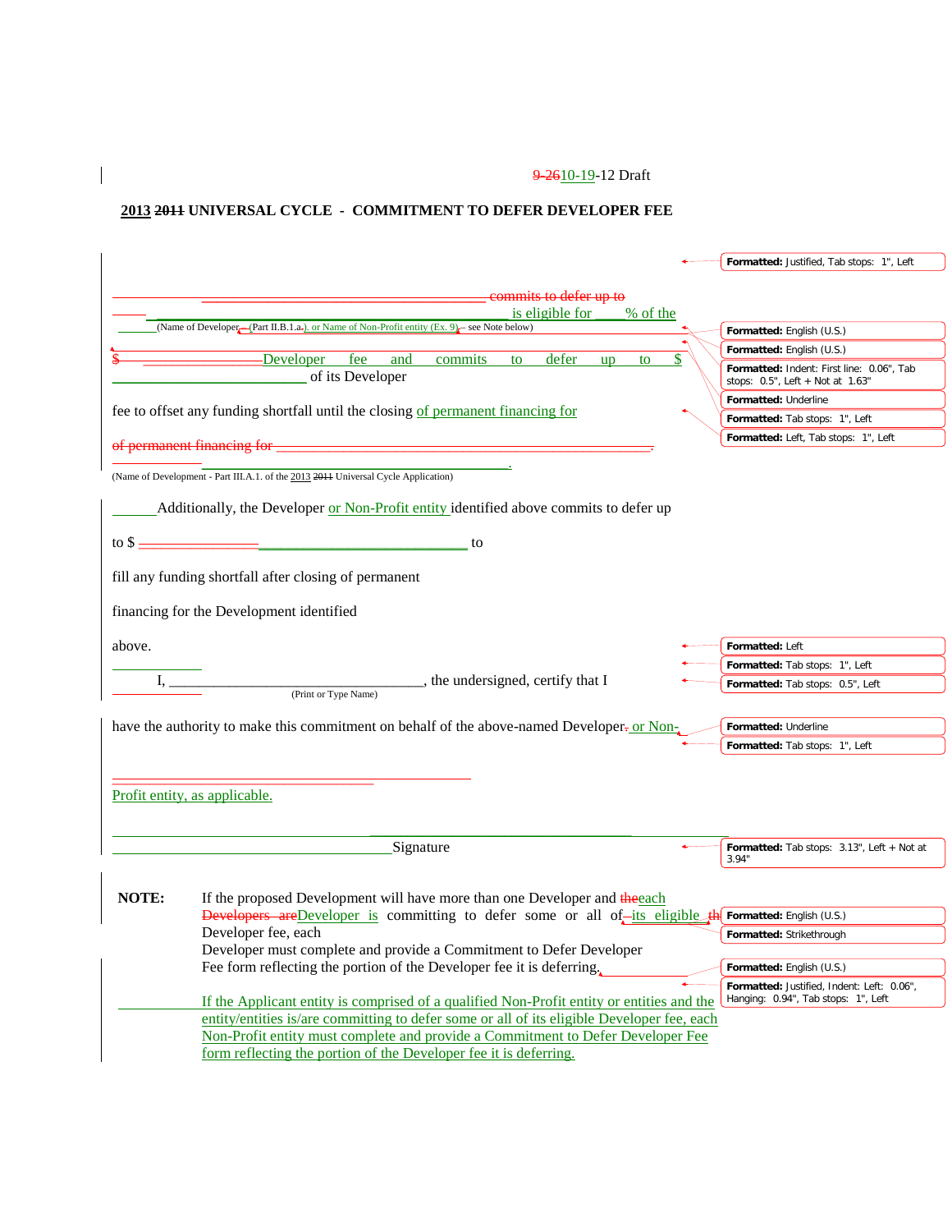9-2610-19-12 Draft

**2013 ~~2011~~ UNIVERSAL CYCLE - COMMITMENT TO DEFER DEVELOPER FEE**

______ ___________________________________ ~~commits to defer up to~~ is eligible for ____% of the
(Name of Developer ~~(Part II.B.1.a.)~~ or Name of Non-Profit entity (Ex. 9) – see Note below)

~~$~~ ________________Developer fee and commits to defer up to $ ______________________ of its Developer

fee to offset any funding shortfall until the closing of permanent financing for ~~of permanent financing for~~ ___________________________________.
(Name of Development - Part III.A.1. of the 2013 ~~2011~~ Universal Cycle Application)

______Additionally, the Developer or Non-Profit entity identified above commits to defer up

to $ ________________________ to

fill any funding shortfall after closing of permanent

financing for the Development identified

above.

I, _________________________________, the undersigned, certify that I
(Print or Type Name)

have the authority to make this commitment on behalf of the above-named Developer~~.~~ or Non-Profit entity, as applicable.

______________________________________
Signature

**NOTE:** If the proposed Development will have more than one Developer and ~~the~~each ~~Developers are~~Developer is committing to defer some or all of its eligible ~~th~~ Developer fee, each Developer must complete and provide a Commitment to Defer Developer Fee form reflecting the portion of the Developer fee it is deferring.

If the Applicant entity is comprised of a qualified Non-Profit entity or entities and the entity/entities is/are committing to defer some or all of its eligible Developer fee, each Non-Profit entity must complete and provide a Commitment to Defer Developer Fee form reflecting the portion of the Developer fee it is deferring.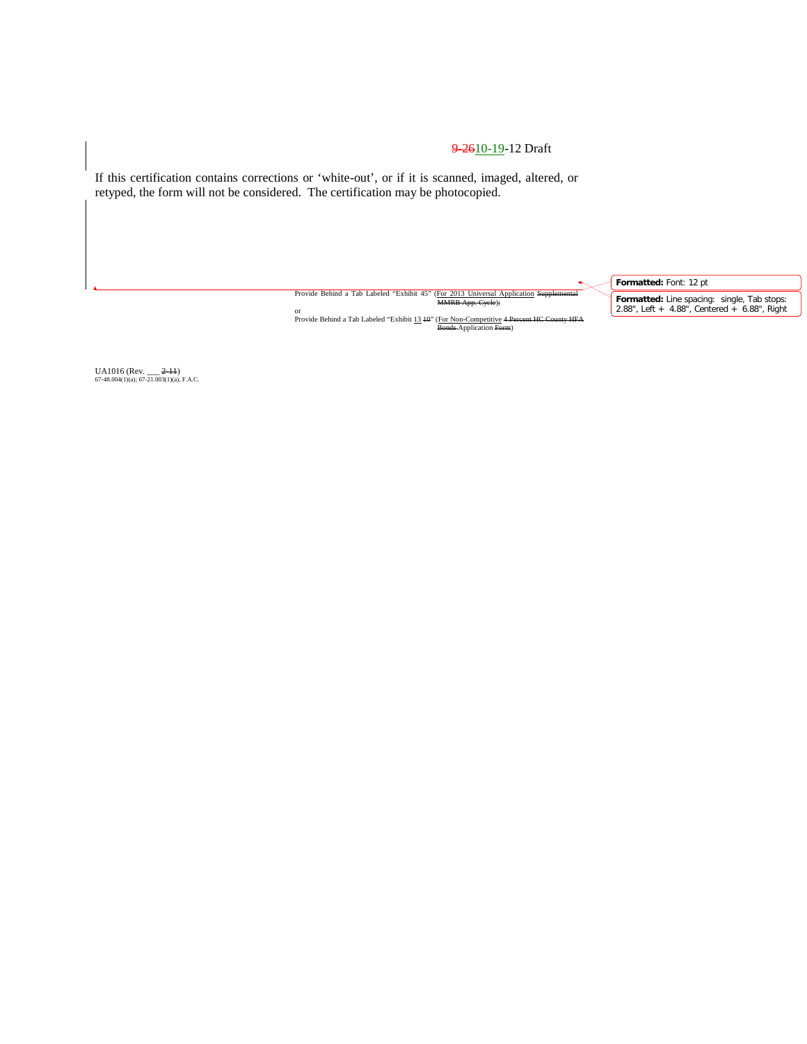9-2610-19-12 Draft

If this certification contains corrections or 'white-out', or if it is scanned, imaged, altered, or retyped, the form will not be considered. The certification may be photocopied.

Provide Behind a Tab Labeled "Exhibit 45" (For 2013 Universal Application ~~Supplemental MMRB App. Cycle~~);

or

Provide Behind a Tab Labeled "Exhibit 13 ~~10~~" (For Non-Competitive ~~4 Percent HC County HFA Bonds~~ Application ~~Form~~)

Formatted: Font: 12 pt

Formatted: Line spacing: single, Tab stops: 2.88", Left + 4.88", Centered + 6.88", Right

UA1016 (Rev. ___ ~~2-11~~)
67-48.004(1)(a); 67-21.003(1)(a), F.A.C.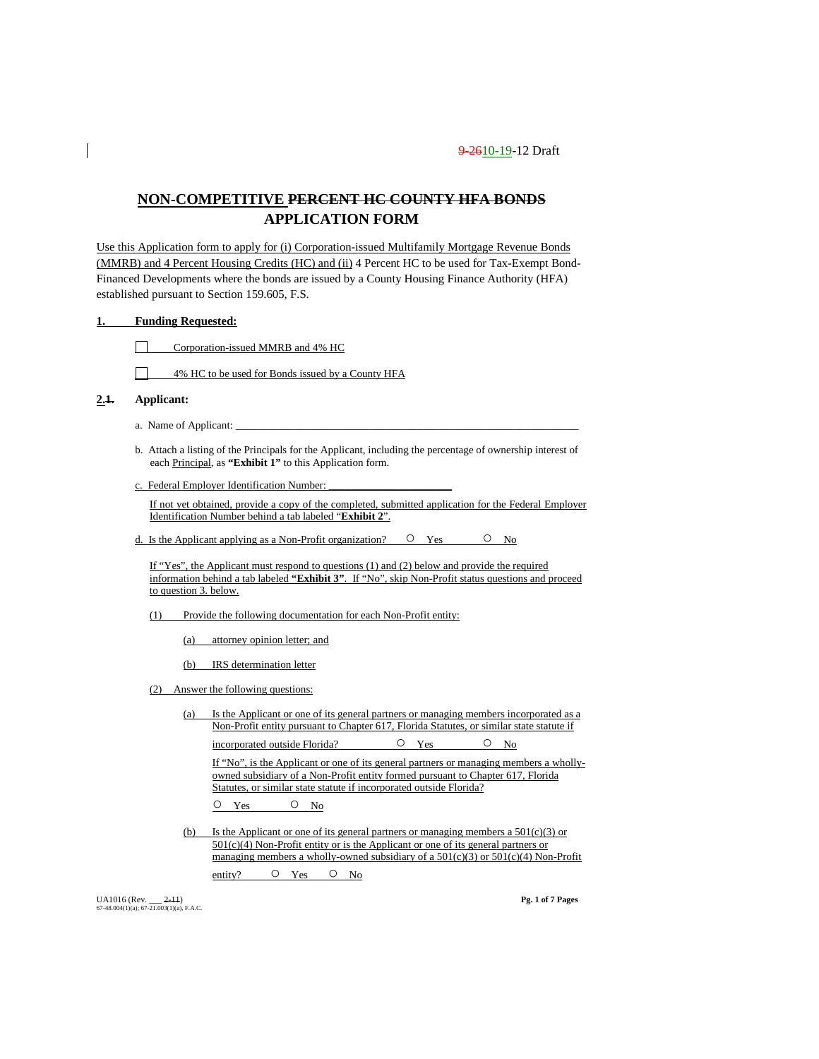9-2610-19-12 Draft

# NON-COMPETITIVE PERCENT HC COUNTY HFA BONDS APPLICATION FORM

Use this Application form to apply for (i) Corporation-issued Multifamily Mortgage Revenue Bonds (MMRB) and 4 Percent Housing Credits (HC) and (ii) 4 Percent HC to be used for Tax-Exempt Bond-Financed Developments where the bonds are issued by a County Housing Finance Authority (HFA) established pursuant to Section 159.605, F.S.

## 1. Funding Requested:

☐ Corporation-issued MMRB and 4% HC

☐ 4% HC to be used for Bonds issued by a County HFA

## 2.1. Applicant:

a. Name of Applicant: ___________________________________________________________________

b. Attach a listing of the Principals for the Applicant, including the percentage of ownership interest of each Principal, as **"Exhibit 1"** to this Application form.

c. Federal Employer Identification Number: ______________________

If not yet obtained, provide a copy of the completed, submitted application for the Federal Employer Identification Number behind a tab labeled "**Exhibit 2**".

d. Is the Applicant applying as a Non-Profit organization? ○ Yes ○ No

If "Yes", the Applicant must respond to questions (1) and (2) below and provide the required information behind a tab labeled **"Exhibit 3"**. If "No", skip Non-Profit status questions and proceed to question 3. below.

(1) Provide the following documentation for each Non-Profit entity:

(a) attorney opinion letter; and

(b) IRS determination letter

(2) Answer the following questions:

(a) Is the Applicant or one of its general partners or managing members incorporated as a Non-Profit entity pursuant to Chapter 617, Florida Statutes, or similar state statute if incorporated outside Florida? ○ Yes ○ No

If "No", is the Applicant or one of its general partners or managing members a wholly-owned subsidiary of a Non-Profit entity formed pursuant to Chapter 617, Florida Statutes, or similar state statute if incorporated outside Florida?

○ Yes ○ No

(b) Is the Applicant or one of its general partners or managing members a 501(c)(3) or 501(c)(4) Non-Profit entity or is the Applicant or one of its general partners or managing members a wholly-owned subsidiary of a 501(c)(3) or 501(c)(4) Non-Profit entity? ○ Yes ○ No

UA1016 (Rev. ___ 2-11)
67-48.004(1)(a); 67-21.003(1)(a), F.A.C.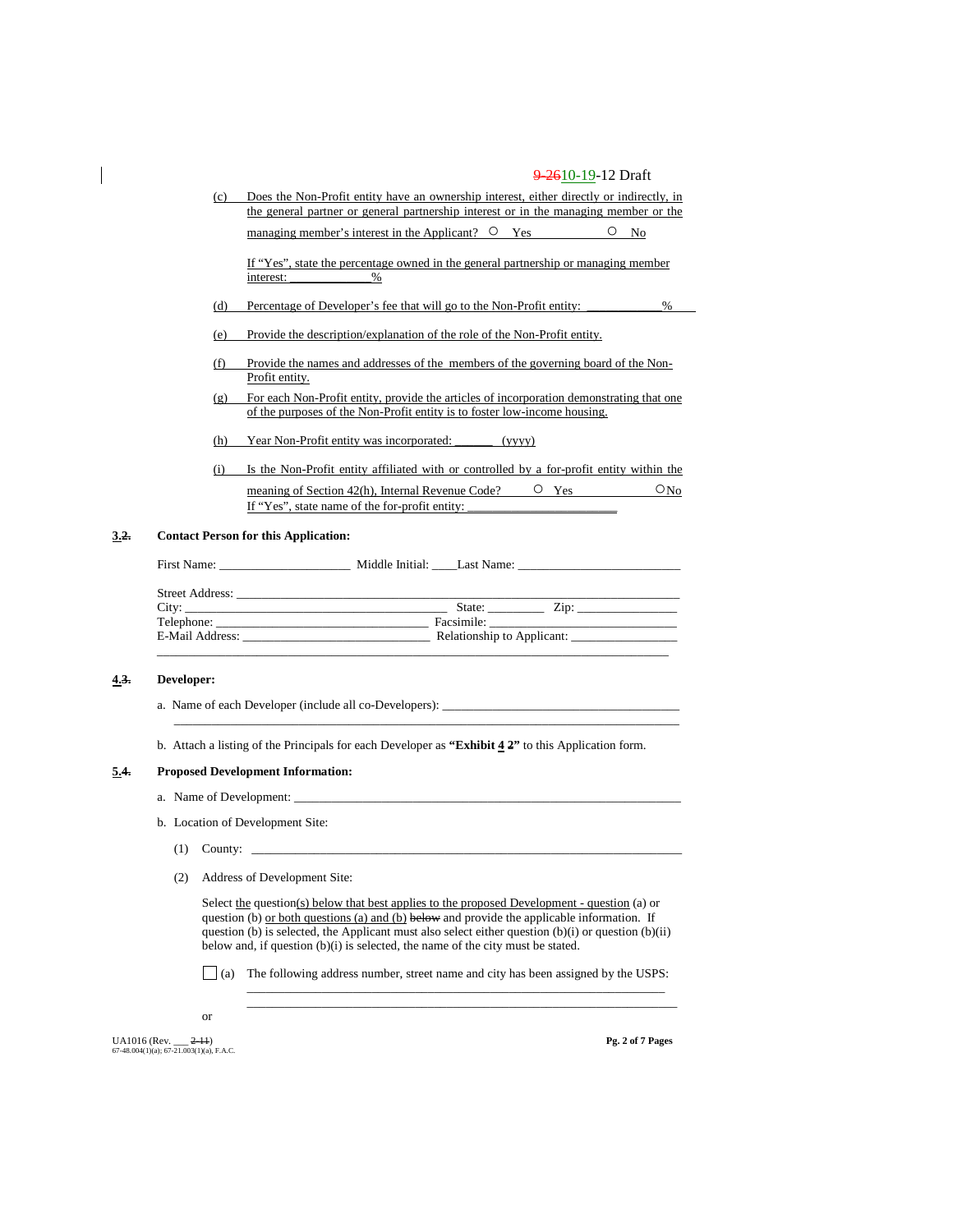(c) Does the Non-Profit entity have an ownership interest, either directly or indirectly, in the general partner or general partnership interest or in the managing member or the managing member's interest in the Applicant? ○ Yes ○ No

If "Yes", state the percentage owned in the general partnership or managing member interest: ____________%

(d) Percentage of Developer's fee that will go to the Non-Profit entity: ___________%

(e) Provide the description/explanation of the role of the Non-Profit entity.

(f) Provide the names and addresses of the members of the governing board of the Non-Profit entity.

(g) For each Non-Profit entity, provide the articles of incorporation demonstrating that one of the purposes of the Non-Profit entity is to foster low-income housing.

(h) Year Non-Profit entity was incorporated: ______ (yyyy)

(i) Is the Non-Profit entity affiliated with or controlled by a for-profit entity within the meaning of Section 42(h), Internal Revenue Code? ○ Yes ○ No

If "Yes", state name of the for-profit entity: ______________________

**3.~~2.~~ Contact Person for this Application:**

First Name: ____________________ Middle Initial: ____Last Name: _________________________

Street Address: ____________________________________________________________________

City: ______________________________________ State: ________ Zip: _______________

Telephone: _____________________________ Facsimile: _____________________________

E-Mail Address: ____________________________ Relationship to Applicant: ________________

**4.~~3.~~ Developer:**

a. Name of each Developer (include all co-Developers): ____________________________________

b. Attach a listing of the Principals for each Developer as **"Exhibit 4 ~~2~~"** to this Application form.

**5.~~4.~~ Proposed Development Information:**

a. Name of Development: _____________________________________________________________

b. Location of Development Site:

(1) County: ________________________________________________________________________

(2) Address of Development Site:

Select the question(s) below that best applies to the proposed Development - question (a) or question (b) or both questions (a) and (b) ~~below~~ and provide the applicable information. If question (b) is selected, the Applicant must also select either question (b)(i) or question (b)(ii) below and, if question (b)(i) is selected, the name of the city must be stated.

☐ (a) The following address number, street name and city has been assigned by the USPS: ______________________________________________________________________

or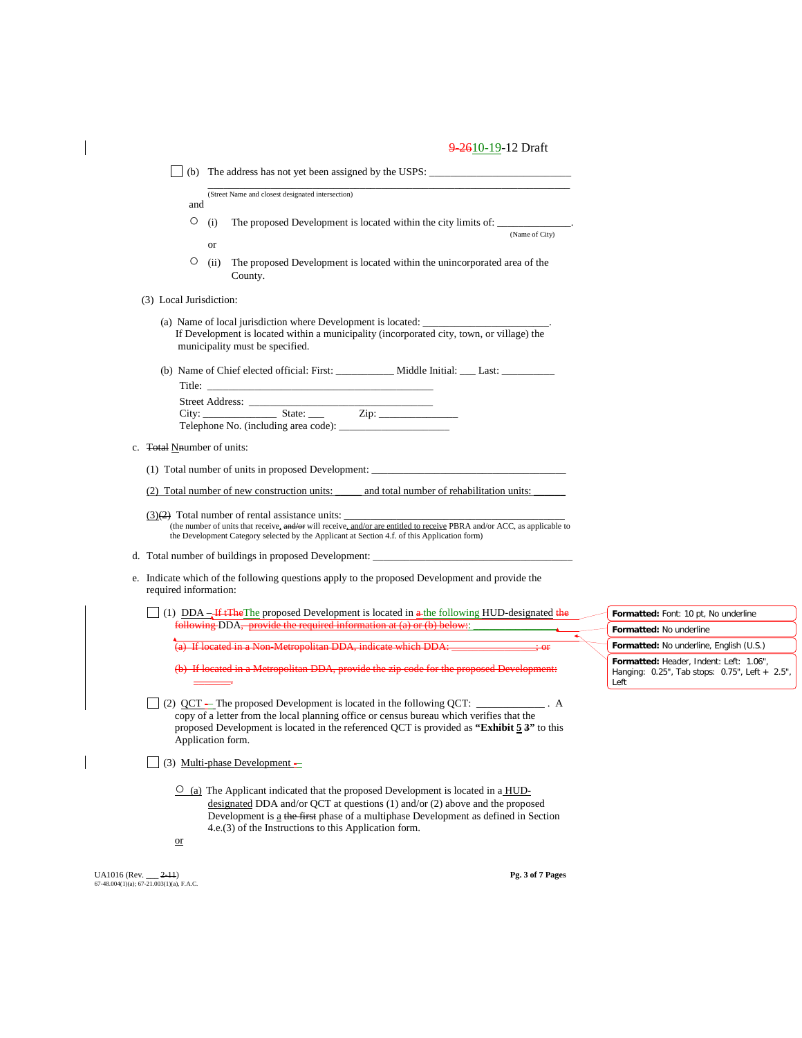9-2610-19-12 Draft

☐ (b) The address has not yet been assigned by the USPS: ___________________________

_______________________________________________________________________________
(Street Name and closest designated intersection)

and

○ (i) The proposed Development is located within the city limits of: ______________.
(Name of City)

or

○ (ii) The proposed Development is located within the unincorporated area of the County.

(3) Local Jurisdiction:

(a) Name of local jurisdiction where Development is located: ________________________.
If Development is located within a municipality (incorporated city, town, or village) the municipality must be specified.

(b) Name of Chief elected official: First: ___________ Middle Initial: ___ Last: __________

Title: ___________________________________________

Street Address: __________________________________

City: ______________ State: ___ Zip: _______________

Telephone No. (including area code): _____________________

c. ~~Total~~ Nnumber of units:

(1) Total number of units in proposed Development: ______________________________________

(2) Total number of new construction units: _____ and total number of rehabilitation units: ______

(3)~~(2)~~ Total number of rental assistance units: ___________________________________________
(the number of units that receive, ~~and/or~~ will receive, and/or are entitled to receive PBRA and/or ACC, as applicable to the Development Category selected by the Applicant at Section 4.f. of this Application form)

d. Total number of buildings in proposed Development: ________________________________________

e. Indicate which of the following questions apply to the proposed Development and provide the required information:

☐ (1) DDA – ~~If tThe~~The proposed Development is located in ~~a~~ the following HUD-designated ~~the following~~ DDA, ~~provide the required information at (a) or (b) below:~~ ___________________

~~(a) If located in a Non-Metropolitan DDA, indicate which DDA: ________________; or~~

~~(b) If located in a Metropolitan DDA, provide the zip code for the proposed Development: _______.~~

☐ (2) QCT – The proposed Development is located in the following QCT: _____________ . A copy of a letter from the local planning office or census bureau which verifies that the proposed Development is located in the referenced QCT is provided as **"Exhibit 5 ~~3~~"** to this Application form.

☐ (3) Multi-phase Development –

○ (a) The Applicant indicated that the proposed Development is located in a HUD-designated DDA and/or QCT at questions (1) and/or (2) above and the proposed Development is a ~~the first~~ phase of a multiphase Development as defined in Section 4.e.(3) of the Instructions to this Application form.

or

Formatted: Font: 10 pt, No underline

Formatted: No underline

Formatted: No underline, English (U.S.)

Formatted: Header, Indent: Left: 1.06", Hanging: 0.25", Tab stops: 0.75", Left + 2.5", Left

UA1016 (Rev. ___ ~~2-11~~)
67-48.004(1)(a); 67-21.003(1)(a), F.A.C.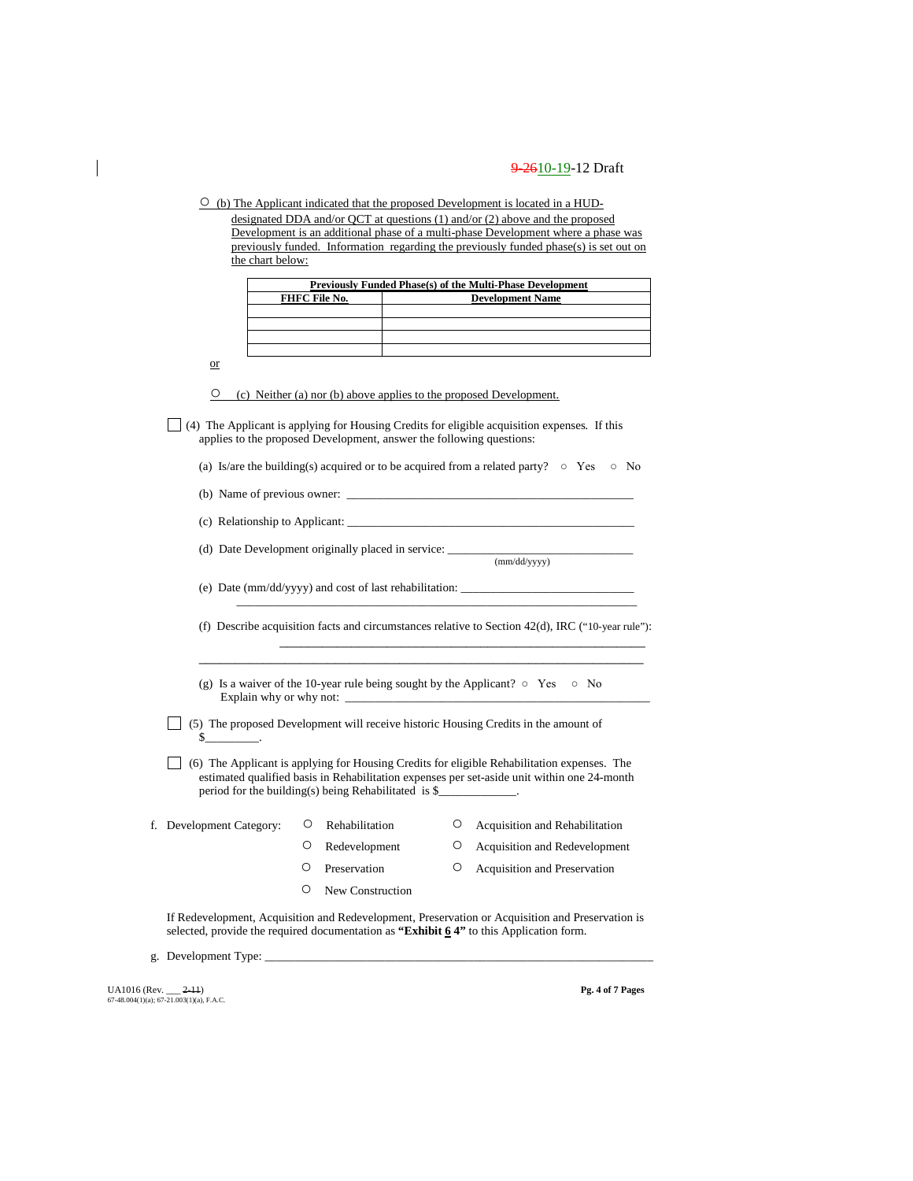○ (b) The Applicant indicated that the proposed Development is located in a HUD-designated DDA and/or QCT at questions (1) and/or (2) above and the proposed Development is an additional phase of a multi-phase Development where a phase was previously funded. Information regarding the previously funded phase(s) is set out on the chart below:

| Previously Funded Phase(s) of the Multi-Phase Development | |
|---|---|
| **FHFC File No.** | **Development Name** |
| | |
| | |
| | |
| | |

or

○ (c) Neither (a) nor (b) above applies to the proposed Development.

☐ (4) The Applicant is applying for Housing Credits for eligible acquisition expenses. If this applies to the proposed Development, answer the following questions:

(a) Is/are the building(s) acquired or to be acquired from a related party? ○ Yes ○ No

(b) Name of previous owner: ______________________________________________

(c) Relationship to Applicant: ______________________________________________

(d) Date Development originally placed in service: ______________________________
(mm/dd/yyyy)

(e) Date (mm/dd/yyyy) and cost of last rehabilitation: ____________________________
________________________________________________________________

(f) Describe acquisition facts and circumstances relative to Section 42(d), IRC ("10-year rule"):
________________________________________________________________
________________________________________________________________

(g) Is a waiver of the 10-year rule being sought by the Applicant? ○ Yes ○ No
Explain why or why not: ______________________________________________

☐ (5) The proposed Development will receive historic Housing Credits in the amount of $_________.

☐ (6) The Applicant is applying for Housing Credits for eligible Rehabilitation expenses. The estimated qualified basis in Rehabilitation expenses per set-aside unit within one 24-month period for the building(s) being Rehabilitated is $_____________.

f. Development Category:

○ Rehabilitation
○ Redevelopment
○ Preservation
○ New Construction
○ Acquisition and Rehabilitation
○ Acquisition and Redevelopment
○ Acquisition and Preservation

If Redevelopment, Acquisition and Redevelopment, Preservation or Acquisition and Preservation is selected, provide the required documentation as **"Exhibit ~~6~~ 4"** to this Application form.

g. Development Type: ________________________________________________________________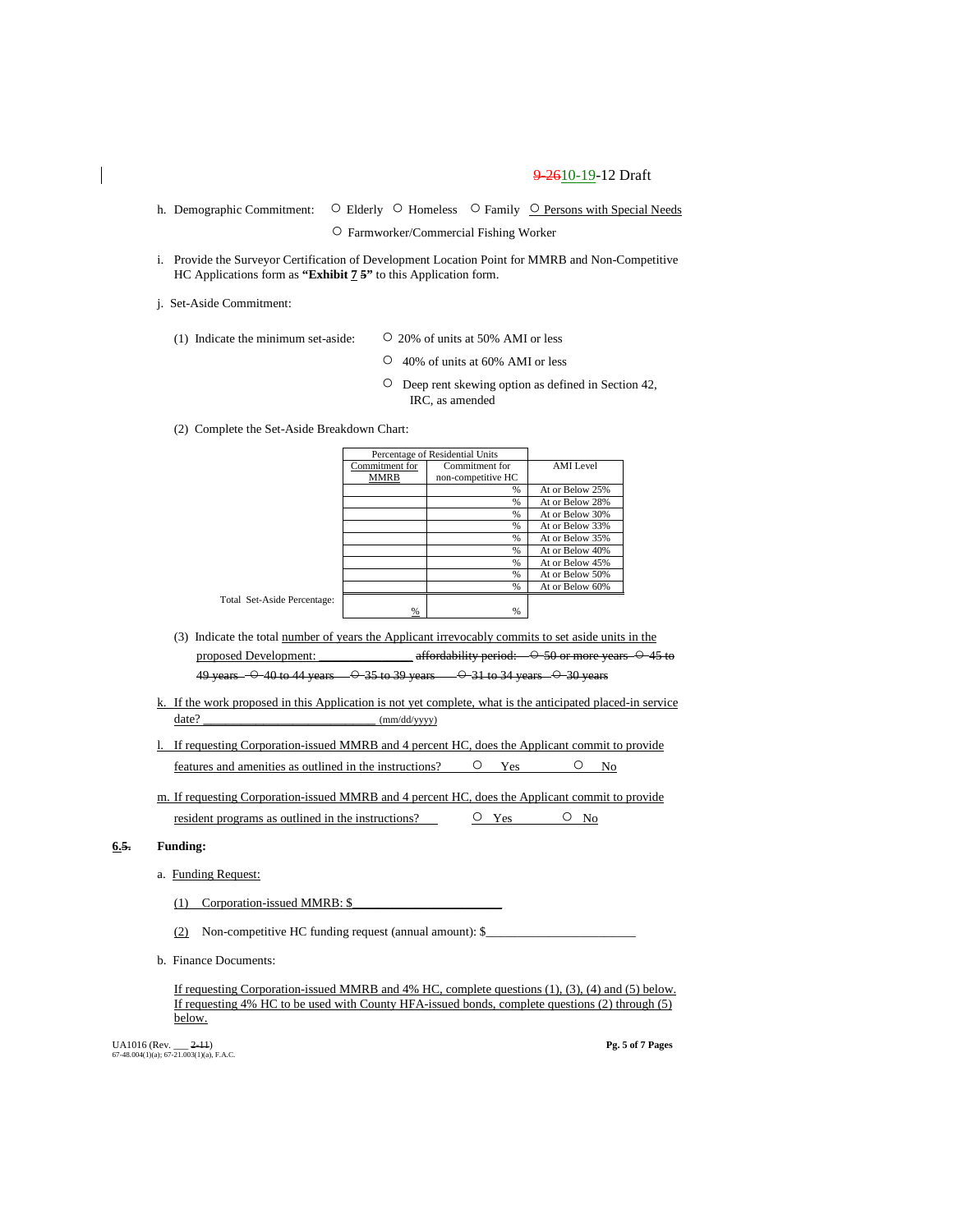h. Demographic Commitment: ○ Elderly ○ Homeless ○ Family ○ Persons with Special Needs

○ Farmworker/Commercial Fishing Worker

i. Provide the Surveyor Certification of Development Location Point for MMRB and Non-Competitive HC Applications form as **"Exhibit 7 5"** to this Application form.

j. Set-Aside Commitment:

(1) Indicate the minimum set-aside:

○ 20% of units at 50% AMI or less

○ 40% of units at 60% AMI or less

○ Deep rent skewing option as defined in Section 42, IRC, as amended

(2) Complete the Set-Aside Breakdown Chart:

| Percentage of Residential Units | | |
|---|---|---|
| Commitment for MMRB | Commitment for non-competitive HC | AMI Level |
| | % | At or Below 25% |
| | % | At or Below 28% |
| | % | At or Below 30% |
| | % | At or Below 33% |
| | % | At or Below 35% |
| | % | At or Below 40% |
| | % | At or Below 45% |
| | % | At or Below 50% |
| | % | At or Below 60% |
| Total Set-Aside Percentage: % | % | |

(3) Indicate the total number of years the Applicant irrevocably commits to set aside units in the proposed Development: _______________ ~~affordability period: ○ 50 or more years ○ 45 to 49 years ○ 40 to 44 years ○ 35 to 39 years ○ 31 to 34 years ○ 30 years~~

k. If the work proposed in this Application is not yet complete, what is the anticipated placed-in service date? ___________________________ (mm/dd/yyyy)

l. If requesting Corporation-issued MMRB and 4 percent HC, does the Applicant commit to provide features and amenities as outlined in the instructions? ○ Yes ○ No

m. If requesting Corporation-issued MMRB and 4 percent HC, does the Applicant commit to provide resident programs as outlined in the instructions? ○ Yes ○ No

**6.~~5.~~ Funding:**

a. Funding Request:

(1) Corporation-issued MMRB: $________________________

(2) Non-competitive HC funding request (annual amount): $________________________

b. Finance Documents:

If requesting Corporation-issued MMRB and 4% HC, complete questions (1), (3), (4) and (5) below. If requesting 4% HC to be used with County HFA-issued bonds, complete questions (2) through (5) below.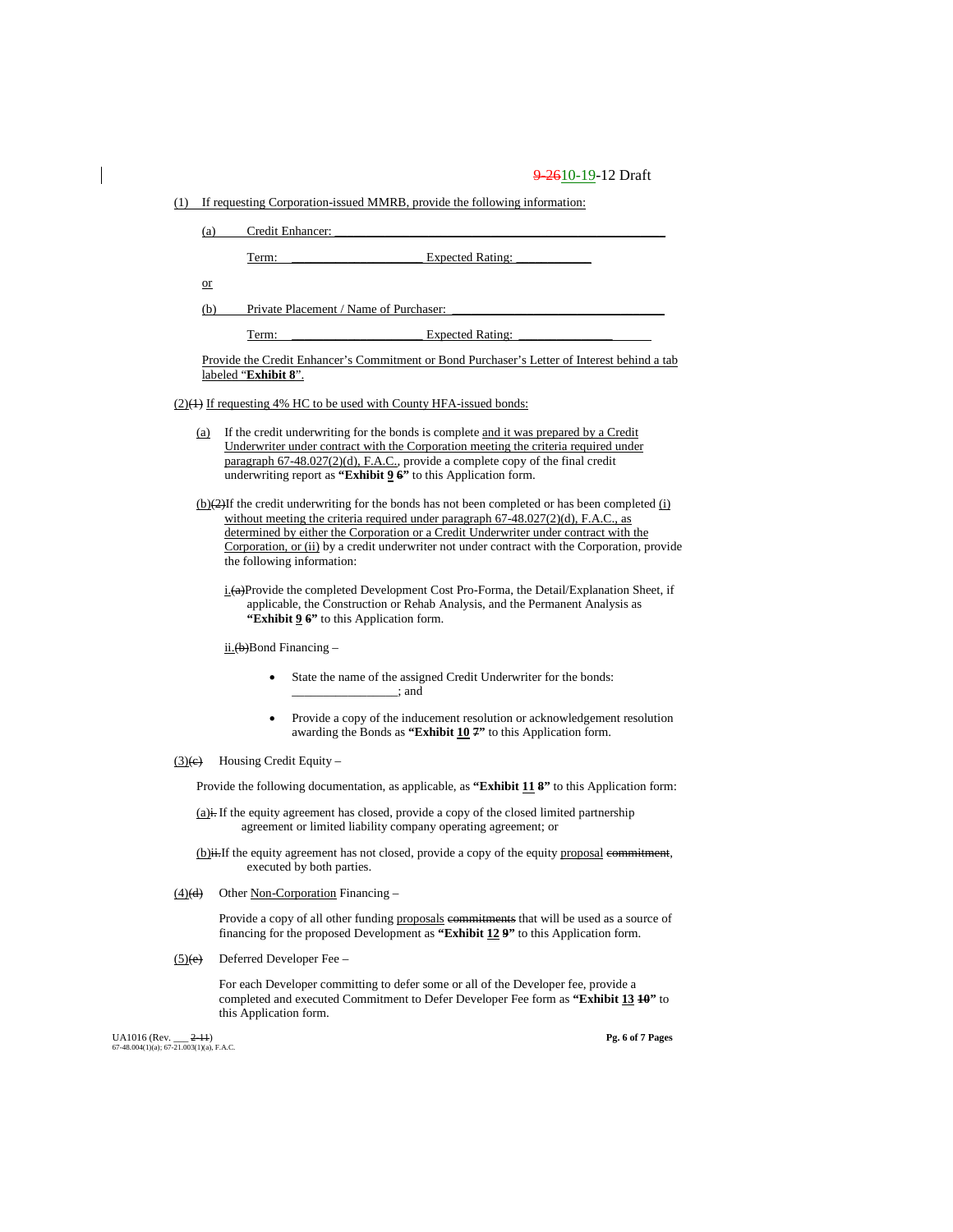(1) If requesting Corporation-issued MMRB, provide the following information:

(a) Credit Enhancer: ______________________________________________

Term: ____________________ Expected Rating: ____________

or

(b) Private Placement / Name of Purchaser: ________________________________

Term: ____________________ Expected Rating: ______________

Provide the Credit Enhancer's Commitment or Bond Purchaser's Letter of Interest behind a tab labeled "**Exhibit 8**".

(2)~~(1)~~ If requesting 4% HC to be used with County HFA-issued bonds:

(a) If the credit underwriting for the bonds is complete and it was prepared by a Credit Underwriter under contract with the Corporation meeting the criteria required under paragraph 67-48.027(2)(d), F.A.C., provide a complete copy of the final credit underwriting report as **"Exhibit 9 ~~6~~"** to this Application form.

(b)~~(2)~~If the credit underwriting for the bonds has not been completed or has been completed (i) without meeting the criteria required under paragraph 67-48.027(2)(d), F.A.C., as determined by either the Corporation or a Credit Underwriter under contract with the Corporation, or (ii) by a credit underwriter not under contract with the Corporation, provide the following information:

i.~~(a)~~Provide the completed Development Cost Pro-Forma, the Detail/Explanation Sheet, if applicable, the Construction or Rehab Analysis, and the Permanent Analysis as **"Exhibit 9 ~~6~~"** to this Application form.

ii.~~(b)~~Bond Financing –

- State the name of the assigned Credit Underwriter for the bonds: ________________; and
- Provide a copy of the inducement resolution or acknowledgement resolution awarding the Bonds as **"Exhibit 10 ~~7~~"** to this Application form.

(3)~~(c)~~ Housing Credit Equity –

Provide the following documentation, as applicable, as **"Exhibit 11 ~~8~~"** to this Application form:

(a)~~i.~~ If the equity agreement has closed, provide a copy of the closed limited partnership agreement or limited liability company operating agreement; or

(b)~~ii.~~If the equity agreement has not closed, provide a copy of the equity proposal ~~commitment~~, executed by both parties.

(4)~~(d)~~ Other Non-Corporation Financing –

Provide a copy of all other funding proposals ~~commitments~~ that will be used as a source of financing for the proposed Development as **"Exhibit 12 ~~9~~"** to this Application form.

(5)~~(e)~~ Deferred Developer Fee –

For each Developer committing to defer some or all of the Developer fee, provide a completed and executed Commitment to Defer Developer Fee form as **"Exhibit 13 ~~10~~"** to this Application form.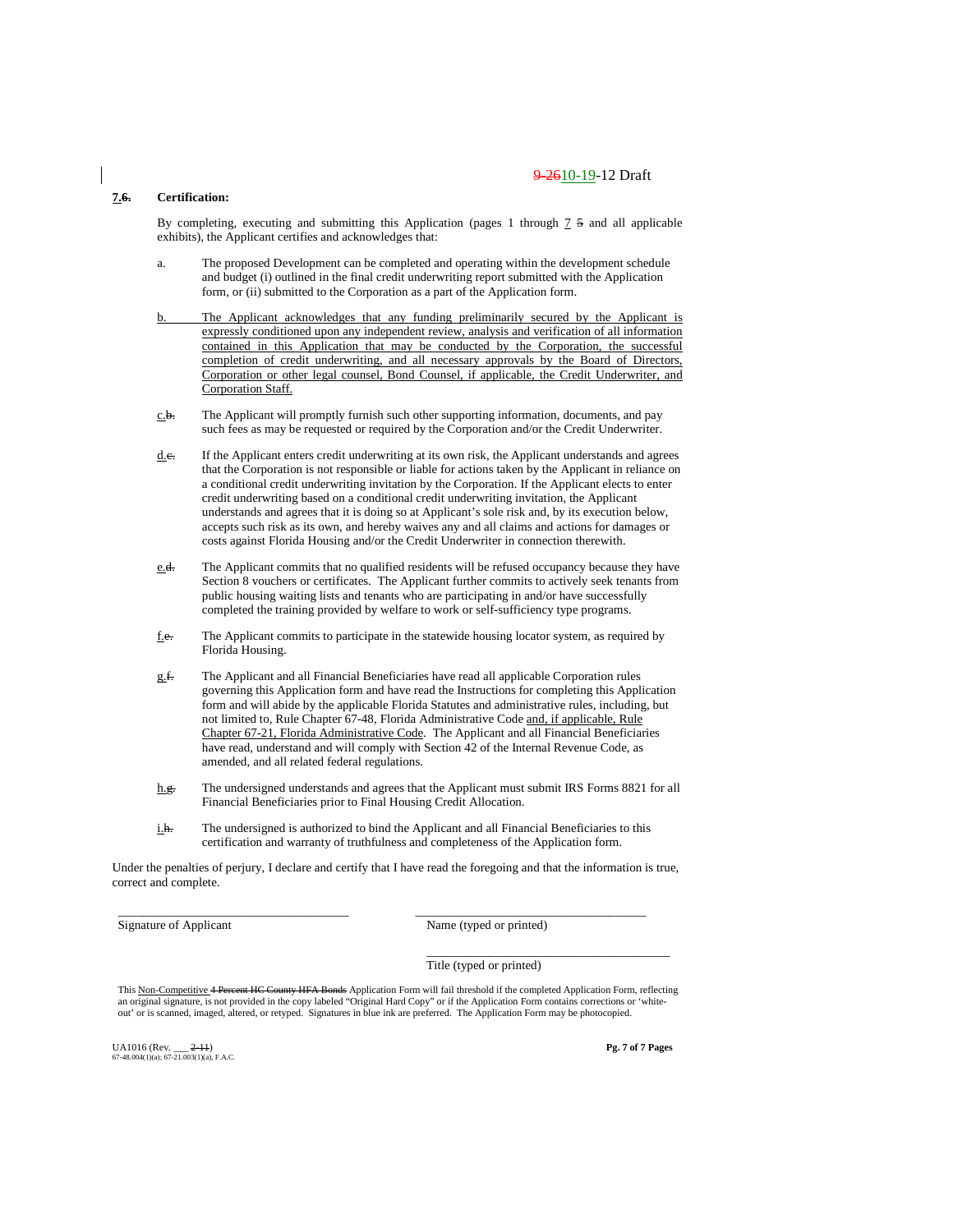9-2610-19-12 Draft

**7.6. Certification:**

By completing, executing and submitting this Application (pages 1 through 7 5 and all applicable exhibits), the Applicant certifies and acknowledges that:

a. The proposed Development can be completed and operating within the development schedule and budget (i) outlined in the final credit underwriting report submitted with the Application form, or (ii) submitted to the Corporation as a part of the Application form.

b. The Applicant acknowledges that any funding preliminarily secured by the Applicant is expressly conditioned upon any independent review, analysis and verification of all information contained in this Application that may be conducted by the Corporation, the successful completion of credit underwriting, and all necessary approvals by the Board of Directors, Corporation or other legal counsel, Bond Counsel, if applicable, the Credit Underwriter, and Corporation Staff.

c.b. The Applicant will promptly furnish such other supporting information, documents, and pay such fees as may be requested or required by the Corporation and/or the Credit Underwriter.

d.c. If the Applicant enters credit underwriting at its own risk, the Applicant understands and agrees that the Corporation is not responsible or liable for actions taken by the Applicant in reliance on a conditional credit underwriting invitation by the Corporation. If the Applicant elects to enter credit underwriting based on a conditional credit underwriting invitation, the Applicant understands and agrees that it is doing so at Applicant's sole risk and, by its execution below, accepts such risk as its own, and hereby waives any and all claims and actions for damages or costs against Florida Housing and/or the Credit Underwriter in connection therewith.

e.d. The Applicant commits that no qualified residents will be refused occupancy because they have Section 8 vouchers or certificates. The Applicant further commits to actively seek tenants from public housing waiting lists and tenants who are participating in and/or have successfully completed the training provided by welfare to work or self-sufficiency type programs.

f.e. The Applicant commits to participate in the statewide housing locator system, as required by Florida Housing.

g.f. The Applicant and all Financial Beneficiaries have read all applicable Corporation rules governing this Application form and have read the Instructions for completing this Application form and will abide by the applicable Florida Statutes and administrative rules, including, but not limited to, Rule Chapter 67-48, Florida Administrative Code and, if applicable, Rule Chapter 67-21, Florida Administrative Code. The Applicant and all Financial Beneficiaries have read, understand and will comply with Section 42 of the Internal Revenue Code, as amended, and all related federal regulations.

h.g. The undersigned understands and agrees that the Applicant must submit IRS Forms 8821 for all Financial Beneficiaries prior to Final Housing Credit Allocation.

i.h. The undersigned is authorized to bind the Applicant and all Financial Beneficiaries to this certification and warranty of truthfulness and completeness of the Application form.

Under the penalties of perjury, I declare and certify that I have read the foregoing and that the information is true, correct and complete.

\_\_\_\_\_\_\_\_\_\_\_\_\_\_\_\_\_\_\_\_\_\_\_\_\_\_\_\_\_\_\_\_\_\_\_\_ \_\_\_\_\_\_\_\_\_\_\_\_\_\_\_\_\_\_\_\_\_\_\_\_\_\_\_\_\_\_\_\_\_\_\_\_

Signature of Applicant Name (typed or printed)

\_\_\_\_\_\_\_\_\_\_\_\_\_\_\_\_\_\_\_\_\_\_\_\_\_\_\_\_\_\_\_\_\_\_\_\_

Title (typed or printed)

This Non-Competitive 4 Percent HC County HFA Bonds Application Form will fail threshold if the completed Application Form, reflecting an original signature, is not provided in the copy labeled "Original Hard Copy" or if the Application Form contains corrections or 'white-out' or is scanned, imaged, altered, or retyped. Signatures in blue ink are preferred. The Application Form may be photocopied.

UA1016 (Rev. \_\_\_ 2-11)
67-48.004(1)(a); 67-21.003(1)(a), F.A.C.